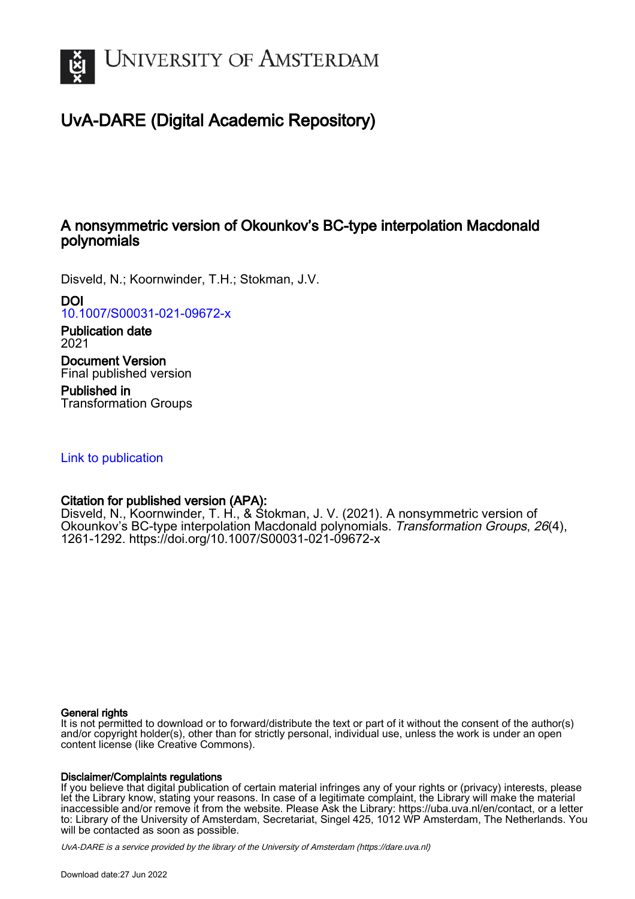# UvA-DARE (Digital Academic Repository)

## A nonsymmetric version of Okounkov's BC-type interpolation Macdonald polynomials

Disveld, N.; Koornwinder, T.H.; Stokman, J.V.

**DOI**
10.1007/S00031-021-09672-x

**Publication date**
2021

**Document Version**
Final published version

**Published in**
Transformation Groups

Link to publication

**Citation for published version (APA):**
Disveld, N., Koornwinder, T. H., & Stokman, J. V. (2021). A nonsymmetric version of Okounkov's BC-type interpolation Macdonald polynomials. *Transformation Groups*, *26*(4), 1261-1292. https://doi.org/10.1007/S00031-021-09672-x

**General rights**
It is not permitted to download or to forward/distribute the text or part of it without the consent of the author(s) and/or copyright holder(s), other than for strictly personal, individual use, unless the work is under an open content license (like Creative Commons).

**Disclaimer/Complaints regulations**
If you believe that digital publication of certain material infringes any of your rights or (privacy) interests, please let the Library know, stating your reasons. In case of a legitimate complaint, the Library will make the material inaccessible and/or remove it from the website. Please Ask the Library: https://uba.uva.nl/en/contact, or a letter to: Library of the University of Amsterdam, Secretariat, Singel 425, 1012 WP Amsterdam, The Netherlands. You will be contacted as soon as possible.

*UvA-DARE is a service provided by the library of the University of Amsterdam (https://dare.uva.nl)*

Download date:27 Jun 2022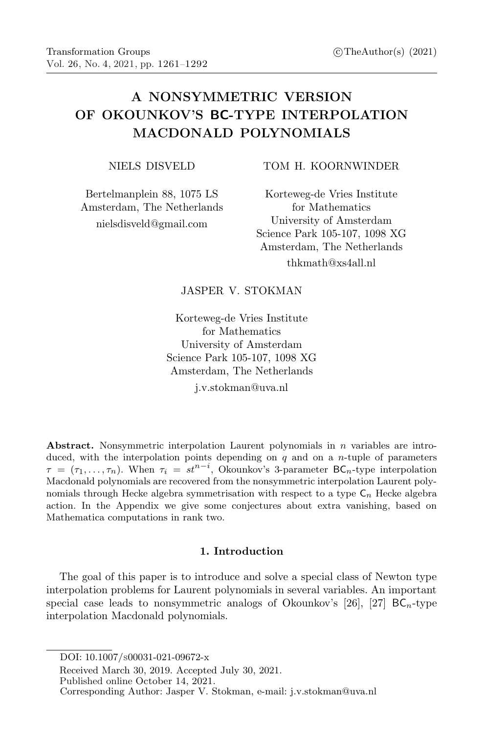Transformation Groups
Vol. 26, No. 4, 2021, pp. 1261–1292

©TheAuthor(s) (2021)

# A NONSYMMETRIC VERSION OF OKOUNKOV'S BC-TYPE INTERPOLATION MACDONALD POLYNOMIALS

NIELS DISVELD

Bertelmanplein 88, 1075 LS
Amsterdam, The Netherlands
nielsdisveld@gmail.com

TOM H. KOORNWINDER

Korteweg-de Vries Institute
for Mathematics
University of Amsterdam
Science Park 105-107, 1098 XG
Amsterdam, The Netherlands
thkmath@xs4all.nl

JASPER V. STOKMAN

Korteweg-de Vries Institute
for Mathematics
University of Amsterdam
Science Park 105-107, 1098 XG
Amsterdam, The Netherlands
j.v.stokman@uva.nl

**Abstract.** Nonsymmetric interpolation Laurent polynomials in $n$ variables are introduced, with the interpolation points depending on $q$ and on a $n$-tuple of parameters $\tau = (\tau_1, \ldots, \tau_n)$. When $\tau_i = st^{n-i}$, Okounkov's 3-parameter $\mathsf{BC}_n$-type interpolation Macdonald polynomials are recovered from the nonsymmetric interpolation Laurent polynomials through Hecke algebra symmetrisation with respect to a type $\mathsf{C}_n$ Hecke algebra action. In the Appendix we give some conjectures about extra vanishing, based on Mathematica computations in rank two.

## 1. Introduction

The goal of this paper is to introduce and solve a special class of Newton type interpolation problems for Laurent polynomials in several variables. An important special case leads to nonsymmetric analogs of Okounkov's [26], [27] $\mathsf{BC}_n$-type interpolation Macdonald polynomials.

---

DOI: 10.1007/s00031-021-09672-x

Received March 30, 2019. Accepted July 30, 2021.

Published online October 14, 2021.

Corresponding Author: Jasper V. Stokman, e-mail: j.v.stokman@uva.nl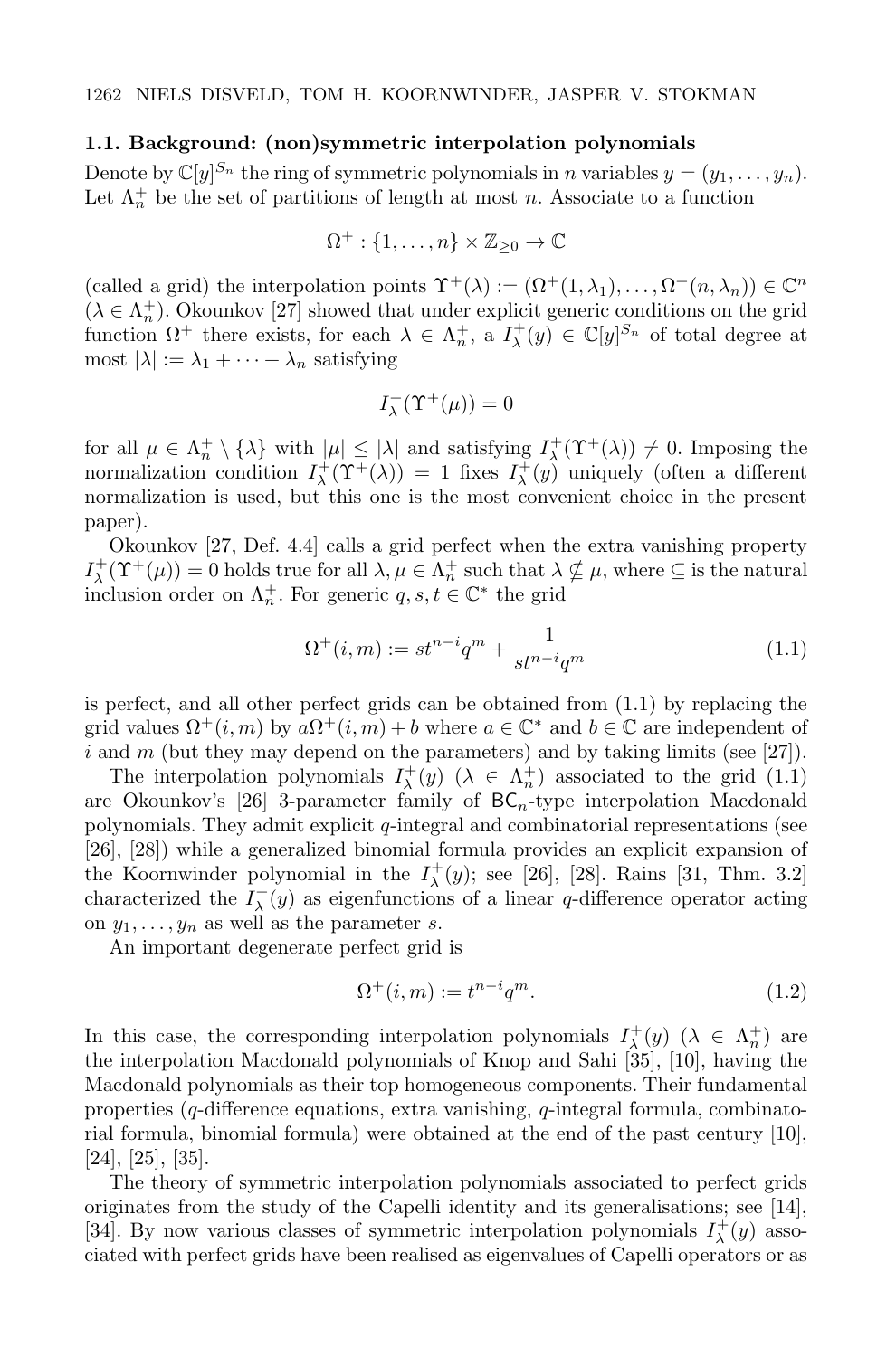### 1.1. Background: (non)symmetric interpolation polynomials

Denote by $\mathbb{C}[y]^{S_n}$ the ring of symmetric polynomials in $n$ variables $y = (y_1, \ldots, y_n)$. Let $\Lambda_n^+$ be the set of partitions of length at most $n$. Associate to a function

$$\Omega^+ : \{1, \ldots, n\} \times \mathbb{Z}_{\geq 0} \to \mathbb{C}$$

(called a grid) the interpolation points $\Upsilon^+(\lambda) := (\Omega^+(1, \lambda_1), \ldots, \Omega^+(n, \lambda_n)) \in \mathbb{C}^n$ ($\lambda \in \Lambda_n^+$). Okounkov [27] showed that under explicit generic conditions on the grid function $\Omega^+$ there exists, for each $\lambda \in \Lambda_n^+$, a $I_\lambda^+(y) \in \mathbb{C}[y]^{S_n}$ of total degree at most $|\lambda| := \lambda_1 + \cdots + \lambda_n$ satisfying

$$I_\lambda^+(\Upsilon^+(\mu)) = 0$$

for all $\mu \in \Lambda_n^+ \setminus \{\lambda\}$ with $|\mu| \leq |\lambda|$ and satisfying $I_\lambda^+(\Upsilon^+(\lambda)) \neq 0$. Imposing the normalization condition $I_\lambda^+(\Upsilon^+(\lambda)) = 1$ fixes $I_\lambda^+(y)$ uniquely (often a different normalization is used, but this one is the most convenient choice in the present paper).

Okounkov [27, Def. 4.4] calls a grid perfect when the extra vanishing property $I_\lambda^+(\Upsilon^+(\mu)) = 0$ holds true for all $\lambda, \mu \in \Lambda_n^+$ such that $\lambda \not\subseteq \mu$, where $\subseteq$ is the natural inclusion order on $\Lambda_n^+$. For generic $q, s, t \in \mathbb{C}^*$ the grid

$$\Omega^+(i, m) := st^{n-i}q^m + \frac{1}{st^{n-i}q^m} \tag{1.1}$$

is perfect, and all other perfect grids can be obtained from (1.1) by replacing the grid values $\Omega^+(i, m)$ by $a\Omega^+(i, m) + b$ where $a \in \mathbb{C}^*$ and $b \in \mathbb{C}$ are independent of $i$ and $m$ (but they may depend on the parameters) and by taking limits (see [27]).

The interpolation polynomials $I_\lambda^+(y)$ ($\lambda \in \Lambda_n^+$) associated to the grid (1.1) are Okounkov's [26] 3-parameter family of $\mathsf{BC}_n$-type interpolation Macdonald polynomials. They admit explicit $q$-integral and combinatorial representations (see [26], [28]) while a generalized binomial formula provides an explicit expansion of the Koornwinder polynomial in the $I_\lambda^+(y)$; see [26], [28]. Rains [31, Thm. 3.2] characterized the $I_\lambda^+(y)$ as eigenfunctions of a linear $q$-difference operator acting on $y_1, \ldots, y_n$ as well as the parameter $s$.

An important degenerate perfect grid is

$$\Omega^+(i, m) := t^{n-i}q^m. \tag{1.2}$$

In this case, the corresponding interpolation polynomials $I_\lambda^+(y)$ ($\lambda \in \Lambda_n^+$) are the interpolation Macdonald polynomials of Knop and Sahi [35], [10], having the Macdonald polynomials as their top homogeneous components. Their fundamental properties ($q$-difference equations, extra vanishing, $q$-integral formula, combinatorial formula, binomial formula) were obtained at the end of the past century [10], [24], [25], [35].

The theory of symmetric interpolation polynomials associated to perfect grids originates from the study of the Capelli identity and its generalisations; see [14], [34]. By now various classes of symmetric interpolation polynomials $I_\lambda^+(y)$ associated with perfect grids have been realised as eigenvalues of Capelli operators or as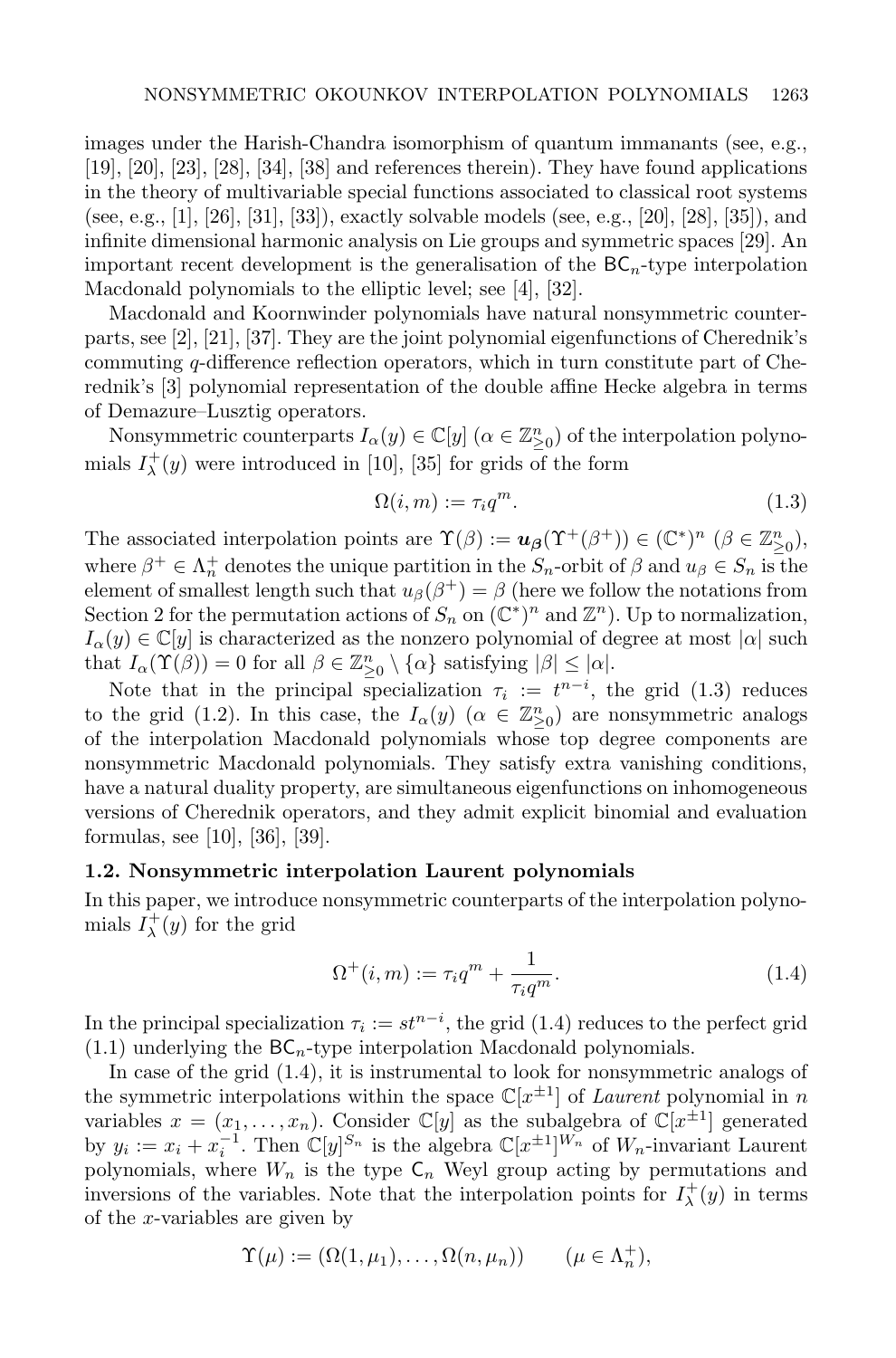images under the Harish-Chandra isomorphism of quantum immanants (see, e.g., [19], [20], [23], [28], [34], [38] and references therein). They have found applications in the theory of multivariable special functions associated to classical root systems (see, e.g., [1], [26], [31], [33]), exactly solvable models (see, e.g., [20], [28], [35]), and infinite dimensional harmonic analysis on Lie groups and symmetric spaces [29]. An important recent development is the generalisation of the $\mathsf{BC}_n$-type interpolation Macdonald polynomials to the elliptic level; see [4], [32].

Macdonald and Koornwinder polynomials have natural nonsymmetric counterparts, see [2], [21], [37]. They are the joint polynomial eigenfunctions of Cherednik's commuting $q$-difference reflection operators, which in turn constitute part of Cherednik's [3] polynomial representation of the double affine Hecke algebra in terms of Demazure–Lusztig operators.

Nonsymmetric counterparts $I_\alpha(y) \in \mathbb{C}[y]$ ($\alpha \in \mathbb{Z}^n_{\geq 0}$) of the interpolation polynomials $I^+_\lambda(y)$ were introduced in [10], [35] for grids of the form

$$\Omega(i, m) := \tau_i q^m. \tag{1.3}$$

The associated interpolation points are $\Upsilon(\beta) := \boldsymbol{u_\beta}(\Upsilon^+(\beta^+)) \in (\mathbb{C}^*)^n$ ($\beta \in \mathbb{Z}^n_{\geq 0}$), where $\beta^+ \in \Lambda^+_n$ denotes the unique partition in the $S_n$-orbit of $\beta$ and $u_\beta \in S_n$ is the element of smallest length such that $u_\beta(\beta^+) = \beta$ (here we follow the notations from Section 2 for the permutation actions of $S_n$ on $(\mathbb{C}^*)^n$ and $\mathbb{Z}^n$). Up to normalization, $I_\alpha(y) \in \mathbb{C}[y]$ is characterized as the nonzero polynomial of degree at most $|\alpha|$ such that $I_\alpha(\Upsilon(\beta)) = 0$ for all $\beta \in \mathbb{Z}^n_{\geq 0} \setminus \{\alpha\}$ satisfying $|\beta| \leq |\alpha|$.

Note that in the principal specialization $\tau_i := t^{n-i}$, the grid (1.3) reduces to the grid (1.2). In this case, the $I_\alpha(y)$ ($\alpha \in \mathbb{Z}^n_{\geq 0}$) are nonsymmetric analogs of the interpolation Macdonald polynomials whose top degree components are nonsymmetric Macdonald polynomials. They satisfy extra vanishing conditions, have a natural duality property, are simultaneous eigenfunctions on inhomogeneous versions of Cherednik operators, and they admit explicit binomial and evaluation formulas, see [10], [36], [39].

### 1.2. Nonsymmetric interpolation Laurent polynomials

In this paper, we introduce nonsymmetric counterparts of the interpolation polynomials $I^+_\lambda(y)$ for the grid

$$\Omega^+(i, m) := \tau_i q^m + \frac{1}{\tau_i q^m}. \tag{1.4}$$

In the principal specialization $\tau_i := st^{n-i}$, the grid (1.4) reduces to the perfect grid (1.1) underlying the $\mathsf{BC}_n$-type interpolation Macdonald polynomials.

In case of the grid (1.4), it is instrumental to look for nonsymmetric analogs of the symmetric interpolations within the space $\mathbb{C}[x^{\pm 1}]$ of *Laurent* polynomial in $n$ variables $x = (x_1, \ldots, x_n)$. Consider $\mathbb{C}[y]$ as the subalgebra of $\mathbb{C}[x^{\pm 1}]$ generated by $y_i := x_i + x_i^{-1}$. Then $\mathbb{C}[y]^{S_n}$ is the algebra $\mathbb{C}[x^{\pm 1}]^{W_n}$ of $W_n$-invariant Laurent polynomials, where $W_n$ is the type $\mathsf{C}_n$ Weyl group acting by permutations and inversions of the variables. Note that the interpolation points for $I^+_\lambda(y)$ in terms of the $x$-variables are given by

$$\Upsilon(\mu) := (\Omega(1, \mu_1), \ldots, \Omega(n, \mu_n)) \qquad (\mu \in \Lambda^+_n),$$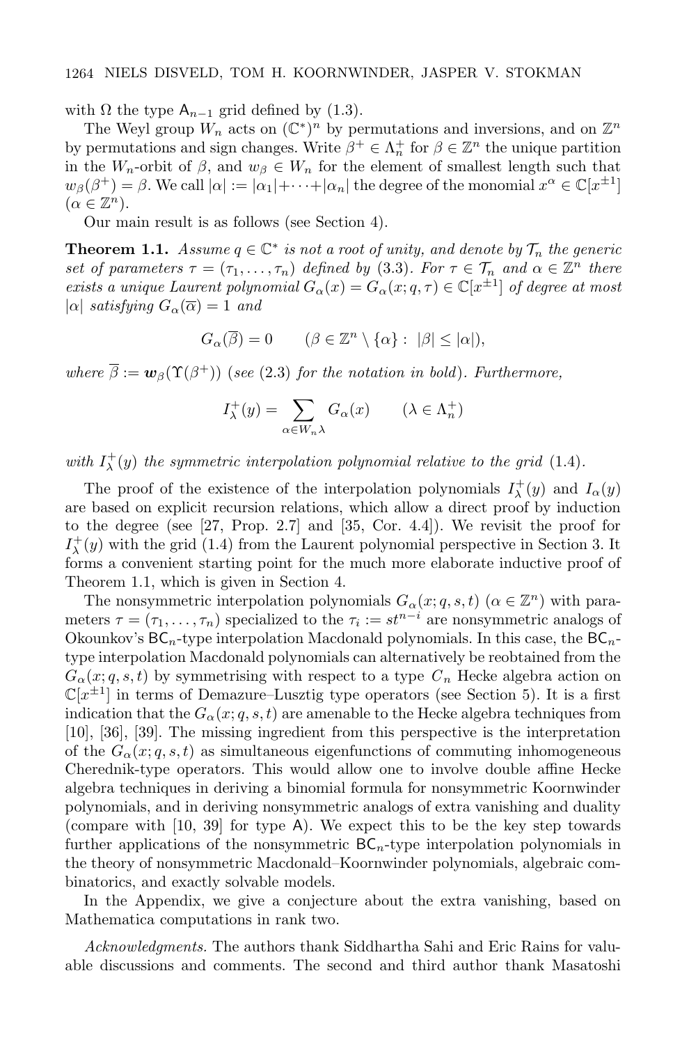with $\Omega$ the type $\mathsf{A}_{n-1}$ grid defined by (1.3).

The Weyl group $W_n$ acts on $(\mathbb{C}^*)^n$ by permutations and inversions, and on $\mathbb{Z}^n$ by permutations and sign changes. Write $\beta^+ \in \Lambda_n^+$ for $\beta \in \mathbb{Z}^n$ the unique partition in the $W_n$-orbit of $\beta$, and $w_\beta \in W_n$ for the element of smallest length such that $w_\beta(\beta^+) = \beta$. We call $|\alpha| := |\alpha_1| + \cdots + |\alpha_n|$ the degree of the monomial $x^\alpha \in \mathbb{C}[x^{\pm 1}]$ ($\alpha \in \mathbb{Z}^n$).

Our main result is as follows (see Section 4).

**Theorem 1.1.** *Assume $q \in \mathbb{C}^*$ is not a root of unity, and denote by $\mathcal{T}_n$ the generic set of parameters $\tau = (\tau_1, \ldots, \tau_n)$ defined by (3.3). For $\tau \in \mathcal{T}_n$ and $\alpha \in \mathbb{Z}^n$ there exists a unique Laurent polynomial $G_\alpha(x) = G_\alpha(x; q, \tau) \in \mathbb{C}[x^{\pm 1}]$ of degree at most $|\alpha|$ satisfying $G_\alpha(\overline{\alpha}) = 1$ and*

$$G_\alpha(\overline{\beta}) = 0 \qquad (\beta \in \mathbb{Z}^n \setminus \{\alpha\} : \; |\beta| \leq |\alpha|),$$

*where $\overline{\beta} := \boldsymbol{w}_\beta(\Upsilon(\beta^+))$ (see (2.3) for the notation in bold). Furthermore,*

$$I_\lambda^+(y) = \sum_{\alpha \in W_n \lambda} G_\alpha(x) \qquad (\lambda \in \Lambda_n^+)$$

*with $I_\lambda^+(y)$ the symmetric interpolation polynomial relative to the grid (1.4).*

The proof of the existence of the interpolation polynomials $I_\lambda^+(y)$ and $I_\alpha(y)$ are based on explicit recursion relations, which allow a direct proof by induction to the degree (see [27, Prop. 2.7] and [35, Cor. 4.4]). We revisit the proof for $I_\lambda^+(y)$ with the grid (1.4) from the Laurent polynomial perspective in Section 3. It forms a convenient starting point for the much more elaborate inductive proof of Theorem 1.1, which is given in Section 4.

The nonsymmetric interpolation polynomials $G_\alpha(x; q, s, t)$ ($\alpha \in \mathbb{Z}^n$) with parameters $\tau = (\tau_1, \ldots, \tau_n)$ specialized to the $\tau_i := st^{n-i}$ are nonsymmetric analogs of Okounkov's $\mathsf{BC}_n$-type interpolation Macdonald polynomials. In this case, the $\mathsf{BC}_n$-type interpolation Macdonald polynomials can alternatively be reobtained from the $G_\alpha(x; q, s, t)$ by symmetrising with respect to a type $C_n$ Hecke algebra action on $\mathbb{C}[x^{\pm 1}]$ in terms of Demazure–Lusztig type operators (see Section 5). It is a first indication that the $G_\alpha(x; q, s, t)$ are amenable to the Hecke algebra techniques from [10], [36], [39]. The missing ingredient from this perspective is the interpretation of the $G_\alpha(x; q, s, t)$ as simultaneous eigenfunctions of commuting inhomogeneous Cherednik-type operators. This would allow one to involve double affine Hecke algebra techniques in deriving a binomial formula for nonsymmetric Koornwinder polynomials, and in deriving nonsymmetric analogs of extra vanishing and duality (compare with [10, 39] for type $\mathsf{A}$). We expect this to be the key step towards further applications of the nonsymmetric $\mathsf{BC}_n$-type interpolation polynomials in the theory of nonsymmetric Macdonald–Koornwinder polynomials, algebraic combinatorics, and exactly solvable models.

In the Appendix, we give a conjecture about the extra vanishing, based on Mathematica computations in rank two.

*Acknowledgments.* The authors thank Siddhartha Sahi and Eric Rains for valuable discussions and comments. The second and third author thank Masatoshi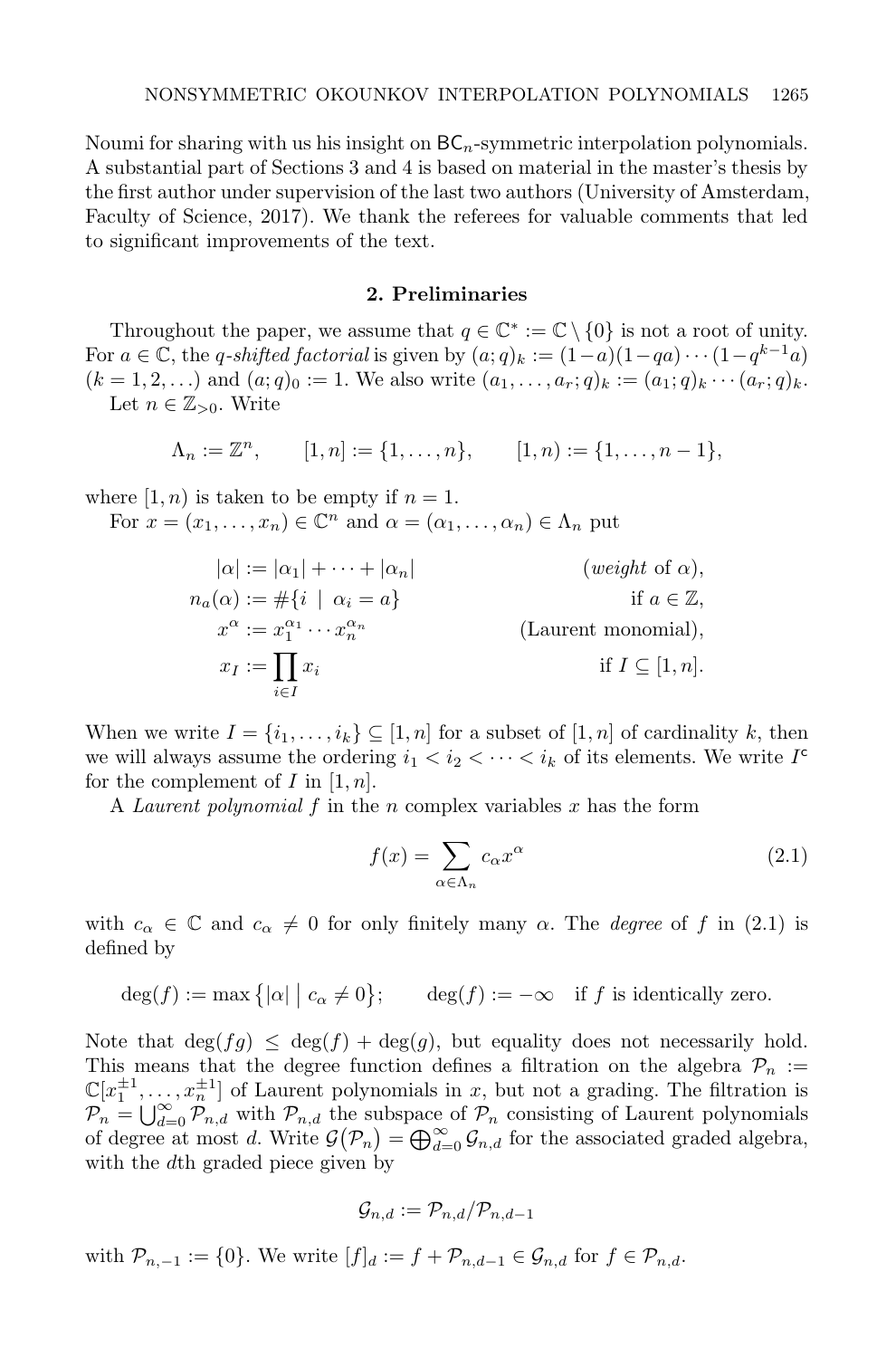Noumi for sharing with us his insight on $\mathsf{BC}_n$-symmetric interpolation polynomials. A substantial part of Sections 3 and 4 is based on material in the master's thesis by the first author under supervision of the last two authors (University of Amsterdam, Faculty of Science, 2017). We thank the referees for valuable comments that led to significant improvements of the text.

## 2. Preliminaries

Throughout the paper, we assume that $q \in \mathbb{C}^* := \mathbb{C} \setminus \{0\}$ is not a root of unity. For $a \in \mathbb{C}$, the *q-shifted factorial* is given by $(a;q)_k := (1-a)(1-qa)\cdots(1-q^{k-1}a)$ $(k = 1, 2, \ldots)$ and $(a;q)_0 := 1$. We also write $(a_1, \ldots, a_r; q)_k := (a_1;q)_k \cdots (a_r;q)_k$.

Let $n \in \mathbb{Z}_{>0}$. Write

$$\Lambda_n := \mathbb{Z}^n, \qquad [1,n] := \{1, \ldots, n\}, \qquad [1,n) := \{1, \ldots, n-1\},$$

where $[1,n)$ is taken to be empty if $n = 1$.

For $x = (x_1, \ldots, x_n) \in \mathbb{C}^n$ and $\alpha = (\alpha_1, \ldots, \alpha_n) \in \Lambda_n$ put

$$\begin{aligned}
|\alpha| &:= |\alpha_1| + \cdots + |\alpha_n| && (\textit{weight of } \alpha),\\
n_a(\alpha) &:= \#\{i \mid \alpha_i = a\} && \text{if } a \in \mathbb{Z},\\
x^\alpha &:= x_1^{\alpha_1} \cdots x_n^{\alpha_n} && \text{(Laurent monomial)},\\
x_I &:= \prod_{i \in I} x_i && \text{if } I \subseteq [1,n].
\end{aligned}$$

When we write $I = \{i_1, \ldots, i_k\} \subseteq [1,n]$ for a subset of $[1,n]$ of cardinality $k$, then we will always assume the ordering $i_1 < i_2 < \cdots < i_k$ of its elements. We write $I^{\mathsf{c}}$ for the complement of $I$ in $[1,n]$.

A *Laurent polynomial* $f$ in the $n$ complex variables $x$ has the form

$$f(x) = \sum_{\alpha \in \Lambda_n} c_\alpha x^\alpha \tag{2.1}$$

with $c_\alpha \in \mathbb{C}$ and $c_\alpha \neq 0$ for only finitely many $\alpha$. The *degree* of $f$ in (2.1) is defined by

$$\deg(f) := \max\{|\alpha| \mid c_\alpha \neq 0\}; \qquad \deg(f) := -\infty \quad \text{if } f \text{ is identically zero.}$$

Note that $\deg(fg) \leq \deg(f) + \deg(g)$, but equality does not necessarily hold. This means that the degree function defines a filtration on the algebra $\mathcal{P}_n := \mathbb{C}[x_1^{\pm 1}, \ldots, x_n^{\pm 1}]$ of Laurent polynomials in $x$, but not a grading. The filtration is $\mathcal{P}_n = \bigcup_{d=0}^\infty \mathcal{P}_{n,d}$ with $\mathcal{P}_{n,d}$ the subspace of $\mathcal{P}_n$ consisting of Laurent polynomials of degree at most $d$. Write $\mathcal{G}(\mathcal{P}_n) = \bigoplus_{d=0}^\infty \mathcal{G}_{n,d}$ for the associated graded algebra, with the $d$th graded piece given by

$$\mathcal{G}_{n,d} := \mathcal{P}_{n,d}/\mathcal{P}_{n,d-1}$$

with $\mathcal{P}_{n,-1} := \{0\}$. We write $[f]_d := f + \mathcal{P}_{n,d-1} \in \mathcal{G}_{n,d}$ for $f \in \mathcal{P}_{n,d}$.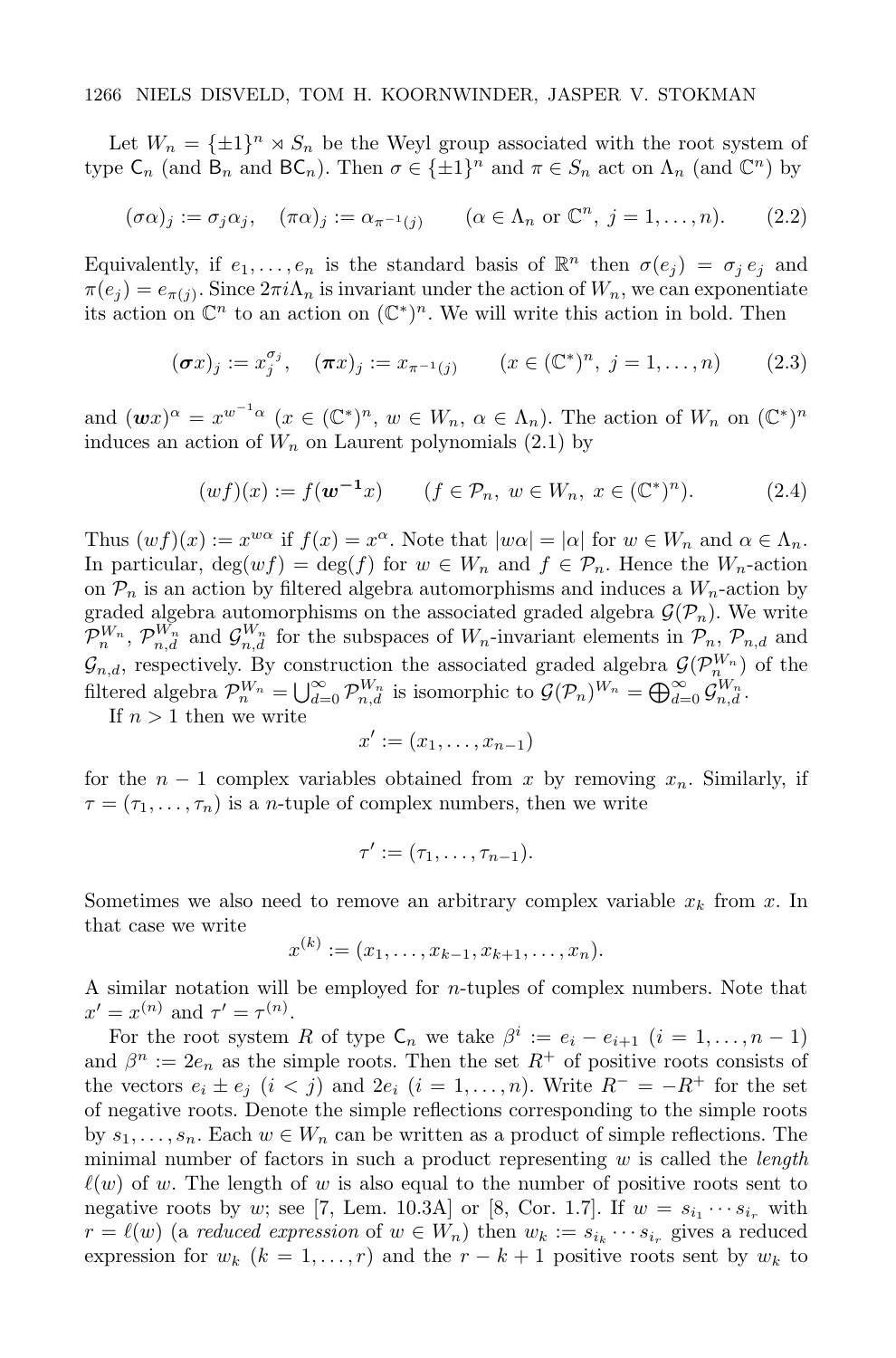Let $W_n = \{\pm 1\}^n \rtimes S_n$ be the Weyl group associated with the root system of type $\mathsf{C}_n$ (and $\mathsf{B}_n$ and $\mathsf{BC}_n$). Then $\sigma \in \{\pm 1\}^n$ and $\pi \in S_n$ act on $\Lambda_n$ (and $\mathbb{C}^n$) by

$$(\sigma\alpha)_j := \sigma_j \alpha_j, \quad (\pi\alpha)_j := \alpha_{\pi^{-1}(j)} \qquad (\alpha \in \Lambda_n \text{ or } \mathbb{C}^n,\ j = 1, \ldots, n). \tag{2.2}$$

Equivalently, if $e_1, \ldots, e_n$ is the standard basis of $\mathbb{R}^n$ then $\sigma(e_j) = \sigma_j\, e_j$ and $\pi(e_j) = e_{\pi(j)}$. Since $2\pi i \Lambda_n$ is invariant under the action of $W_n$, we can exponentiate its action on $\mathbb{C}^n$ to an action on $(\mathbb{C}^*)^n$. We will write this action in bold. Then

$$(\boldsymbol{\sigma} x)_j := x_j^{\sigma_j}, \quad (\boldsymbol{\pi} x)_j := x_{\pi^{-1}(j)} \qquad (x \in (\mathbb{C}^*)^n,\ j = 1, \ldots, n) \tag{2.3}$$

and $(\boldsymbol{w} x)^\alpha = x^{w^{-1}\alpha}$ $(x \in (\mathbb{C}^*)^n,\ w \in W_n,\ \alpha \in \Lambda_n)$. The action of $W_n$ on $(\mathbb{C}^*)^n$ induces an action of $W_n$ on Laurent polynomials (2.1) by

$$(wf)(x) := f(\boldsymbol{w}^{-1} x) \qquad (f \in \mathcal{P}_n,\ w \in W_n,\ x \in (\mathbb{C}^*)^n). \tag{2.4}$$

Thus $(wf)(x) := x^{w\alpha}$ if $f(x) = x^\alpha$. Note that $|w\alpha| = |\alpha|$ for $w \in W_n$ and $\alpha \in \Lambda_n$. In particular, $\deg(wf) = \deg(f)$ for $w \in W_n$ and $f \in \mathcal{P}_n$. Hence the $W_n$-action on $\mathcal{P}_n$ is an action by filtered algebra automorphisms and induces a $W_n$-action by graded algebra automorphisms on the associated graded algebra $\mathcal{G}(\mathcal{P}_n)$. We write $\mathcal{P}_n^{W_n}$, $\mathcal{P}_{n,d}^{W_n}$ and $\mathcal{G}_{n,d}^{W_n}$ for the subspaces of $W_n$-invariant elements in $\mathcal{P}_n$, $\mathcal{P}_{n,d}$ and $\mathcal{G}_{n,d}$, respectively. By construction the associated graded algebra $\mathcal{G}(\mathcal{P}_n^{W_n})$ of the filtered algebra $\mathcal{P}_n^{W_n} = \bigcup_{d=0}^\infty \mathcal{P}_{n,d}^{W_n}$ is isomorphic to $\mathcal{G}(\mathcal{P}_n)^{W_n} = \bigoplus_{d=0}^\infty \mathcal{G}_{n,d}^{W_n}$.

If $n > 1$ then we write

$$x' := (x_1, \ldots, x_{n-1})$$

for the $n-1$ complex variables obtained from $x$ by removing $x_n$. Similarly, if $\tau = (\tau_1, \ldots, \tau_n)$ is a $n$-tuple of complex numbers, then we write

$$\tau' := (\tau_1, \ldots, \tau_{n-1}).$$

Sometimes we also need to remove an arbitrary complex variable $x_k$ from $x$. In that case we write

$$x^{(k)} := (x_1, \ldots, x_{k-1}, x_{k+1}, \ldots, x_n).$$

A similar notation will be employed for $n$-tuples of complex numbers. Note that $x' = x^{(n)}$ and $\tau' = \tau^{(n)}$.

For the root system $R$ of type $\mathsf{C}_n$ we take $\beta^i := e_i - e_{i+1}$ $(i = 1, \ldots, n-1)$ and $\beta^n := 2e_n$ as the simple roots. Then the set $R^+$ of positive roots consists of the vectors $e_i \pm e_j$ $(i < j)$ and $2e_i$ $(i = 1, \ldots, n)$. Write $R^- = -R^+$ for the set of negative roots. Denote the simple reflections corresponding to the simple roots by $s_1, \ldots, s_n$. Each $w \in W_n$ can be written as a product of simple reflections. The minimal number of factors in such a product representing $w$ is called the *length* $\ell(w)$ of $w$. The length of $w$ is also equal to the number of positive roots sent to negative roots by $w$; see [7, Lem. 10.3A] or [8, Cor. 1.7]. If $w = s_{i_1} \cdots s_{i_r}$ with $r = \ell(w)$ (a *reduced expression* of $w \in W_n$) then $w_k := s_{i_k} \cdots s_{i_r}$ gives a reduced expression for $w_k$ $(k = 1, \ldots, r)$ and the $r - k + 1$ positive roots sent by $w_k$ to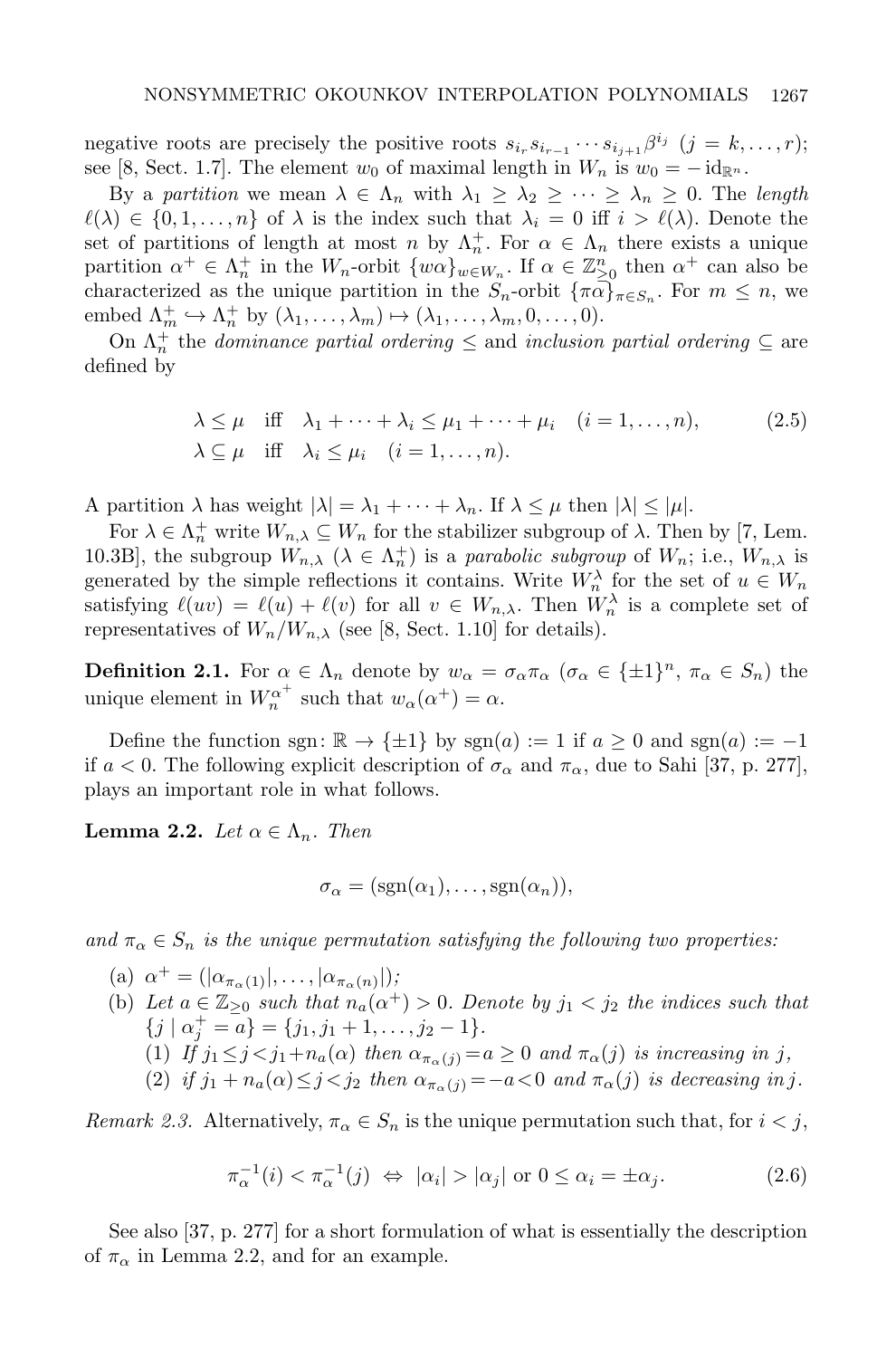negative roots are precisely the positive roots $s_{i_r}s_{i_{r-1}}\cdots s_{i_{j+1}}\beta^{i_j}$ $(j=k,\ldots,r)$; see [8, Sect. 1.7]. The element $w_0$ of maximal length in $W_n$ is $w_0 = -\mathrm{id}_{\mathbb{R}^n}$.

By a *partition* we mean $\lambda \in \Lambda_n$ with $\lambda_1 \geq \lambda_2 \geq \cdots \geq \lambda_n \geq 0$. The *length* $\ell(\lambda) \in \{0,1,\ldots,n\}$ of $\lambda$ is the index such that $\lambda_i = 0$ iff $i > \ell(\lambda)$. Denote the set of partitions of length at most $n$ by $\Lambda_n^+$. For $\alpha \in \Lambda_n$ there exists a unique partition $\alpha^+ \in \Lambda_n^+$ in the $W_n$-orbit $\{w\alpha\}_{w\in W_n}$. If $\alpha \in \mathbb{Z}_{\geq 0}^n$ then $\alpha^+$ can also be characterized as the unique partition in the $S_n$-orbit $\{\pi\alpha\}_{\pi\in S_n}$. For $m \leq n$, we embed $\Lambda_m^+ \hookrightarrow \Lambda_n^+$ by $(\lambda_1,\ldots,\lambda_m) \mapsto (\lambda_1,\ldots,\lambda_m,0,\ldots,0)$.

On $\Lambda_n^+$ the *dominance partial ordering* $\leq$ and *inclusion partial ordering* $\subseteq$ are defined by

$$
\begin{aligned}
&\lambda \leq \mu \quad \text{iff} \quad \lambda_1 + \cdots + \lambda_i \leq \mu_1 + \cdots + \mu_i \quad (i=1,\ldots,n), \\
&\lambda \subseteq \mu \quad \text{iff} \quad \lambda_i \leq \mu_i \quad (i=1,\ldots,n).
\end{aligned}
\tag{2.5}
$$

A partition $\lambda$ has weight $|\lambda| = \lambda_1 + \cdots + \lambda_n$. If $\lambda \leq \mu$ then $|\lambda| \leq |\mu|$.

For $\lambda \in \Lambda_n^+$ write $W_{n,\lambda} \subseteq W_n$ for the stabilizer subgroup of $\lambda$. Then by [7, Lem. 10.3B], the subgroup $W_{n,\lambda}$ $(\lambda \in \Lambda_n^+)$ is a *parabolic subgroup* of $W_n$; i.e., $W_{n,\lambda}$ is generated by the simple reflections it contains. Write $W_n^\lambda$ for the set of $u \in W_n$ satisfying $\ell(uv) = \ell(u) + \ell(v)$ for all $v \in W_{n,\lambda}$. Then $W_n^\lambda$ is a complete set of representatives of $W_n/W_{n,\lambda}$ (see [8, Sect. 1.10] for details).

**Definition 2.1.** For $\alpha \in \Lambda_n$ denote by $w_\alpha = \sigma_\alpha \pi_\alpha$ $(\sigma_\alpha \in \{\pm 1\}^n, \pi_\alpha \in S_n)$ the unique element in $W_n^{\alpha^+}$ such that $w_\alpha(\alpha^+) = \alpha$.

Define the function $\mathrm{sgn}\colon \mathbb{R} \to \{\pm 1\}$ by $\mathrm{sgn}(a) := 1$ if $a \geq 0$ and $\mathrm{sgn}(a) := -1$ if $a < 0$. The following explicit description of $\sigma_\alpha$ and $\pi_\alpha$, due to Sahi [37, p. 277], plays an important role in what follows.

**Lemma 2.2.** *Let $\alpha \in \Lambda_n$. Then*

$$
\sigma_\alpha = (\mathrm{sgn}(\alpha_1), \ldots, \mathrm{sgn}(\alpha_n)),
$$

*and $\pi_\alpha \in S_n$ is the unique permutation satisfying the following two properties:*

(a) $\alpha^+ = (|\alpha_{\pi_\alpha(1)}|, \ldots, |\alpha_{\pi_\alpha(n)}|)$*;*

(b) *Let $a \in \mathbb{Z}_{\geq 0}$ such that $n_a(\alpha^+) > 0$. Denote by $j_1 < j_2$ the indices such that $\{j \mid \alpha_j^+ = a\} = \{j_1, j_1+1, \ldots, j_2-1\}$.*
   (1) *If $j_1 \leq j < j_1 + n_a(\alpha)$ then $\alpha_{\pi_\alpha(j)} = a \geq 0$ and $\pi_\alpha(j)$ is increasing in $j$,*
   (2) *if $j_1 + n_a(\alpha) \leq j < j_2$ then $\alpha_{\pi_\alpha(j)} = -a < 0$ and $\pi_\alpha(j)$ is decreasing in $j$.*

*Remark 2.3.* Alternatively, $\pi_\alpha \in S_n$ is the unique permutation such that, for $i < j$,

$$
\pi_\alpha^{-1}(i) < \pi_\alpha^{-1}(j) \;\Leftrightarrow\; |\alpha_i| > |\alpha_j| \text{ or } 0 \leq \alpha_i = \pm \alpha_j. \tag{2.6}
$$

See also [37, p. 277] for a short formulation of what is essentially the description of $\pi_\alpha$ in Lemma 2.2, and for an example.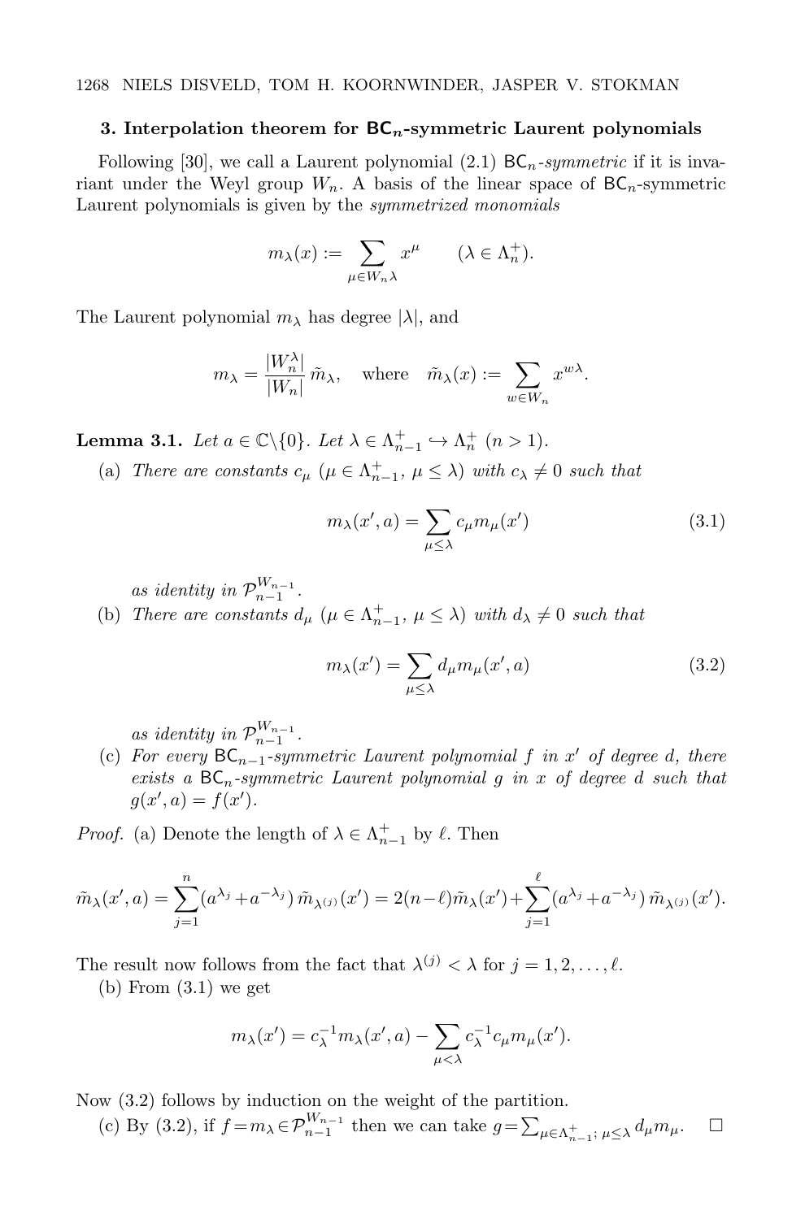### 3. Interpolation theorem for $\mathsf{BC}_n$-symmetric Laurent polynomials

Following [30], we call a Laurent polynomial (2.1) $\mathsf{BC}_n$*-symmetric* if it is invariant under the Weyl group $W_n$. A basis of the linear space of $\mathsf{BC}_n$-symmetric Laurent polynomials is given by the *symmetrized monomials*

$$m_\lambda(x) := \sum_{\mu \in W_n \lambda} x^\mu \qquad (\lambda \in \Lambda_n^+).$$

The Laurent polynomial $m_\lambda$ has degree $|\lambda|$, and

$$m_\lambda = \frac{|W_n^\lambda|}{|W_n|}\, \tilde{m}_\lambda, \quad \text{where} \quad \tilde{m}_\lambda(x) := \sum_{w \in W_n} x^{w\lambda}.$$

**Lemma 3.1.** *Let $a \in \mathbb{C}\backslash\{0\}$. Let $\lambda \in \Lambda_{n-1}^+ \hookrightarrow \Lambda_n^+$ $(n > 1)$.*

(a) *There are constants $c_\mu$ $(\mu \in \Lambda_{n-1}^+,\ \mu \leq \lambda)$ with $c_\lambda \neq 0$ such that*

$$m_\lambda(x', a) = \sum_{\mu \leq \lambda} c_\mu m_\mu(x') \tag{3.1}$$

*as identity in $\mathcal{P}_{n-1}^{W_{n-1}}$.*

(b) *There are constants $d_\mu$ $(\mu \in \Lambda_{n-1}^+,\ \mu \leq \lambda)$ with $d_\lambda \neq 0$ such that*

$$m_\lambda(x') = \sum_{\mu \leq \lambda} d_\mu m_\mu(x', a) \tag{3.2}$$

*as identity in $\mathcal{P}_{n-1}^{W_{n-1}}$.*

(c) *For every $\mathsf{BC}_{n-1}$-symmetric Laurent polynomial $f$ in $x'$ of degree $d$, there exists a $\mathsf{BC}_n$-symmetric Laurent polynomial $g$ in $x$ of degree $d$ such that $g(x', a) = f(x')$.*

*Proof.* (a) Denote the length of $\lambda \in \Lambda_{n-1}^+$ by $\ell$. Then

$$\tilde{m}_\lambda(x', a) = \sum_{j=1}^{n} (a^{\lambda_j} + a^{-\lambda_j})\, \tilde{m}_{\lambda^{(j)}}(x') = 2(n-\ell)\tilde{m}_\lambda(x') + \sum_{j=1}^{\ell} (a^{\lambda_j} + a^{-\lambda_j})\, \tilde{m}_{\lambda^{(j)}}(x').$$

The result now follows from the fact that $\lambda^{(j)} < \lambda$ for $j = 1, 2, \ldots, \ell$.

(b) From (3.1) we get

$$m_\lambda(x') = c_\lambda^{-1} m_\lambda(x', a) - \sum_{\mu < \lambda} c_\lambda^{-1} c_\mu m_\mu(x').$$

Now (3.2) follows by induction on the weight of the partition.

(c) By (3.2), if $f = m_\lambda \in \mathcal{P}_{n-1}^{W_{n-1}}$ then we can take $g = \sum_{\mu \in \Lambda_{n-1}^+;\ \mu \leq \lambda} d_\mu m_\mu$. $\square$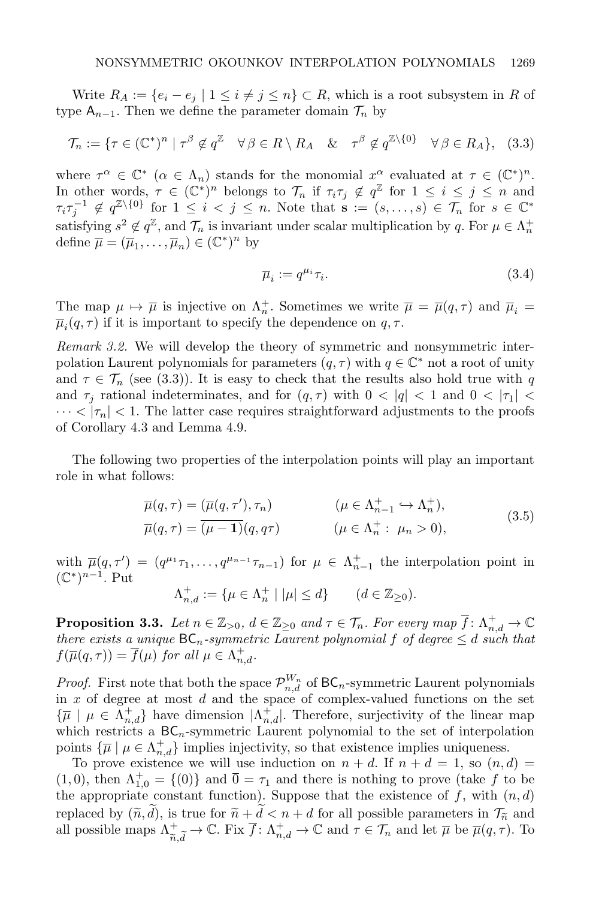Write $R_A := \{e_i - e_j \mid 1 \leq i \neq j \leq n\} \subset R$, which is a root subsystem in $R$ of type $\mathsf{A}_{n-1}$. Then we define the parameter domain $\mathcal{T}_n$ by

$$\mathcal{T}_n := \{\tau \in (\mathbb{C}^*)^n \mid \tau^\beta \notin q^{\mathbb{Z}} \quad \forall\, \beta \in R \setminus R_A \quad \& \quad \tau^\beta \notin q^{\mathbb{Z}\setminus\{0\}} \quad \forall\, \beta \in R_A\}, \tag{3.3}$$

where $\tau^\alpha \in \mathbb{C}^*$ ($\alpha \in \Lambda_n$) stands for the monomial $x^\alpha$ evaluated at $\tau \in (\mathbb{C}^*)^n$. In other words, $\tau \in (\mathbb{C}^*)^n$ belongs to $\mathcal{T}_n$ if $\tau_i\tau_j \notin q^{\mathbb{Z}}$ for $1 \leq i \leq j \leq n$ and $\tau_i\tau_j^{-1} \notin q^{\mathbb{Z}\setminus\{0\}}$ for $1 \leq i < j \leq n$. Note that $\mathbf{s} := (s, \ldots, s) \in \mathcal{T}_n$ for $s \in \mathbb{C}^*$ satisfying $s^2 \notin q^{\mathbb{Z}}$, and $\mathcal{T}_n$ is invariant under scalar multiplication by $q$. For $\mu \in \Lambda_n^+$ define $\overline{\mu} = (\overline{\mu}_1, \ldots, \overline{\mu}_n) \in (\mathbb{C}^*)^n$ by

$$\overline{\mu}_i := q^{\mu_i}\tau_i. \tag{3.4}$$

The map $\mu \mapsto \overline{\mu}$ is injective on $\Lambda_n^+$. Sometimes we write $\overline{\mu} = \overline{\mu}(q,\tau)$ and $\overline{\mu}_i = \overline{\mu}_i(q,\tau)$ if it is important to specify the dependence on $q, \tau$.

*Remark 3.2.* We will develop the theory of symmetric and nonsymmetric interpolation Laurent polynomials for parameters $(q,\tau)$ with $q \in \mathbb{C}^*$ not a root of unity and $\tau \in \mathcal{T}_n$ (see (3.3)). It is easy to check that the results also hold true with $q$ and $\tau_j$ rational indeterminates, and for $(q,\tau)$ with $0 < |q| < 1$ and $0 < |\tau_1| < \cdots < |\tau_n| < 1$. The latter case requires straightforward adjustments to the proofs of Corollary 4.3 and Lemma 4.9.

The following two properties of the interpolation points will play an important role in what follows:

$$\begin{aligned} \overline{\mu}(q,\tau) &= (\overline{\mu}(q,\tau'), \tau_n) \qquad && (\mu \in \Lambda_{n-1}^+ \hookrightarrow \Lambda_n^+), \\ \overline{\mu}(q,\tau) &= \overline{(\mu - \mathbf{1})}(q, q\tau) \qquad && (\mu \in \Lambda_n^+ :\ \mu_n > 0), \end{aligned} \tag{3.5}$$

with $\overline{\mu}(q,\tau') = (q^{\mu_1}\tau_1, \ldots, q^{\mu_{n-1}}\tau_{n-1})$ for $\mu \in \Lambda_{n-1}^+$ the interpolation point in $(\mathbb{C}^*)^{n-1}$. Put

$$\Lambda_{n,d}^+ := \{\mu \in \Lambda_n^+ \mid |\mu| \leq d\} \qquad (d \in \mathbb{Z}_{\geq 0}).$$

**Proposition 3.3.** *Let $n \in \mathbb{Z}_{>0}$, $d \in \mathbb{Z}_{\geq 0}$ and $\tau \in \mathcal{T}_n$. For every map $\overline{f}\colon \Lambda_{n,d}^+ \to \mathbb{C}$ there exists a unique $\mathsf{BC}_n$-symmetric Laurent polynomial $f$ of degree $\leq d$ such that $f(\overline{\mu}(q,\tau)) = \overline{f}(\mu)$ for all $\mu \in \Lambda_{n,d}^+$.*

*Proof.* First note that both the space $\mathcal{P}_{n,d}^{W_n}$ of $\mathsf{BC}_n$-symmetric Laurent polynomials in $x$ of degree at most $d$ and the space of complex-valued functions on the set $\{\overline{\mu} \mid \mu \in \Lambda_{n,d}^+\}$ have dimension $|\Lambda_{n,d}^+|$. Therefore, surjectivity of the linear map which restricts a $\mathsf{BC}_n$-symmetric Laurent polynomial to the set of interpolation points $\{\overline{\mu} \mid \mu \in \Lambda_{n,d}^+\}$ implies injectivity, so that existence implies uniqueness.

To prove existence we will use induction on $n + d$. If $n + d = 1$, so $(n,d) = (1,0)$, then $\Lambda_{1,0}^+ = \{(0)\}$ and $\overline{0} = \tau_1$ and there is nothing to prove (take $f$ to be the appropriate constant function). Suppose that the existence of $f$, with $(n,d)$ replaced by $(\widetilde{n}, \widetilde{d})$, is true for $\widetilde{n} + \widetilde{d} < n + d$ for all possible parameters in $\mathcal{T}_{\widetilde{n}}$ and all possible maps $\Lambda_{\widetilde{n},\widetilde{d}}^+ \to \mathbb{C}$. Fix $\overline{f}\colon \Lambda_{n,d}^+ \to \mathbb{C}$ and $\tau \in \mathcal{T}_n$ and let $\overline{\mu}$ be $\overline{\mu}(q,\tau)$. To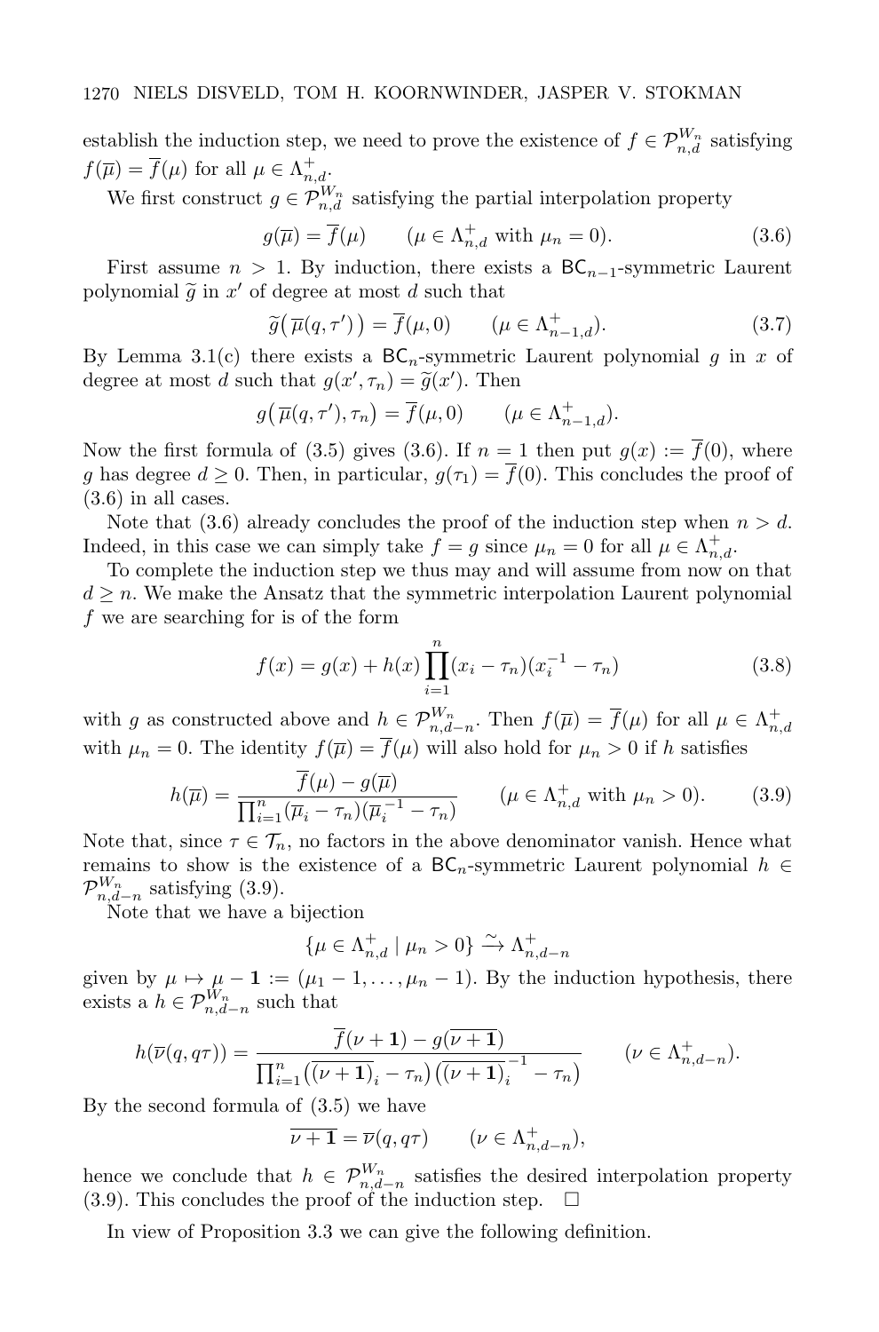establish the induction step, we need to prove the existence of $f \in \mathcal{P}_{n,d}^{W_n}$ satisfying $f(\overline{\mu}) = \overline{f}(\mu)$ for all $\mu \in \Lambda_{n,d}^+$.

We first construct $g \in \mathcal{P}_{n,d}^{W_n}$ satisfying the partial interpolation property

$$g(\overline{\mu}) = \overline{f}(\mu) \qquad (\mu \in \Lambda_{n,d}^+ \text{ with } \mu_n = 0). \tag{3.6}$$

First assume $n > 1$. By induction, there exists a $\mathsf{BC}_{n-1}$-symmetric Laurent polynomial $\widetilde{g}$ in $x'$ of degree at most $d$ such that

$$\widetilde{g}\big(\,\overline{\mu}(q,\tau')\big) = \overline{f}(\mu, 0) \qquad (\mu \in \Lambda_{n-1,d}^+). \tag{3.7}$$

By Lemma 3.1(c) there exists a $\mathsf{BC}_n$-symmetric Laurent polynomial $g$ in $x$ of degree at most $d$ such that $g(x', \tau_n) = \widetilde{g}(x')$. Then

$$g\big(\,\overline{\mu}(q,\tau'), \tau_n\big) = \overline{f}(\mu, 0) \qquad (\mu \in \Lambda_{n-1,d}^+).$$

Now the first formula of (3.5) gives (3.6). If $n = 1$ then put $g(x) := \overline{f}(0)$, where $g$ has degree $d \geq 0$. Then, in particular, $g(\tau_1) = \overline{f}(0)$. This concludes the proof of (3.6) in all cases.

Note that (3.6) already concludes the proof of the induction step when $n > d$. Indeed, in this case we can simply take $f = g$ since $\mu_n = 0$ for all $\mu \in \Lambda_{n,d}^+$.

To complete the induction step we thus may and will assume from now on that $d \geq n$. We make the Ansatz that the symmetric interpolation Laurent polynomial $f$ we are searching for is of the form

$$f(x) = g(x) + h(x) \prod_{i=1}^{n} (x_i - \tau_n)(x_i^{-1} - \tau_n) \tag{3.8}$$

with $g$ as constructed above and $h \in \mathcal{P}_{n,d-n}^{W_n}$. Then $f(\overline{\mu}) = \overline{f}(\mu)$ for all $\mu \in \Lambda_{n,d}^+$ with $\mu_n = 0$. The identity $f(\overline{\mu}) = \overline{f}(\mu)$ will also hold for $\mu_n > 0$ if $h$ satisfies

$$h(\overline{\mu}) = \frac{\overline{f}(\mu) - g(\overline{\mu})}{\prod_{i=1}^{n} (\overline{\mu}_i - \tau_n)(\overline{\mu}_i^{-1} - \tau_n)} \qquad (\mu \in \Lambda_{n,d}^+ \text{ with } \mu_n > 0). \tag{3.9}$$

Note that, since $\tau \in \mathcal{T}_n$, no factors in the above denominator vanish. Hence what remains to show is the existence of a $\mathsf{BC}_n$-symmetric Laurent polynomial $h \in \mathcal{P}_{n,d-n}^{W_n}$ satisfying (3.9).

Note that we have a bijection

$$\{\mu \in \Lambda_{n,d}^+ \mid \mu_n > 0\} \xrightarrow{\sim} \Lambda_{n,d-n}^+$$

given by $\mu \mapsto \mu - \mathbf{1} := (\mu_1 - 1, \ldots, \mu_n - 1)$. By the induction hypothesis, there exists a $h \in \mathcal{P}_{n,d-n}^{W_n}$ such that

$$h(\overline{\nu}(q, q\tau)) = \frac{\overline{f}(\nu + \mathbf{1}) - g(\overline{\nu + \mathbf{1}})}{\prod_{i=1}^{n} \big(\overline{(\nu + \mathbf{1})}_i - \tau_n\big)\big(\overline{(\nu + \mathbf{1})}_i^{\,-1} - \tau_n\big)} \qquad (\nu \in \Lambda_{n,d-n}^+).$$

By the second formula of (3.5) we have

$$\overline{\nu + \mathbf{1}} = \overline{\nu}(q, q\tau) \qquad (\nu \in \Lambda_{n,d-n}^+),$$

hence we conclude that $h \in \mathcal{P}_{n,d-n}^{W_n}$ satisfies the desired interpolation property (3.9). This concludes the proof of the induction step. $\square$

In view of Proposition 3.3 we can give the following definition.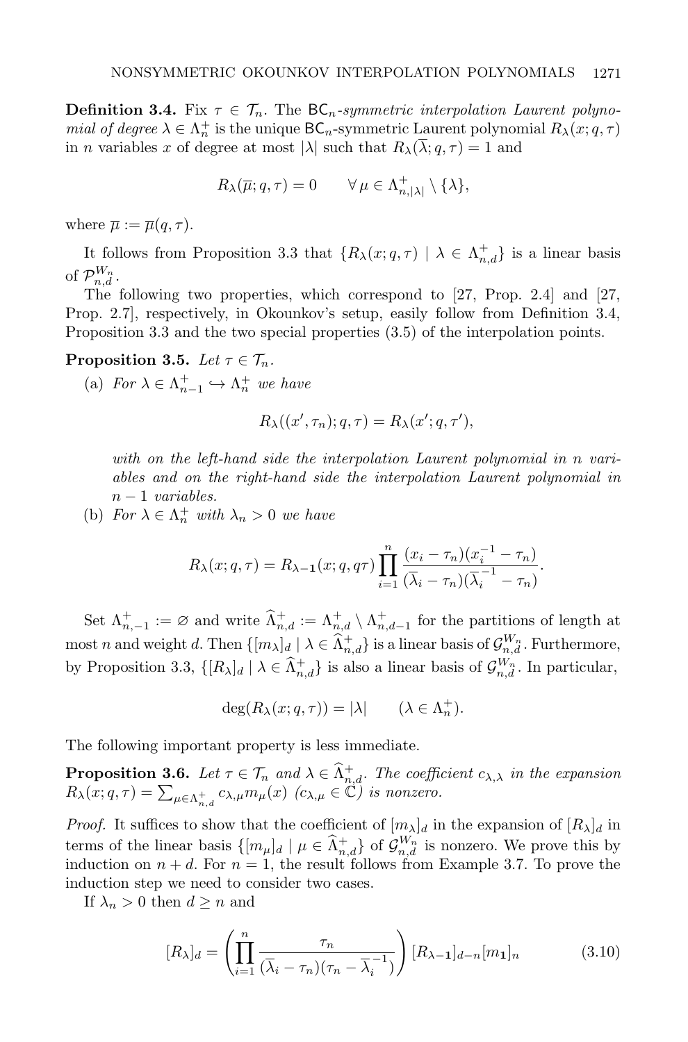**Definition 3.4.** Fix $\tau \in \mathcal{T}_n$. The $\mathsf{BC}_n$*-symmetric interpolation Laurent polynomial of degree* $\lambda \in \Lambda_n^+$ is the unique $\mathsf{BC}_n$-symmetric Laurent polynomial $R_\lambda(x;q,\tau)$ in $n$ variables $x$ of degree at most $|\lambda|$ such that $R_\lambda(\overline{\lambda};q,\tau) = 1$ and

$$R_\lambda(\overline{\mu};q,\tau) = 0 \qquad \forall\, \mu \in \Lambda_{n,|\lambda|}^+ \setminus \{\lambda\},$$

where $\overline{\mu} := \overline{\mu}(q,\tau)$.

It follows from Proposition 3.3 that $\{R_\lambda(x;q,\tau) \mid \lambda \in \Lambda_{n,d}^+\}$ is a linear basis of $\mathcal{P}_{n,d}^{W_n}$.

The following two properties, which correspond to [27, Prop. 2.4] and [27, Prop. 2.7], respectively, in Okounkov's setup, easily follow from Definition 3.4, Proposition 3.3 and the two special properties (3.5) of the interpolation points.

**Proposition 3.5.** *Let* $\tau \in \mathcal{T}_n$.

(a) *For* $\lambda \in \Lambda_{n-1}^+ \hookrightarrow \Lambda_n^+$ *we have*

$$R_\lambda((x',\tau_n);q,\tau) = R_\lambda(x';q,\tau'),$$

*with on the left-hand side the interpolation Laurent polynomial in $n$ variables and on the right-hand side the interpolation Laurent polynomial in $n-1$ variables.*

(b) *For* $\lambda \in \Lambda_n^+$ *with* $\lambda_n > 0$ *we have*

$$R_\lambda(x;q,\tau) = R_{\lambda-\mathbf{1}}(x;q,q\tau)\prod_{i=1}^n \frac{(x_i-\tau_n)(x_i^{-1}-\tau_n)}{(\overline{\lambda}_i-\tau_n)(\overline{\lambda}_i^{-1}-\tau_n)}.$$

Set $\Lambda_{n,-1}^+ := \varnothing$ and write $\widehat{\Lambda}_{n,d}^+ := \Lambda_{n,d}^+ \setminus \Lambda_{n,d-1}^+$ for the partitions of length at most $n$ and weight $d$. Then $\{[m_\lambda]_d \mid \lambda \in \widehat{\Lambda}_{n,d}^+\}$ is a linear basis of $\mathcal{G}_{n,d}^{W_n}$. Furthermore, by Proposition 3.3, $\{[R_\lambda]_d \mid \lambda \in \widehat{\Lambda}_{n,d}^+\}$ is also a linear basis of $\mathcal{G}_{n,d}^{W_n}$. In particular,

$$\deg(R_\lambda(x;q,\tau)) = |\lambda| \qquad (\lambda \in \Lambda_n^+).$$

The following important property is less immediate.

**Proposition 3.6.** *Let* $\tau \in \mathcal{T}_n$ *and* $\lambda \in \widehat{\Lambda}_{n,d}^+$. *The coefficient* $c_{\lambda,\lambda}$ *in the expansion* $R_\lambda(x;q,\tau) = \sum_{\mu\in\Lambda_{n,d}^+} c_{\lambda,\mu} m_\mu(x)$ ($c_{\lambda,\mu} \in \mathbb{C}$) *is nonzero.*

*Proof.* It suffices to show that the coefficient of $[m_\lambda]_d$ in the expansion of $[R_\lambda]_d$ in terms of the linear basis $\{[m_\mu]_d \mid \mu \in \widehat{\Lambda}_{n,d}^+\}$ of $\mathcal{G}_{n,d}^{W_n}$ is nonzero. We prove this by induction on $n+d$. For $n=1$, the result follows from Example 3.7. To prove the induction step we need to consider two cases.

If $\lambda_n > 0$ then $d \geq n$ and

$$[R_\lambda]_d = \left(\prod_{i=1}^n \frac{\tau_n}{(\overline{\lambda}_i-\tau_n)(\tau_n-\overline{\lambda}_i^{-1})}\right)[R_{\lambda-\mathbf{1}}]_{d-n}[m_{\mathbf{1}}]_n \tag{3.10}$$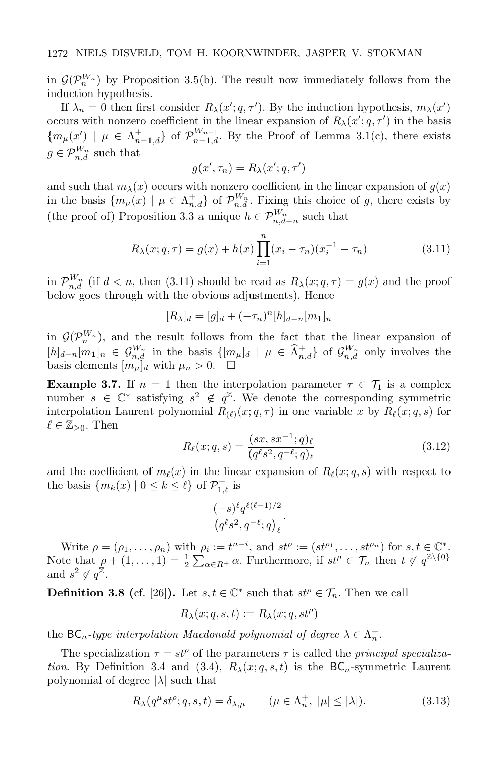in $\mathcal{G}(\mathcal{P}_n^{W_n})$ by Proposition 3.5(b). The result now immediately follows from the induction hypothesis.

If $\lambda_n = 0$ then first consider $R_\lambda(x'; q, \tau')$. By the induction hypothesis, $m_\lambda(x')$ occurs with nonzero coefficient in the linear expansion of $R_\lambda(x'; q, \tau')$ in the basis $\{m_\mu(x') \mid \mu \in \Lambda_{n-1,d}^+\}$ of $\mathcal{P}_{n-1,d}^{W_{n-1}}$. By the Proof of Lemma 3.1(c), there exists $g \in \mathcal{P}_{n,d}^{W_n}$ such that

$$g(x', \tau_n) = R_\lambda(x'; q, \tau')$$

and such that $m_\lambda(x)$ occurs with nonzero coefficient in the linear expansion of $g(x)$ in the basis $\{m_\mu(x) \mid \mu \in \Lambda_{n,d}^+\}$ of $\mathcal{P}_{n,d}^{W_n}$. Fixing this choice of $g$, there exists by (the proof of) Proposition 3.3 a unique $h \in \mathcal{P}_{n,d-n}^{W_n}$ such that

$$R_\lambda(x; q, \tau) = g(x) + h(x) \prod_{i=1}^{n} (x_i - \tau_n)(x_i^{-1} - \tau_n) \tag{3.11}$$

in $\mathcal{P}_{n,d}^{W_n}$ (if $d < n$, then (3.11) should be read as $R_\lambda(x; q, \tau) = g(x)$ and the proof below goes through with the obvious adjustments). Hence

$$[R_\lambda]_d = [g]_d + (-\tau_n)^n [h]_{d-n} [m_{\mathbf{1}}]_n$$

in $\mathcal{G}(\mathcal{P}_n^{W_n})$, and the result follows from the fact that the linear expansion of $[h]_{d-n}[m_{\mathbf{1}}]_n \in \mathcal{G}_{n,d}^{W_n}$ in the basis $\{[m_\mu]_d \mid \mu \in \widehat{\Lambda}_{n,d}^+\}$ of $\mathcal{G}_{n,d}^{W_n}$ only involves the basis elements $[m_\mu]_d$ with $\mu_n > 0$. $\square$

**Example 3.7.** If $n = 1$ then the interpolation parameter $\tau \in \mathcal{T}_1$ is a complex number $s \in \mathbb{C}^*$ satisfying $s^2 \notin q^{\mathbb{Z}}$. We denote the corresponding symmetric interpolation Laurent polynomial $R_{(\ell)}(x; q, \tau)$ in one variable $x$ by $R_\ell(x; q, s)$ for $\ell \in \mathbb{Z}_{\geq 0}$. Then

$$R_\ell(x; q, s) = \frac{(sx, sx^{-1}; q)_\ell}{(q^\ell s^2, q^{-\ell}; q)_\ell} \tag{3.12}$$

and the coefficient of $m_\ell(x)$ in the linear expansion of $R_\ell(x; q, s)$ with respect to the basis $\{m_k(x) \mid 0 \leq k \leq \ell\}$ of $\mathcal{P}_{1,\ell}^+$ is

$$\frac{(-s)^\ell q^{\ell(\ell-1)/2}}{\left(q^\ell s^2, q^{-\ell}; q\right)_\ell}.$$

Write $\rho = (\rho_1, \ldots, \rho_n)$ with $\rho_i := t^{n-i}$, and $st^\rho := (st^{\rho_1}, \ldots, st^{\rho_n})$ for $s, t \in \mathbb{C}^*$. Note that $\rho + (1, \ldots, 1) = \frac{1}{2} \sum_{\alpha \in R^+} \alpha$. Furthermore, if $st^\rho \in \mathcal{T}_n$ then $t \notin q^{\mathbb{Z} \setminus \{0\}}$ and $s^2 \notin q^{\mathbb{Z}}$.

**Definition 3.8** (cf. [26])**.** Let $s, t \in \mathbb{C}^*$ such that $st^\rho \in \mathcal{T}_n$. Then we call

$$R_\lambda(x; q, s, t) := R_\lambda(x; q, st^\rho)$$

the *$\mathsf{BC}_n$-type interpolation Macdonald polynomial of degree* $\lambda \in \Lambda_n^+$.

The specialization $\tau = st^\rho$ of the parameters $\tau$ is called the *principal specialization*. By Definition 3.4 and (3.4), $R_\lambda(x; q, s, t)$ is the $\mathsf{BC}_n$-symmetric Laurent polynomial of degree $|\lambda|$ such that

$$R_\lambda(q^\mu st^\rho; q, s, t) = \delta_{\lambda,\mu} \qquad (\mu \in \Lambda_n^+, \ |\mu| \leq |\lambda|). \tag{3.13}$$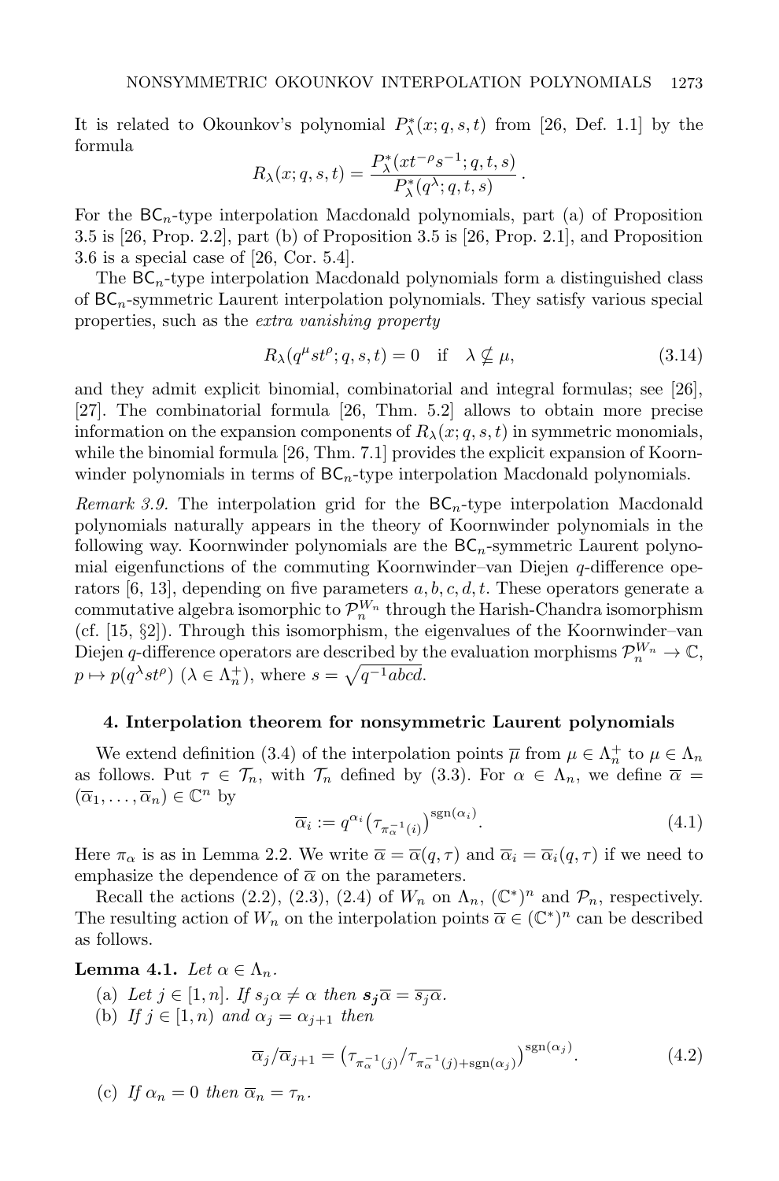It is related to Okounkov's polynomial $P^*_\lambda(x; q, s, t)$ from [26, Def. 1.1] by the formula

$$R_\lambda(x; q, s, t) = \frac{P^*_\lambda(xt^{-\rho}s^{-1}; q, t, s)}{P^*_\lambda(q^\lambda; q, t, s)}.$$

For the $\mathsf{BC}_n$-type interpolation Macdonald polynomials, part (a) of Proposition 3.5 is [26, Prop. 2.2], part (b) of Proposition 3.5 is [26, Prop. 2.1], and Proposition 3.6 is a special case of [26, Cor. 5.4].

The $\mathsf{BC}_n$-type interpolation Macdonald polynomials form a distinguished class of $\mathsf{BC}_n$-symmetric Laurent interpolation polynomials. They satisfy various special properties, such as the *extra vanishing property*

$$R_\lambda(q^\mu st^\rho; q, s, t) = 0 \quad \text{if} \quad \lambda \not\subseteq \mu, \tag{3.14}$$

and they admit explicit binomial, combinatorial and integral formulas; see [26], [27]. The combinatorial formula [26, Thm. 5.2] allows to obtain more precise information on the expansion components of $R_\lambda(x; q, s, t)$ in symmetric monomials, while the binomial formula [26, Thm. 7.1] provides the explicit expansion of Koornwinder polynomials in terms of $\mathsf{BC}_n$-type interpolation Macdonald polynomials.

*Remark 3.9.* The interpolation grid for the $\mathsf{BC}_n$-type interpolation Macdonald polynomials naturally appears in the theory of Koornwinder polynomials in the following way. Koornwinder polynomials are the $\mathsf{BC}_n$-symmetric Laurent polynomial eigenfunctions of the commuting Koornwinder–van Diejen $q$-difference operators [6, 13], depending on five parameters $a, b, c, d, t$. These operators generate a commutative algebra isomorphic to $\mathcal{P}_n^{W_n}$ through the Harish-Chandra isomorphism (cf. [15, §2]). Through this isomorphism, the eigenvalues of the Koornwinder–van Diejen $q$-difference operators are described by the evaluation morphisms $\mathcal{P}_n^{W_n} \to \mathbb{C}$, $p \mapsto p(q^\lambda st^\rho)$ ($\lambda \in \Lambda_n^+$), where $s = \sqrt{q^{-1}abcd}$.

## 4. Interpolation theorem for nonsymmetric Laurent polynomials

We extend definition (3.4) of the interpolation points $\overline{\mu}$ from $\mu \in \Lambda_n^+$ to $\mu \in \Lambda_n$ as follows. Put $\tau \in \mathcal{T}_n$, with $\mathcal{T}_n$ defined by (3.3). For $\alpha \in \Lambda_n$, we define $\overline{\alpha} = (\overline{\alpha}_1, \ldots, \overline{\alpha}_n) \in \mathbb{C}^n$ by

$$\overline{\alpha}_i := q^{\alpha_i}\big(\tau_{\pi_\alpha^{-1}(i)}\big)^{\operatorname{sgn}(\alpha_i)}. \tag{4.1}$$

Here $\pi_\alpha$ is as in Lemma 2.2. We write $\overline{\alpha} = \overline{\alpha}(q, \tau)$ and $\overline{\alpha}_i = \overline{\alpha}_i(q, \tau)$ if we need to emphasize the dependence of $\overline{\alpha}$ on the parameters.

Recall the actions (2.2), (2.3), (2.4) of $W_n$ on $\Lambda_n$, $(\mathbb{C}^*)^n$ and $\mathcal{P}_n$, respectively. The resulting action of $W_n$ on the interpolation points $\overline{\alpha} \in (\mathbb{C}^*)^n$ can be described as follows.

**Lemma 4.1.** *Let $\alpha \in \Lambda_n$.*

(a) *Let $j \in [1, n]$. If $s_j\alpha \neq \alpha$ then $\boldsymbol{s_j}\overline{\alpha} = \overline{s_j\alpha}$.*

(b) *If $j \in [1, n)$ and $\alpha_j = \alpha_{j+1}$ then*

$$\overline{\alpha}_j / \overline{\alpha}_{j+1} = \big(\tau_{\pi_\alpha^{-1}(j)} / \tau_{\pi_\alpha^{-1}(j) + \operatorname{sgn}(\alpha_j)}\big)^{\operatorname{sgn}(\alpha_j)}. \tag{4.2}$$

(c) *If $\alpha_n = 0$ then $\overline{\alpha}_n = \tau_n$.*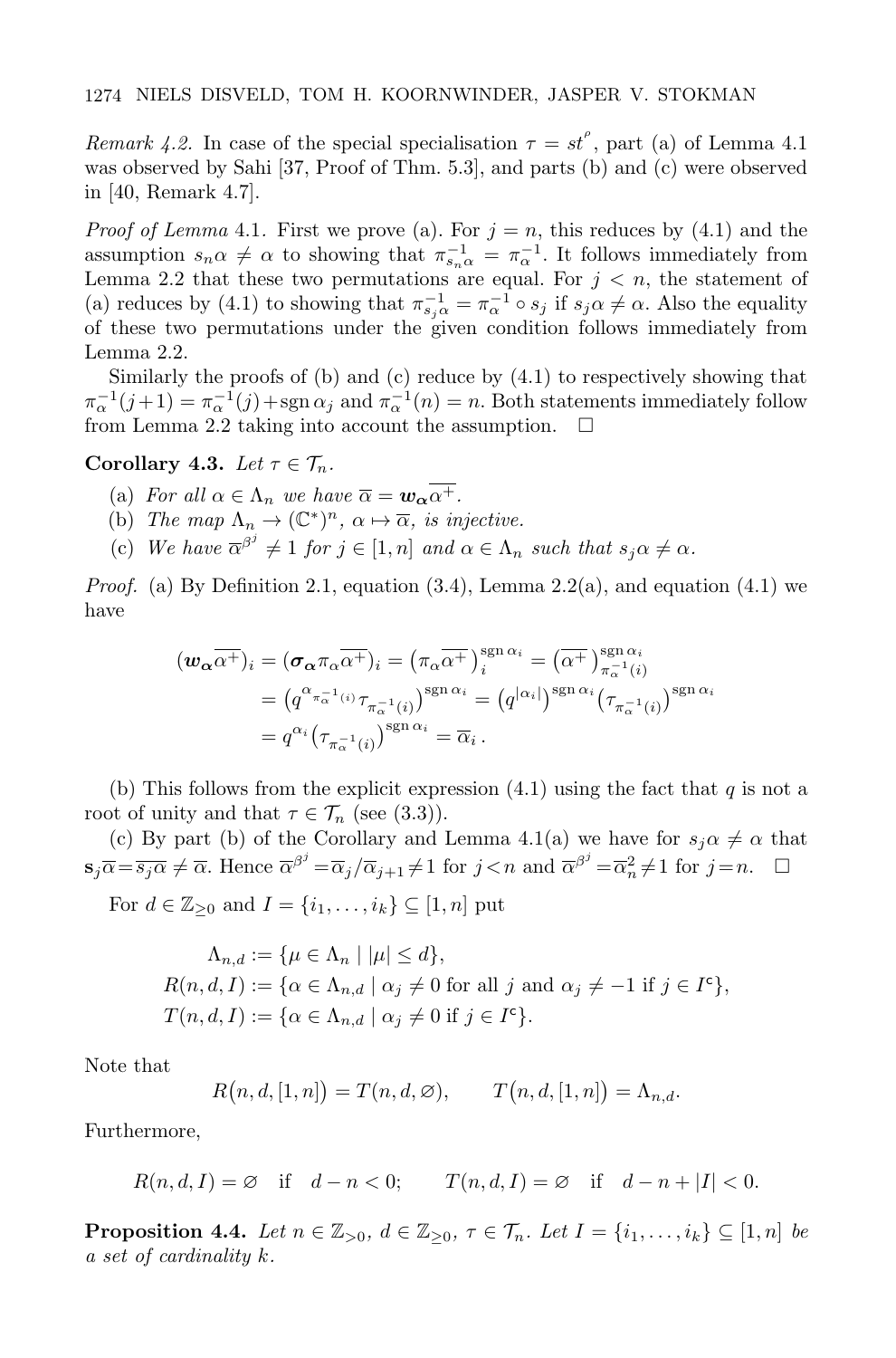*Remark 4.2.* In case of the special specialisation $\tau = st^{\rho}$, part (a) of Lemma 4.1 was observed by Sahi [37, Proof of Thm. 5.3], and parts (b) and (c) were observed in [40, Remark 4.7].

*Proof of Lemma* 4.1. First we prove (a). For $j = n$, this reduces by (4.1) and the assumption $s_n\alpha \neq \alpha$ to showing that $\pi_{s_n\alpha}^{-1} = \pi_\alpha^{-1}$. It follows immediately from Lemma 2.2 that these two permutations are equal. For $j < n$, the statement of (a) reduces by (4.1) to showing that $\pi_{s_j\alpha}^{-1} = \pi_\alpha^{-1} \circ s_j$ if $s_j\alpha \neq \alpha$. Also the equality of these two permutations under the given condition follows immediately from Lemma 2.2.

Similarly the proofs of (b) and (c) reduce by (4.1) to respectively showing that $\pi_\alpha^{-1}(j+1) = \pi_\alpha^{-1}(j) + \operatorname{sgn}\alpha_j$ and $\pi_\alpha^{-1}(n) = n$. Both statements immediately follow from Lemma 2.2 taking into account the assumption. $\square$

**Corollary 4.3.** *Let $\tau \in \mathcal{T}_n$.*

(a) *For all $\alpha \in \Lambda_n$ we have $\overline{\alpha} = \boldsymbol{w_\alpha}\overline{\alpha^+}$.*

(b) *The map $\Lambda_n \to (\mathbb{C}^*)^n$, $\alpha \mapsto \overline{\alpha}$, is injective.*

(c) *We have $\overline{\alpha}^{\beta^j} \neq 1$ for $j \in [1, n]$ and $\alpha \in \Lambda_n$ such that $s_j\alpha \neq \alpha$.*

*Proof.* (a) By Definition 2.1, equation (3.4), Lemma 2.2(a), and equation (4.1) we have

$$
\begin{aligned}
(\boldsymbol{w_\alpha}\overline{\alpha^+})_i &= (\boldsymbol{\sigma_\alpha}\pi_\alpha\overline{\alpha^+})_i = \big(\pi_\alpha\overline{\alpha^+}\big)_i^{\operatorname{sgn}\alpha_i} = \big(\overline{\alpha^+}\big)_{\pi_\alpha^{-1}(i)}^{\operatorname{sgn}\alpha_i} \\
&= \big(q^{\alpha_{\pi_\alpha^{-1}(i)}}\tau_{\pi_\alpha^{-1}(i)}\big)^{\operatorname{sgn}\alpha_i} = \big(q^{|\alpha_i|}\big)^{\operatorname{sgn}\alpha_i}\big(\tau_{\pi_\alpha^{-1}(i)}\big)^{\operatorname{sgn}\alpha_i} \\
&= q^{\alpha_i}\big(\tau_{\pi_\alpha^{-1}(i)}\big)^{\operatorname{sgn}\alpha_i} = \overline{\alpha}_i\,.
\end{aligned}
$$

(b) This follows from the explicit expression (4.1) using the fact that $q$ is not a root of unity and that $\tau \in \mathcal{T}_n$ (see (3.3)).

(c) By part (b) of the Corollary and Lemma 4.1(a) we have for $s_j\alpha \neq \alpha$ that $\mathbf{s}_j\overline{\alpha} = \overline{s_j\alpha} \neq \overline{\alpha}$. Hence $\overline{\alpha}^{\beta^j} = \overline{\alpha}_j/\overline{\alpha}_{j+1} \neq 1$ for $j < n$ and $\overline{\alpha}^{\beta^j} = \overline{\alpha}_n^2 \neq 1$ for $j = n$. $\square$

For $d \in \mathbb{Z}_{\geq 0}$ and $I = \{i_1, \ldots, i_k\} \subseteq [1, n]$ put

$$
\begin{aligned}
\Lambda_{n,d} &:= \{\mu \in \Lambda_n \mid |\mu| \leq d\}, \\
R(n, d, I) &:= \{\alpha \in \Lambda_{n,d} \mid \alpha_j \neq 0 \text{ for all } j \text{ and } \alpha_j \neq -1 \text{ if } j \in I^{\mathrm{c}}\}, \\
T(n, d, I) &:= \{\alpha \in \Lambda_{n,d} \mid \alpha_j \neq 0 \text{ if } j \in I^{\mathrm{c}}\}.
\end{aligned}
$$

Note that

$$
R\big(n, d, [1, n]\big) = T(n, d, \varnothing), \qquad T\big(n, d, [1, n]\big) = \Lambda_{n,d}.
$$

Furthermore,

$$
R(n, d, I) = \varnothing \quad \text{if} \quad d - n < 0; \qquad T(n, d, I) = \varnothing \quad \text{if} \quad d - n + |I| < 0.
$$

**Proposition 4.4.** *Let $n \in \mathbb{Z}_{>0}$, $d \in \mathbb{Z}_{\geq 0}$, $\tau \in \mathcal{T}_n$. Let $I = \{i_1, \ldots, i_k\} \subseteq [1, n]$ be a set of cardinality $k$.*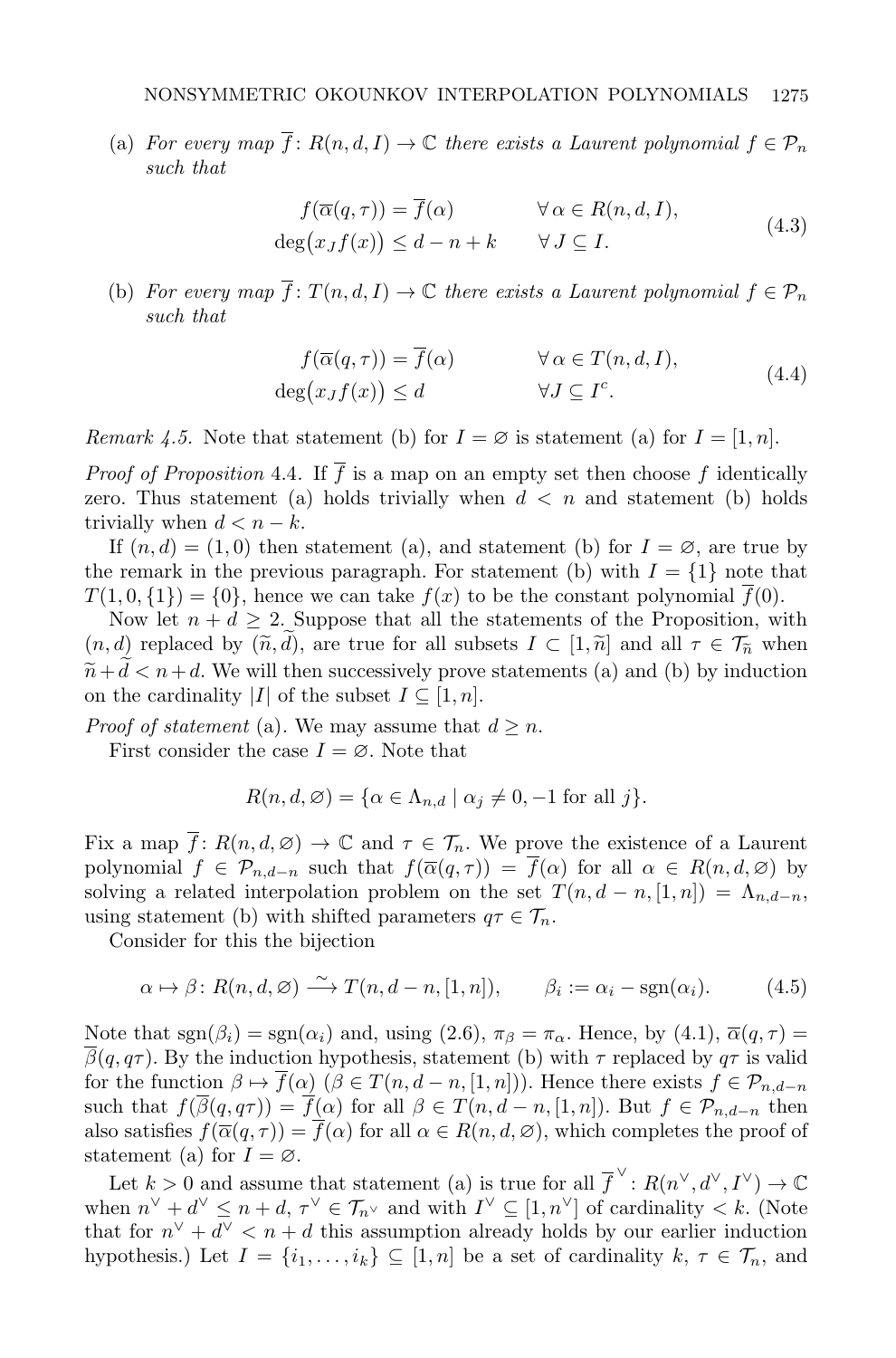(a) *For every map $\overline{f}\colon R(n,d,I)\to\mathbb{C}$ there exists a Laurent polynomial $f\in\mathcal{P}_n$ such that*

$$
\begin{aligned}
f(\overline{\alpha}(q,\tau)) &= \overline{f}(\alpha) \qquad && \forall\,\alpha\in R(n,d,I),\\
\deg\bigl(x_J f(x)\bigr) &\le d-n+k \qquad && \forall\, J\subseteq I.
\end{aligned}
\tag{4.3}
$$

(b) *For every map $\overline{f}\colon T(n,d,I)\to\mathbb{C}$ there exists a Laurent polynomial $f\in\mathcal{P}_n$ such that*

$$
\begin{aligned}
f(\overline{\alpha}(q,\tau)) &= \overline{f}(\alpha) \qquad && \forall\,\alpha\in T(n,d,I),\\
\deg\bigl(x_J f(x)\bigr) &\le d \qquad && \forall J\subseteq I^c.
\end{aligned}
\tag{4.4}
$$

*Remark 4.5.* Note that statement (b) for $I=\varnothing$ is statement (a) for $I=[1,n]$.

*Proof of Proposition* 4.4. If $\overline{f}$ is a map on an empty set then choose $f$ identically zero. Thus statement (a) holds trivially when $d<n$ and statement (b) holds trivially when $d<n-k$.

If $(n,d)=(1,0)$ then statement (a), and statement (b) for $I=\varnothing$, are true by the remark in the previous paragraph. For statement (b) with $I=\{1\}$ note that $T(1,0,\{1\})=\{0\}$, hence we can take $f(x)$ to be the constant polynomial $\overline{f}(0)$.

Now let $n+d\ge 2$. Suppose that all the statements of the Proposition, with $(n,d)$ replaced by $(\widetilde{n},\widetilde{d})$, are true for all subsets $I\subset[1,\widetilde{n}]$ and all $\tau\in\mathcal{T}_{\widetilde{n}}$ when $\widetilde{n}+\widetilde{d}<n+d$. We will then successively prove statements (a) and (b) by induction on the cardinality $|I|$ of the subset $I\subseteq[1,n]$.

*Proof of statement* (a). We may assume that $d\ge n$.

First consider the case $I=\varnothing$. Note that

$$
R(n,d,\varnothing)=\{\alpha\in\Lambda_{n,d}\mid \alpha_j\neq 0,-1 \text{ for all } j\}.
$$

Fix a map $\overline{f}\colon R(n,d,\varnothing)\to\mathbb{C}$ and $\tau\in\mathcal{T}_n$. We prove the existence of a Laurent polynomial $f\in\mathcal{P}_{n,d-n}$ such that $f(\overline{\alpha}(q,\tau))=\overline{f}(\alpha)$ for all $\alpha\in R(n,d,\varnothing)$ by solving a related interpolation problem on the set $T(n,d-n,[1,n])=\Lambda_{n,d-n}$, using statement (b) with shifted parameters $q\tau\in\mathcal{T}_n$.

Consider for this the bijection

$$
\alpha\mapsto\beta\colon R(n,d,\varnothing)\xrightarrow{\ \sim\ } T(n,d-n,[1,n]),\qquad \beta_i:=\alpha_i-\operatorname{sgn}(\alpha_i).
\tag{4.5}
$$

Note that $\operatorname{sgn}(\beta_i)=\operatorname{sgn}(\alpha_i)$ and, using (2.6), $\pi_\beta=\pi_\alpha$. Hence, by (4.1), $\overline{\alpha}(q,\tau)=\overline{\beta}(q,q\tau)$. By the induction hypothesis, statement (b) with $\tau$ replaced by $q\tau$ is valid for the function $\beta\mapsto\overline{f}(\alpha)$ ($\beta\in T(n,d-n,[1,n])$). Hence there exists $f\in\mathcal{P}_{n,d-n}$ such that $f(\overline{\beta}(q,q\tau))=\overline{f}(\alpha)$ for all $\beta\in T(n,d-n,[1,n])$. But $f\in\mathcal{P}_{n,d-n}$ then also satisfies $f(\overline{\alpha}(q,\tau))=\overline{f}(\alpha)$ for all $\alpha\in R(n,d,\varnothing)$, which completes the proof of statement (a) for $I=\varnothing$.

Let $k>0$ and assume that statement (a) is true for all $\overline{f}^{\,\vee}\colon R(n^\vee,d^\vee,I^\vee)\to\mathbb{C}$ when $n^\vee+d^\vee\le n+d$, $\tau^\vee\in\mathcal{T}_{n^\vee}$ and with $I^\vee\subseteq[1,n^\vee]$ of cardinality $<k$. (Note that for $n^\vee+d^\vee<n+d$ this assumption already holds by our earlier induction hypothesis.) Let $I=\{i_1,\ldots,i_k\}\subseteq[1,n]$ be a set of cardinality $k$, $\tau\in\mathcal{T}_n$, and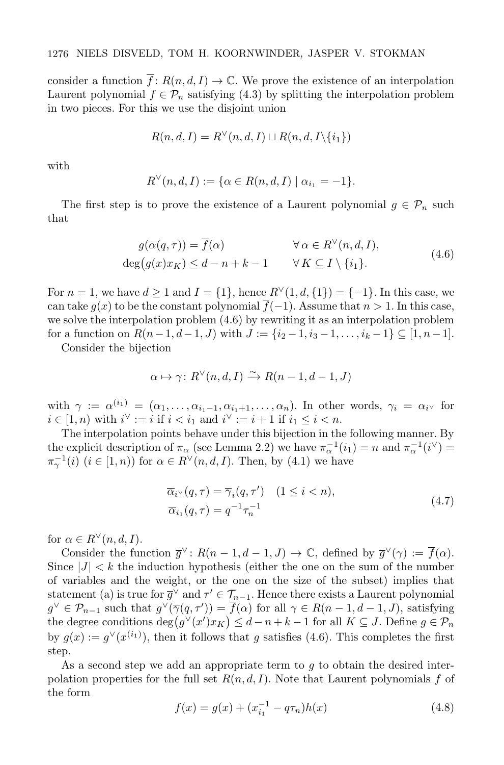consider a function $\overline{f}\colon R(n,d,I)\to\mathbb{C}$. We prove the existence of an interpolation Laurent polynomial $f\in\mathcal{P}_n$ satisfying (4.3) by splitting the interpolation problem in two pieces. For this we use the disjoint union

$$R(n,d,I)=R^\vee(n,d,I)\sqcup R(n,d,I\backslash\{i_1\})$$

with

$$R^\vee(n,d,I):=\{\alpha\in R(n,d,I)\mid \alpha_{i_1}=-1\}.$$

The first step is to prove the existence of a Laurent polynomial $g\in\mathcal{P}_n$ such that

$$\begin{aligned} g(\overline{\alpha}(q,\tau))&=\overline{f}(\alpha) &&\forall\,\alpha\in R^\vee(n,d,I),\\ \deg\bigl(g(x)x_K\bigr)&\le d-n+k-1 &&\forall\, K\subseteq I\setminus\{i_1\}. \end{aligned}\tag{4.6}$$

For $n=1$, we have $d\ge 1$ and $I=\{1\}$, hence $R^\vee(1,d,\{1\})=\{-1\}$. In this case, we can take $g(x)$ to be the constant polynomial $\overline{f}(-1)$. Assume that $n>1$. In this case, we solve the interpolation problem (4.6) by rewriting it as an interpolation problem for a function on $R(n-1,d-1,J)$ with $J:=\{i_2-1,i_3-1,\ldots,i_k-1\}\subseteq[1,n-1]$.

Consider the bijection

$$\alpha\mapsto\gamma\colon R^\vee(n,d,I)\xrightarrow{\sim}R(n-1,d-1,J)$$

with $\gamma:=\alpha^{(i_1)}=(\alpha_1,\ldots,\alpha_{i_1-1},\alpha_{i_1+1},\ldots,\alpha_n)$. In other words, $\gamma_i=\alpha_{i^\vee}$ for $i\in[1,n)$ with $i^\vee:=i$ if $i<i_1$ and $i^\vee:=i+1$ if $i_1\le i<n$.

The interpolation points behave under this bijection in the following manner. By the explicit description of $\pi_\alpha$ (see Lemma 2.2) we have $\pi_\alpha^{-1}(i_1)=n$ and $\pi_\alpha^{-1}(i^\vee)=\pi_\gamma^{-1}(i)$ $(i\in[1,n))$ for $\alpha\in R^\vee(n,d,I)$. Then, by (4.1) we have

$$\begin{aligned} \overline{\alpha}_{i^\vee}(q,\tau)&=\overline{\gamma}_i(q,\tau')\quad(1\le i<n),\\ \overline{\alpha}_{i_1}(q,\tau)&=q^{-1}\tau_n^{-1} \end{aligned}\tag{4.7}$$

for $\alpha\in R^\vee(n,d,I)$.

Consider the function $\overline{g}^\vee\colon R(n-1,d-1,J)\to\mathbb{C}$, defined by $\overline{g}^\vee(\gamma):=\overline{f}(\alpha)$. Since $|J|<k$ the induction hypothesis (either the one on the sum of the number of variables and the weight, or the one on the size of the subset) implies that statement (a) is true for $\overline{g}^\vee$ and $\tau'\in\mathcal{T}_{n-1}$. Hence there exists a Laurent polynomial $g^\vee\in\mathcal{P}_{n-1}$ such that $g^\vee(\overline{\gamma}(q,\tau'))=\overline{f}(\alpha)$ for all $\gamma\in R(n-1,d-1,J)$, satisfying the degree conditions $\deg\bigl(g^\vee(x')x_K\bigr)\le d-n+k-1$ for all $K\subseteq J$. Define $g\in\mathcal{P}_n$ by $g(x):=g^\vee(x^{(i_1)})$, then it follows that $g$ satisfies (4.6). This completes the first step.

As a second step we add an appropriate term to $g$ to obtain the desired interpolation properties for the full set $R(n,d,I)$. Note that Laurent polynomials $f$ of the form

$$f(x)=g(x)+(x_{i_1}^{-1}-q\tau_n)h(x)\tag{4.8}$$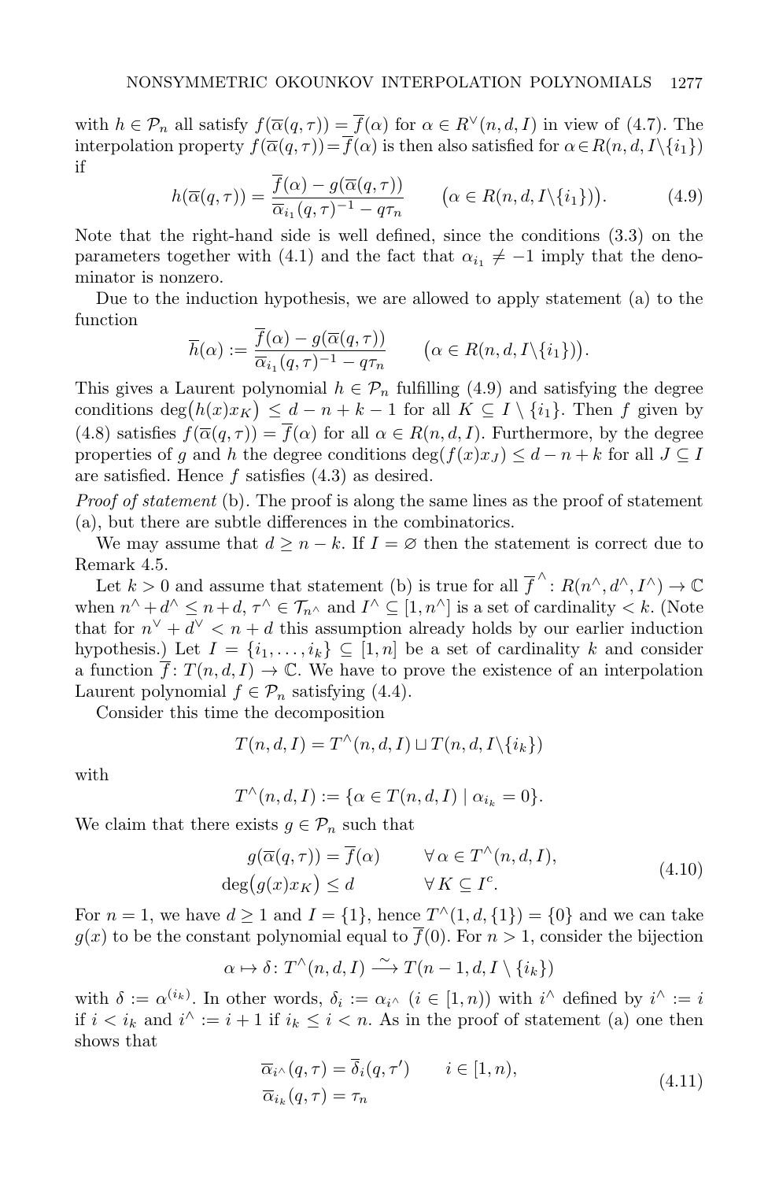with $h \in \mathcal{P}_n$ all satisfy $f(\overline{\alpha}(q,\tau)) = \overline{f}(\alpha)$ for $\alpha \in R^{\vee}(n,d,I)$ in view of (4.7). The interpolation property $f(\overline{\alpha}(q,\tau)) = \overline{f}(\alpha)$ is then also satisfied for $\alpha \in R(n,d,I \backslash \{i_1\})$ if

$$h(\overline{\alpha}(q,\tau)) = \frac{\overline{f}(\alpha) - g(\overline{\alpha}(q,\tau))}{\overline{\alpha}_{i_1}(q,\tau)^{-1} - q\tau_n} \qquad \big(\alpha \in R(n,d,I\backslash\{i_1\})\big). \tag{4.9}$$

Note that the right-hand side is well defined, since the conditions (3.3) on the parameters together with (4.1) and the fact that $\alpha_{i_1} \neq -1$ imply that the denominator is nonzero.

Due to the induction hypothesis, we are allowed to apply statement (a) to the function

$$\overline{h}(\alpha) := \frac{\overline{f}(\alpha) - g(\overline{\alpha}(q,\tau))}{\overline{\alpha}_{i_1}(q,\tau)^{-1} - q\tau_n} \qquad \big(\alpha \in R(n,d,I\backslash\{i_1\})\big).$$

This gives a Laurent polynomial $h \in \mathcal{P}_n$ fulfilling (4.9) and satisfying the degree conditions $\deg\big(h(x)x_K\big) \leq d - n + k - 1$ for all $K \subseteq I \setminus \{i_1\}$. Then $f$ given by (4.8) satisfies $f(\overline{\alpha}(q,\tau)) = \overline{f}(\alpha)$ for all $\alpha \in R(n,d,I)$. Furthermore, by the degree properties of $g$ and $h$ the degree conditions $\deg(f(x)x_J) \leq d - n + k$ for all $J \subseteq I$ are satisfied. Hence $f$ satisfies (4.3) as desired.

*Proof of statement* (b). The proof is along the same lines as the proof of statement (a), but there are subtle differences in the combinatorics.

We may assume that $d \geq n - k$. If $I = \varnothing$ then the statement is correct due to Remark 4.5.

Let $k > 0$ and assume that statement (b) is true for all $\overline{f}^{\wedge} : R(n^{\wedge}, d^{\wedge}, I^{\wedge}) \to \mathbb{C}$ when $n^{\wedge} + d^{\wedge} \leq n + d$, $\tau^{\wedge} \in \mathcal{T}_{n^{\wedge}}$ and $I^{\wedge} \subseteq [1, n^{\wedge}]$ is a set of cardinality $< k$. (Note that for $n^{\vee} + d^{\vee} < n + d$ this assumption already holds by our earlier induction hypothesis.) Let $I = \{i_1, \ldots, i_k\} \subseteq [1,n]$ be a set of cardinality $k$ and consider a function $\overline{f} : T(n,d,I) \to \mathbb{C}$. We have to prove the existence of an interpolation Laurent polynomial $f \in \mathcal{P}_n$ satisfying (4.4).

Consider this time the decomposition

$$T(n,d,I) = T^{\wedge}(n,d,I) \sqcup T(n,d,I\backslash\{i_k\})$$

with

$$T^{\wedge}(n,d,I) := \{\alpha \in T(n,d,I) \mid \alpha_{i_k} = 0\}.$$

We claim that there exists $g \in \mathcal{P}_n$ such that

$$\begin{aligned} g(\overline{\alpha}(q,\tau)) &= \overline{f}(\alpha) \qquad &&\forall\, \alpha \in T^{\wedge}(n,d,I), \\ \deg\big(g(x)x_K\big) &\leq d &&\forall\, K \subseteq I^c. \end{aligned} \tag{4.10}$$

For $n = 1$, we have $d \geq 1$ and $I = \{1\}$, hence $T^{\wedge}(1,d,\{1\}) = \{0\}$ and we can take $g(x)$ to be the constant polynomial equal to $\overline{f}(0)$. For $n > 1$, consider the bijection

$$\alpha \mapsto \delta : T^{\wedge}(n,d,I) \xrightarrow{\sim} T(n-1,d,I \setminus \{i_k\})$$

with $\delta := \alpha^{(i_k)}$. In other words, $\delta_i := \alpha_{i^{\wedge}}$ $(i \in [1,n))$ with $i^{\wedge}$ defined by $i^{\wedge} := i$ if $i < i_k$ and $i^{\wedge} := i + 1$ if $i_k \leq i < n$. As in the proof of statement (a) one then shows that

$$\begin{aligned} \overline{\alpha}_{i^{\wedge}}(q,\tau) &= \overline{\delta}_i(q,\tau') \qquad i \in [1,n), \\ \overline{\alpha}_{i_k}(q,\tau) &= \tau_n \end{aligned} \tag{4.11}$$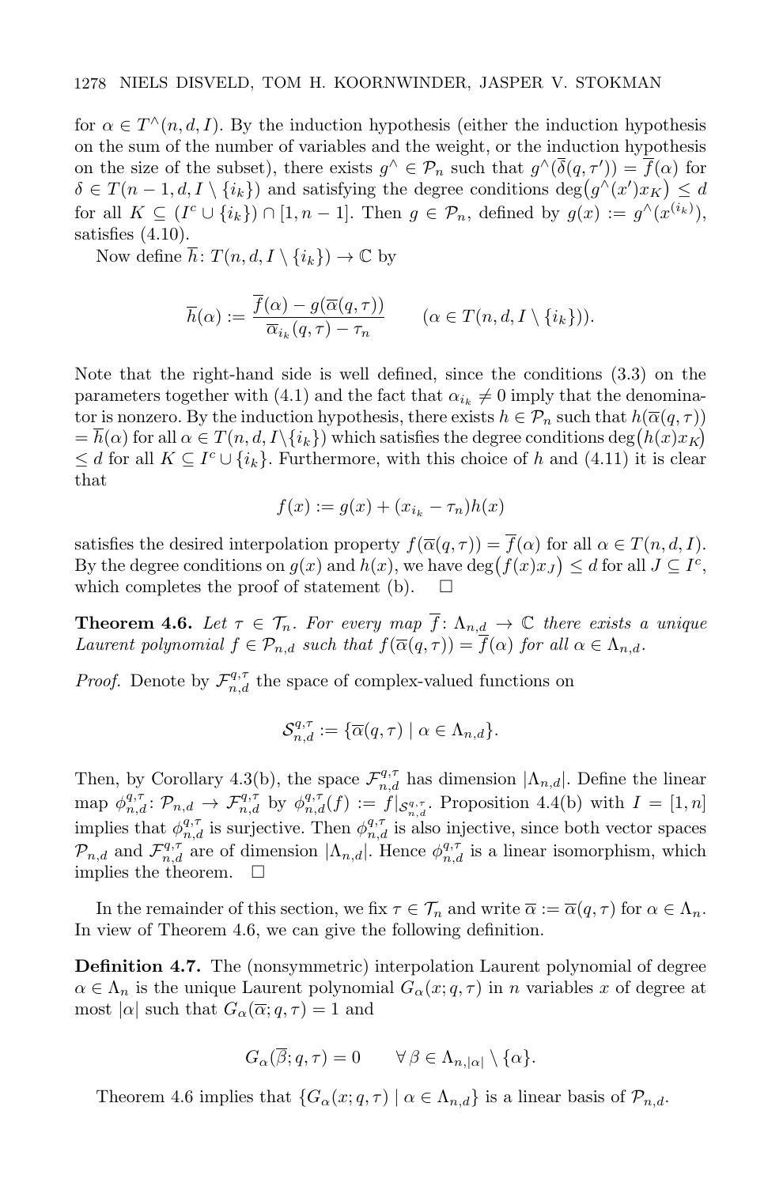for $\alpha \in T^\wedge(n,d,I)$. By the induction hypothesis (either the induction hypothesis on the sum of the number of variables and the weight, or the induction hypothesis on the size of the subset), there exists $g^\wedge \in \mathcal{P}_n$ such that $g^\wedge(\overline{\delta}(q,\tau')) = \overline{f}(\alpha)$ for $\delta \in T(n-1,d,I\setminus\{i_k\})$ and satisfying the degree conditions $\deg\big(g^\wedge(x')x_K\big) \leq d$ for all $K \subseteq (I^c \cup \{i_k\}) \cap [1,n-1]$. Then $g \in \mathcal{P}_n$, defined by $g(x) := g^\wedge(x^{(i_k)})$, satisfies (4.10).

Now define $\overline{h}\colon T(n,d,I\setminus\{i_k\}) \to \mathbb{C}$ by

$$\overline{h}(\alpha) := \frac{\overline{f}(\alpha) - g(\overline{\alpha}(q,\tau))}{\overline{\alpha}_{i_k}(q,\tau) - \tau_n} \qquad (\alpha \in T(n,d,I\setminus\{i_k\})).$$

Note that the right-hand side is well defined, since the conditions (3.3) on the parameters together with (4.1) and the fact that $\alpha_{i_k} \neq 0$ imply that the denominator is nonzero. By the induction hypothesis, there exists $h \in \mathcal{P}_n$ such that $h(\overline{\alpha}(q,\tau)) = \overline{h}(\alpha)$ for all $\alpha \in T(n,d,I\setminus\{i_k\})$ which satisfies the degree conditions $\deg\big(h(x)x_K\big) \leq d$ for all $K \subseteq I^c \cup \{i_k\}$. Furthermore, with this choice of $h$ and (4.11) it is clear that

$$f(x) := g(x) + (x_{i_k} - \tau_n)h(x)$$

satisfies the desired interpolation property $f(\overline{\alpha}(q,\tau)) = \overline{f}(\alpha)$ for all $\alpha \in T(n,d,I)$. By the degree conditions on $g(x)$ and $h(x)$, we have $\deg\big(f(x)x_J\big) \leq d$ for all $J \subseteq I^c$, which completes the proof of statement (b). $\square$

**Theorem 4.6.** *Let $\tau \in \mathcal{T}_n$. For every map $\overline{f}\colon \Lambda_{n,d} \to \mathbb{C}$ there exists a unique Laurent polynomial $f \in \mathcal{P}_{n,d}$ such that $f(\overline{\alpha}(q,\tau)) = \overline{f}(\alpha)$ for all $\alpha \in \Lambda_{n,d}$.*

*Proof.* Denote by $\mathcal{F}_{n,d}^{q,\tau}$ the space of complex-valued functions on

$$\mathcal{S}_{n,d}^{q,\tau} := \{\overline{\alpha}(q,\tau) \mid \alpha \in \Lambda_{n,d}\}.$$

Then, by Corollary 4.3(b), the space $\mathcal{F}_{n,d}^{q,\tau}$ has dimension $|\Lambda_{n,d}|$. Define the linear map $\phi_{n,d}^{q,\tau}\colon \mathcal{P}_{n,d} \to \mathcal{F}_{n,d}^{q,\tau}$ by $\phi_{n,d}^{q,\tau}(f) := f|_{\mathcal{S}_{n,d}^{q,\tau}}$. Proposition 4.4(b) with $I = [1,n]$ implies that $\phi_{n,d}^{q,\tau}$ is surjective. Then $\phi_{n,d}^{q,\tau}$ is also injective, since both vector spaces $\mathcal{P}_{n,d}$ and $\mathcal{F}_{n,d}^{q,\tau}$ are of dimension $|\Lambda_{n,d}|$. Hence $\phi_{n,d}^{q,\tau}$ is a linear isomorphism, which implies the theorem. $\square$

In the remainder of this section, we fix $\tau \in \mathcal{T}_n$ and write $\overline{\alpha} := \overline{\alpha}(q,\tau)$ for $\alpha \in \Lambda_n$. In view of Theorem 4.6, we can give the following definition.

**Definition 4.7.** The (nonsymmetric) interpolation Laurent polynomial of degree $\alpha \in \Lambda_n$ is the unique Laurent polynomial $G_\alpha(x;q,\tau)$ in $n$ variables $x$ of degree at most $|\alpha|$ such that $G_\alpha(\overline{\alpha};q,\tau) = 1$ and

$$G_\alpha(\overline{\beta};q,\tau) = 0 \qquad \forall\, \beta \in \Lambda_{n,|\alpha|} \setminus \{\alpha\}.$$

Theorem 4.6 implies that $\{G_\alpha(x;q,\tau) \mid \alpha \in \Lambda_{n,d}\}$ is a linear basis of $\mathcal{P}_{n,d}$.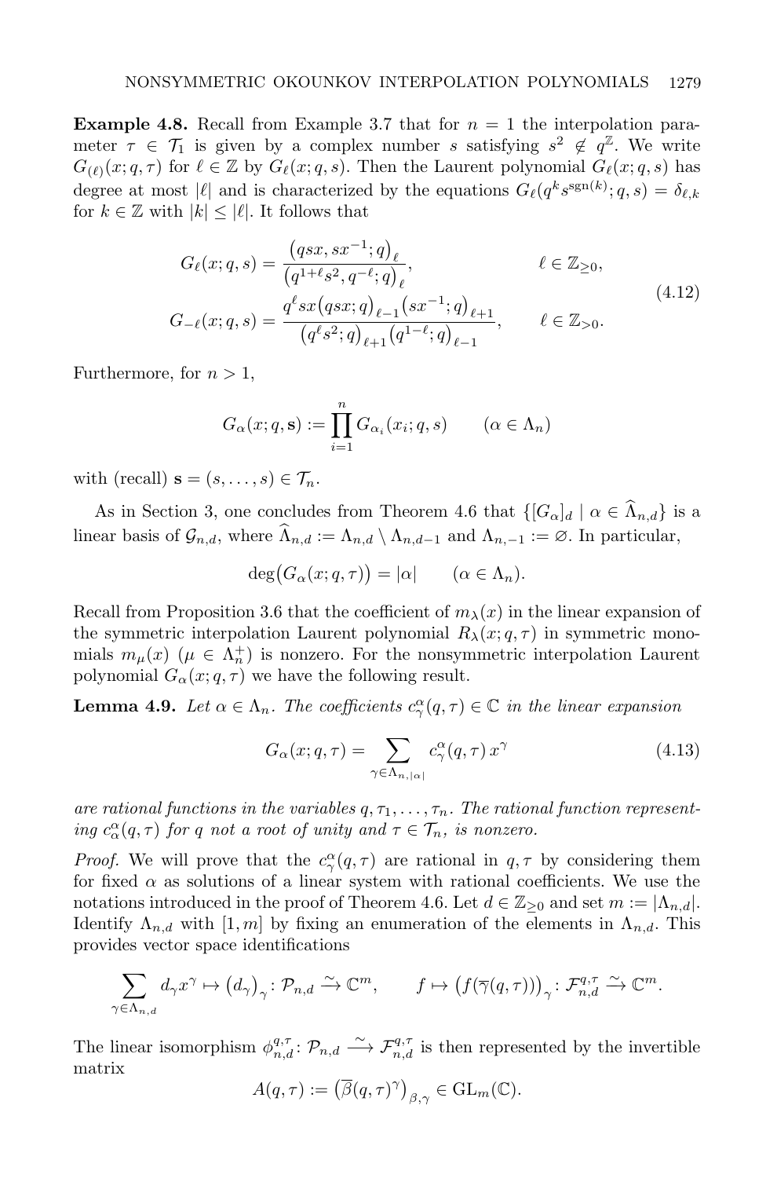**Example 4.8.** Recall from Example 3.7 that for $n = 1$ the interpolation parameter $\tau \in \mathcal{T}_1$ is given by a complex number $s$ satisfying $s^2 \notin q^{\mathbb{Z}}$. We write $G_{(\ell)}(x; q, \tau)$ for $\ell \in \mathbb{Z}$ by $G_\ell(x; q, s)$. Then the Laurent polynomial $G_\ell(x; q, s)$ has degree at most $|\ell|$ and is characterized by the equations $G_\ell(q^k s^{\operatorname{sgn}(k)}; q, s) = \delta_{\ell,k}$ for $k \in \mathbb{Z}$ with $|k| \leq |\ell|$. It follows that

$$
\begin{aligned}
G_\ell(x; q, s) &= \frac{\big(qsx, sx^{-1}; q\big)_\ell}{\big(q^{1+\ell}s^2, q^{-\ell}; q\big)_\ell}, && \ell \in \mathbb{Z}_{\geq 0}, \\
G_{-\ell}(x; q, s) &= \frac{q^\ell sx\big(qsx; q\big)_{\ell-1}\big(sx^{-1}; q\big)_{\ell+1}}{\big(q^\ell s^2; q\big)_{\ell+1}\big(q^{1-\ell}; q\big)_{\ell-1}}, && \ell \in \mathbb{Z}_{>0}.
\end{aligned} \tag{4.12}
$$

Furthermore, for $n > 1$,

$$
G_\alpha(x; q, \mathbf{s}) := \prod_{i=1}^n G_{\alpha_i}(x_i; q, s) \qquad (\alpha \in \Lambda_n)
$$

with (recall) $\mathbf{s} = (s, \dots, s) \in \mathcal{T}_n$.

As in Section 3, one concludes from Theorem 4.6 that $\{[G_\alpha]_d \mid \alpha \in \widehat{\Lambda}_{n,d}\}$ is a linear basis of $\mathcal{G}_{n,d}$, where $\widehat{\Lambda}_{n,d} := \Lambda_{n,d} \setminus \Lambda_{n,d-1}$ and $\Lambda_{n,-1} := \varnothing$. In particular,

$$
\deg\big(G_\alpha(x; q, \tau)\big) = |\alpha| \qquad (\alpha \in \Lambda_n).
$$

Recall from Proposition 3.6 that the coefficient of $m_\lambda(x)$ in the linear expansion of the symmetric interpolation Laurent polynomial $R_\lambda(x; q, \tau)$ in symmetric monomials $m_\mu(x)$ ($\mu \in \Lambda_n^+$) is nonzero. For the nonsymmetric interpolation Laurent polynomial $G_\alpha(x; q, \tau)$ we have the following result.

**Lemma 4.9.** *Let $\alpha \in \Lambda_n$. The coefficients $c_\gamma^\alpha(q, \tau) \in \mathbb{C}$ in the linear expansion*

$$
G_\alpha(x; q, \tau) = \sum_{\gamma \in \Lambda_{n,|\alpha|}} c_\gamma^\alpha(q, \tau)\, x^\gamma \tag{4.13}
$$

*are rational functions in the variables $q, \tau_1, \dots, \tau_n$. The rational function representing $c_\alpha^\alpha(q, \tau)$ for $q$ not a root of unity and $\tau \in \mathcal{T}_n$, is nonzero.*

*Proof.* We will prove that the $c_\gamma^\alpha(q, \tau)$ are rational in $q, \tau$ by considering them for fixed $\alpha$ as solutions of a linear system with rational coefficients. We use the notations introduced in the proof of Theorem 4.6. Let $d \in \mathbb{Z}_{\geq 0}$ and set $m := |\Lambda_{n,d}|$. Identify $\Lambda_{n,d}$ with $[1, m]$ by fixing an enumeration of the elements in $\Lambda_{n,d}$. This provides vector space identifications

$$
\sum_{\gamma \in \Lambda_{n,d}} d_\gamma x^\gamma \mapsto \big(d_\gamma\big)_\gamma : \mathcal{P}_{n,d} \xrightarrow{\sim} \mathbb{C}^m, \qquad f \mapsto \big(f(\overline{\gamma}(q, \tau))\big)_\gamma : \mathcal{F}_{n,d}^{q,\tau} \xrightarrow{\sim} \mathbb{C}^m.
$$

The linear isomorphism $\phi_{n,d}^{q,\tau} : \mathcal{P}_{n,d} \xrightarrow{\sim} \mathcal{F}_{n,d}^{q,\tau}$ is then represented by the invertible matrix

$$
A(q, \tau) := \big(\overline{\beta}(q, \tau)^\gamma\big)_{\beta,\gamma} \in \mathrm{GL}_m(\mathbb{C}).
$$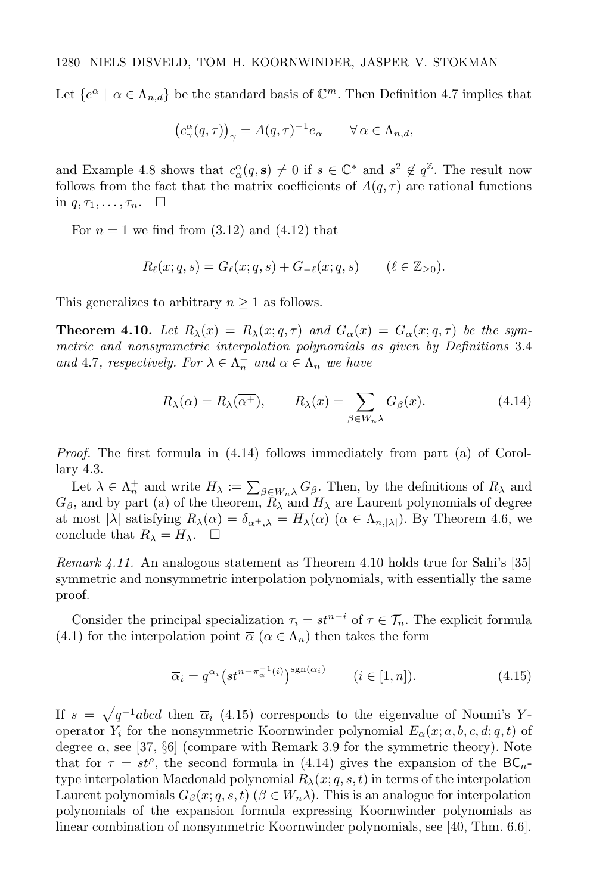Let $\{e^\alpha \mid \alpha \in \Lambda_{n,d}\}$ be the standard basis of $\mathbb{C}^m$. Then Definition 4.7 implies that

$$\big(c^\alpha_\gamma(q,\tau)\big)_\gamma = A(q,\tau)^{-1} e_\alpha \qquad \forall\, \alpha \in \Lambda_{n,d},$$

and Example 4.8 shows that $c^\alpha_\alpha(q,\mathbf{s}) \neq 0$ if $s \in \mathbb{C}^*$ and $s^2 \notin q^{\mathbb{Z}}$. The result now follows from the fact that the matrix coefficients of $A(q,\tau)$ are rational functions in $q, \tau_1, \ldots, \tau_n$. $\square$

For $n = 1$ we find from (3.12) and (4.12) that

$$R_\ell(x;q,s) = G_\ell(x;q,s) + G_{-\ell}(x;q,s) \qquad (\ell \in \mathbb{Z}_{\geq 0}).$$

This generalizes to arbitrary $n \geq 1$ as follows.

**Theorem 4.10.** *Let $R_\lambda(x) = R_\lambda(x;q,\tau)$ and $G_\alpha(x) = G_\alpha(x;q,\tau)$ be the symmetric and nonsymmetric interpolation polynomials as given by Definitions 3.4 and 4.7, respectively. For $\lambda \in \Lambda_n^+$ and $\alpha \in \Lambda_n$ we have*

$$R_\lambda(\overline{\alpha}) = R_\lambda(\overline{\alpha^+}), \qquad R_\lambda(x) = \sum_{\beta \in W_n\lambda} G_\beta(x). \tag{4.14}$$

*Proof.* The first formula in (4.14) follows immediately from part (a) of Corollary 4.3.

Let $\lambda \in \Lambda_n^+$ and write $H_\lambda := \sum_{\beta \in W_n\lambda} G_\beta$. Then, by the definitions of $R_\lambda$ and $G_\beta$, and by part (a) of the theorem, $R_\lambda$ and $H_\lambda$ are Laurent polynomials of degree at most $|\lambda|$ satisfying $R_\lambda(\overline{\alpha}) = \delta_{\alpha^+,\lambda} = H_\lambda(\overline{\alpha})$ ($\alpha \in \Lambda_{n,|\lambda|}$). By Theorem 4.6, we conclude that $R_\lambda = H_\lambda$. $\square$

*Remark 4.11.* An analogous statement as Theorem 4.10 holds true for Sahi's [35] symmetric and nonsymmetric interpolation polynomials, with essentially the same proof.

Consider the principal specialization $\tau_i = st^{n-i}$ of $\tau \in \mathcal{T}_n$. The explicit formula (4.1) for the interpolation point $\overline{\alpha}$ ($\alpha \in \Lambda_n$) then takes the form

$$\overline{\alpha}_i = q^{\alpha_i}\big(st^{n-\pi_\alpha^{-1}(i)}\big)^{\mathrm{sgn}(\alpha_i)} \qquad (i \in [1,n]). \tag{4.15}$$

If $s = \sqrt{q^{-1}abcd}$ then $\overline{\alpha}_i$ (4.15) corresponds to the eigenvalue of Noumi's $Y$-operator $Y_i$ for the nonsymmetric Koornwinder polynomial $E_\alpha(x;a,b,c,d;q,t)$ of degree $\alpha$, see [37, §6] (compare with Remark 3.9 for the symmetric theory). Note that for $\tau = st^\rho$, the second formula in (4.14) gives the expansion of the $\mathsf{BC}_n$-type interpolation Macdonald polynomial $R_\lambda(x;q,s,t)$ in terms of the interpolation Laurent polynomials $G_\beta(x;q,s,t)$ ($\beta \in W_n\lambda$). This is an analogue for interpolation polynomials of the expansion formula expressing Koornwinder polynomials as linear combination of nonsymmetric Koornwinder polynomials, see [40, Thm. 6.6].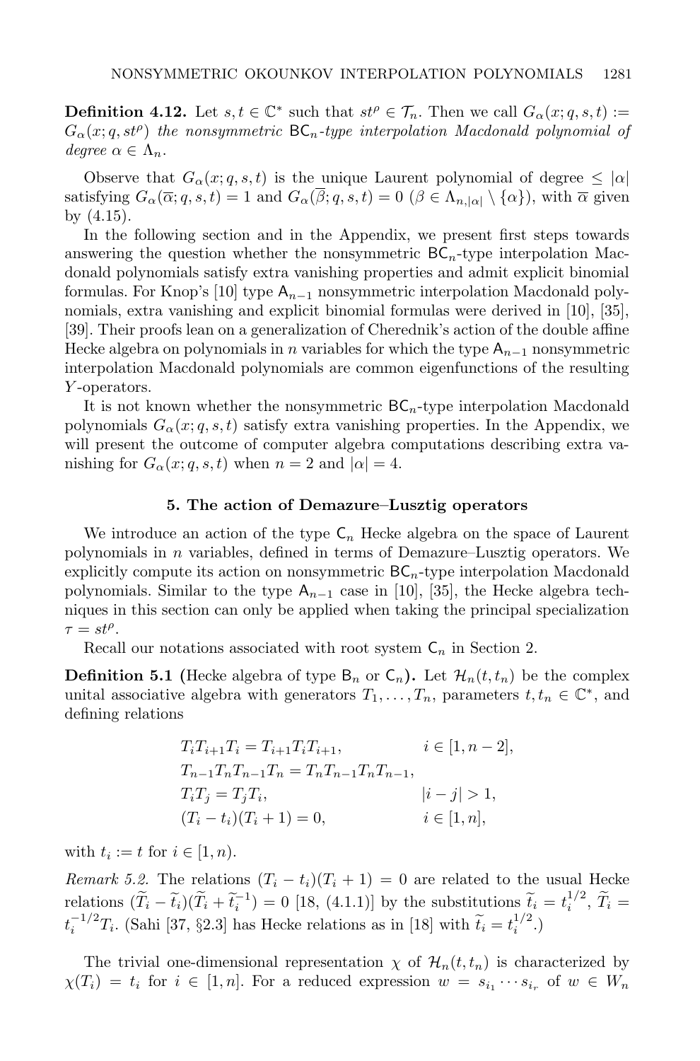**Definition 4.12.** Let $s, t \in \mathbb{C}^*$ such that $st^\rho \in \mathcal{T}_n$. Then we call $G_\alpha(x; q, s, t) := G_\alpha(x; q, st^\rho)$ *the nonsymmetric* $\mathsf{BC}_n$*-type interpolation Macdonald polynomial of degree* $\alpha \in \Lambda_n$.

Observe that $G_\alpha(x; q, s, t)$ is the unique Laurent polynomial of degree $\leq |\alpha|$ satisfying $G_\alpha(\overline{\alpha}; q, s, t) = 1$ and $G_\alpha(\overline{\beta}; q, s, t) = 0$ ($\beta \in \Lambda_{n,|\alpha|} \setminus \{\alpha\}$), with $\overline{\alpha}$ given by (4.15).

In the following section and in the Appendix, we present first steps towards answering the question whether the nonsymmetric $\mathsf{BC}_n$-type interpolation Macdonald polynomials satisfy extra vanishing properties and admit explicit binomial formulas. For Knop's [10] type $\mathsf{A}_{n-1}$ nonsymmetric interpolation Macdonald polynomials, extra vanishing and explicit binomial formulas were derived in [10], [35], [39]. Their proofs lean on a generalization of Cherednik's action of the double affine Hecke algebra on polynomials in $n$ variables for which the type $\mathsf{A}_{n-1}$ nonsymmetric interpolation Macdonald polynomials are common eigenfunctions of the resulting $Y$-operators.

It is not known whether the nonsymmetric $\mathsf{BC}_n$-type interpolation Macdonald polynomials $G_\alpha(x; q, s, t)$ satisfy extra vanishing properties. In the Appendix, we will present the outcome of computer algebra computations describing extra vanishing for $G_\alpha(x; q, s, t)$ when $n = 2$ and $|\alpha| = 4$.

## 5. The action of Demazure–Lusztig operators

We introduce an action of the type $\mathsf{C}_n$ Hecke algebra on the space of Laurent polynomials in $n$ variables, defined in terms of Demazure–Lusztig operators. We explicitly compute its action on nonsymmetric $\mathsf{BC}_n$-type interpolation Macdonald polynomials. Similar to the type $\mathsf{A}_{n-1}$ case in [10], [35], the Hecke algebra techniques in this section can only be applied when taking the principal specialization $\tau = st^\rho$.

Recall our notations associated with root system $\mathsf{C}_n$ in Section 2.

**Definition 5.1** (Hecke algebra of type $\mathsf{B}_n$ or $\mathsf{C}_n$)**.** Let $\mathcal{H}_n(t, t_n)$ be the complex unital associative algebra with generators $T_1, \ldots, T_n$, parameters $t, t_n \in \mathbb{C}^*$, and defining relations

$$
\begin{aligned}
&T_i T_{i+1} T_i = T_{i+1} T_i T_{i+1}, && i \in [1, n-2],\\
&T_{n-1} T_n T_{n-1} T_n = T_n T_{n-1} T_n T_{n-1}, &&\\
&T_i T_j = T_j T_i, && |i - j| > 1,\\
&(T_i - t_i)(T_i + 1) = 0, && i \in [1, n],
\end{aligned}
$$

with $t_i := t$ for $i \in [1, n)$.

*Remark 5.2.* The relations $(T_i - t_i)(T_i + 1) = 0$ are related to the usual Hecke relations $(\widetilde{T}_i - \widetilde{t}_i)(\widetilde{T}_i + \widetilde{t}_i^{-1}) = 0$ [18, (4.1.1)] by the substitutions $\widetilde{t}_i = t_i^{1/2}$, $\widetilde{T}_i = t_i^{-1/2} T_i$. (Sahi [37, §2.3] has Hecke relations as in [18] with $\widetilde{t}_i = t_i^{1/2}$.)

The trivial one-dimensional representation $\chi$ of $\mathcal{H}_n(t, t_n)$ is characterized by $\chi(T_i) = t_i$ for $i \in [1, n]$. For a reduced expression $w = s_{i_1} \cdots s_{i_r}$ of $w \in W_n$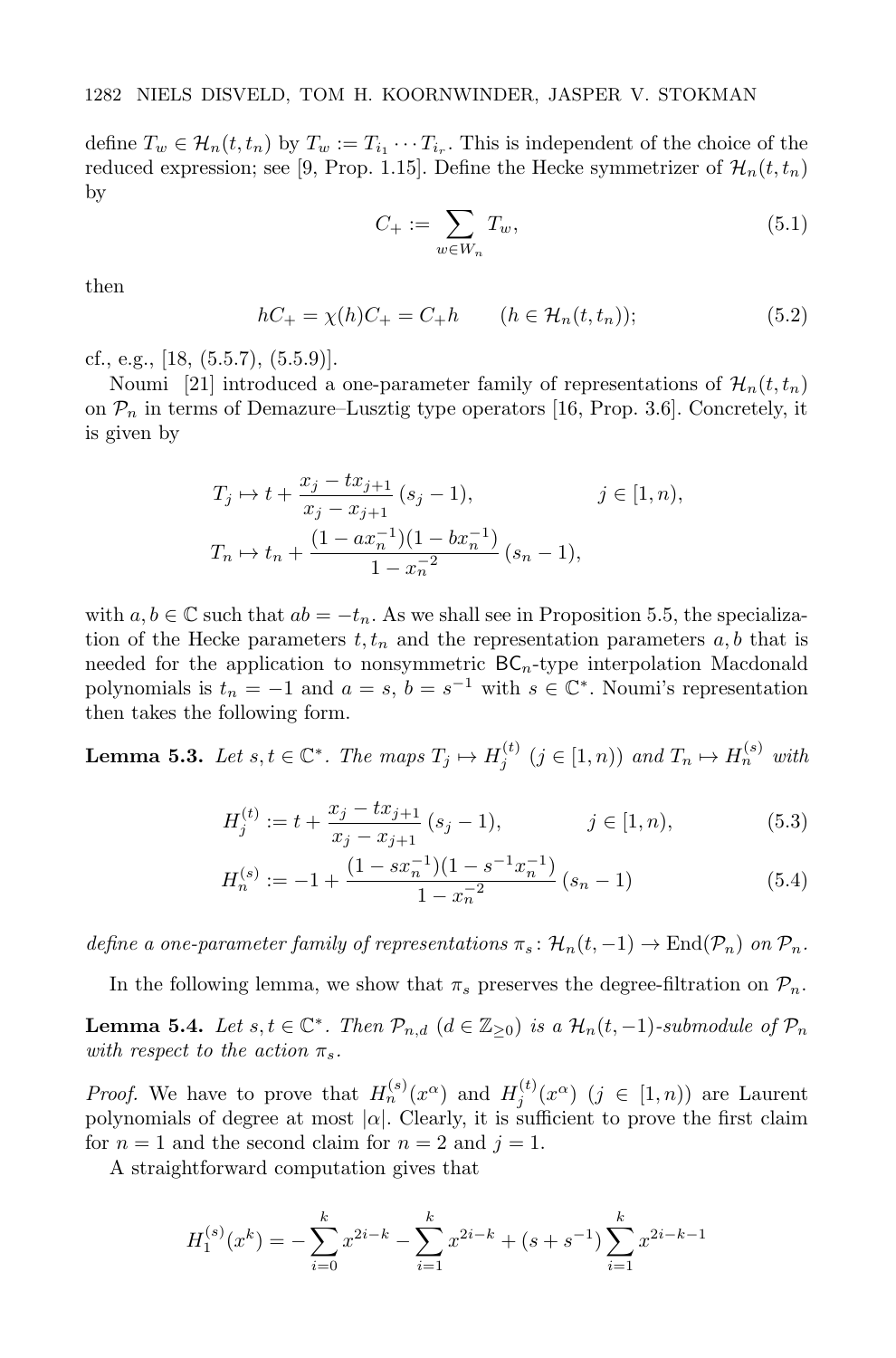define $T_w \in \mathcal{H}_n(t,t_n)$ by $T_w := T_{i_1}\cdots T_{i_r}$. This is independent of the choice of the reduced expression; see [9, Prop. 1.15]. Define the Hecke symmetrizer of $\mathcal{H}_n(t,t_n)$ by

$$C_+ := \sum_{w\in W_n} T_w, \tag{5.1}$$

then

$$hC_+ = \chi(h)C_+ = C_+h \qquad (h \in \mathcal{H}_n(t,t_n)); \tag{5.2}$$

cf., e.g., [18, (5.5.7), (5.5.9)].

Noumi [21] introduced a one-parameter family of representations of $\mathcal{H}_n(t,t_n)$ on $\mathcal{P}_n$ in terms of Demazure–Lusztig type operators [16, Prop. 3.6]. Concretely, it is given by

$$T_j \mapsto t + \frac{x_j - tx_{j+1}}{x_j - x_{j+1}}\,(s_j - 1), \qquad\qquad j \in [1,n),$$

$$T_n \mapsto t_n + \frac{(1-ax_n^{-1})(1-bx_n^{-1})}{1-x_n^{-2}}\,(s_n - 1),$$

with $a,b\in\mathbb{C}$ such that $ab=-t_n$. As we shall see in Proposition 5.5, the specialization of the Hecke parameters $t,t_n$ and the representation parameters $a,b$ that is needed for the application to nonsymmetric $\mathsf{BC}_n$-type interpolation Macdonald polynomials is $t_n=-1$ and $a=s$, $b=s^{-1}$ with $s\in\mathbb{C}^*$. Noumi's representation then takes the following form.

**Lemma 5.3.** *Let $s,t\in\mathbb{C}^*$. The maps $T_j\mapsto H_j^{(t)}$ $(j\in[1,n))$ and $T_n\mapsto H_n^{(s)}$ with*

$$H_j^{(t)} := t + \frac{x_j - tx_{j+1}}{x_j - x_{j+1}}\,(s_j - 1), \qquad\qquad j \in [1,n), \tag{5.3}$$

$$H_n^{(s)} := -1 + \frac{(1-sx_n^{-1})(1-s^{-1}x_n^{-1})}{1-x_n^{-2}}\,(s_n - 1) \tag{5.4}$$

*define a one-parameter family of representations $\pi_s\colon \mathcal{H}_n(t,-1)\to \mathrm{End}(\mathcal{P}_n)$ on $\mathcal{P}_n$.*

In the following lemma, we show that $\pi_s$ preserves the degree-filtration on $\mathcal{P}_n$.

**Lemma 5.4.** *Let $s,t\in\mathbb{C}^*$. Then $\mathcal{P}_{n,d}$ $(d\in\mathbb{Z}_{\geq 0})$ is a $\mathcal{H}_n(t,-1)$-submodule of $\mathcal{P}_n$ with respect to the action $\pi_s$.*

*Proof.* We have to prove that $H_n^{(s)}(x^\alpha)$ and $H_j^{(t)}(x^\alpha)$ $(j\in[1,n))$ are Laurent polynomials of degree at most $|\alpha|$. Clearly, it is sufficient to prove the first claim for $n=1$ and the second claim for $n=2$ and $j=1$.

A straightforward computation gives that

$$H_1^{(s)}(x^k) = -\sum_{i=0}^{k} x^{2i-k} - \sum_{i=1}^{k} x^{2i-k} + (s+s^{-1})\sum_{i=1}^{k} x^{2i-k-1}$$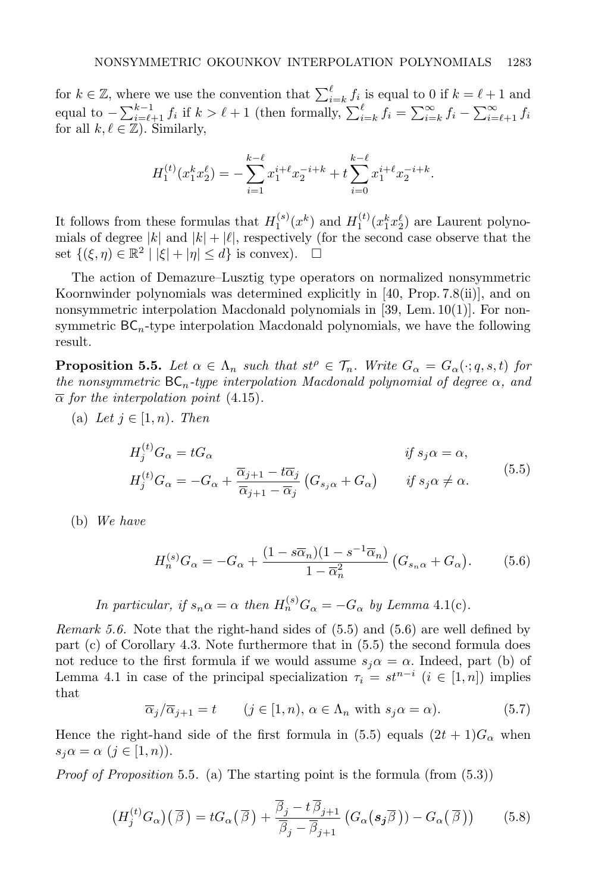for $k \in \mathbb{Z}$, where we use the convention that $\sum_{i=k}^{\ell} f_i$ is equal to 0 if $k = \ell+1$ and equal to $-\sum_{i=\ell+1}^{k-1} f_i$ if $k > \ell+1$ (then formally, $\sum_{i=k}^{\ell} f_i = \sum_{i=k}^{\infty} f_i - \sum_{i=\ell+1}^{\infty} f_i$ for all $k, \ell \in \mathbb{Z}$). Similarly,

$$H_1^{(t)}(x_1^k x_2^\ell) = -\sum_{i=1}^{k-\ell} x_1^{i+\ell} x_2^{-i+k} + t\sum_{i=0}^{k-\ell} x_1^{i+\ell} x_2^{-i+k}.$$

It follows from these formulas that $H_1^{(s)}(x^k)$ and $H_1^{(t)}(x_1^k x_2^\ell)$ are Laurent polynomials of degree $|k|$ and $|k|+|\ell|$, respectively (for the second case observe that the set $\{(\xi,\eta) \in \mathbb{R}^2 \mid |\xi| + |\eta| \le d\}$ is convex). $\square$

The action of Demazure–Lusztig type operators on normalized nonsymmetric Koornwinder polynomials was determined explicitly in [40, Prop. 7.8(ii)], and on nonsymmetric interpolation Macdonald polynomials in [39, Lem. 10(1)]. For nonsymmetric $\mathsf{BC}_n$-type interpolation Macdonald polynomials, we have the following result.

**Proposition 5.5.** *Let $\alpha \in \Lambda_n$ such that $st^\rho \in \mathcal{T}_n$. Write $G_\alpha = G_\alpha(\cdot; q, s, t)$ for the nonsymmetric $\mathsf{BC}_n$-type interpolation Macdonald polynomial of degree $\alpha$, and $\overline{\alpha}$ for the interpolation point* (4.15).

(a) *Let $j \in [1, n)$. Then*

$$\begin{aligned} H_j^{(t)} G_\alpha &= t G_\alpha && \text{if } s_j\alpha = \alpha, \\ H_j^{(t)} G_\alpha &= -G_\alpha + \frac{\overline{\alpha}_{j+1} - t\overline{\alpha}_j}{\overline{\alpha}_{j+1} - \overline{\alpha}_j}\big(G_{s_j\alpha} + G_\alpha\big) && \text{if } s_j\alpha \neq \alpha. \end{aligned} \tag{5.5}$$

(b) *We have*

$$H_n^{(s)} G_\alpha = -G_\alpha + \frac{(1 - s\overline{\alpha}_n)(1 - s^{-1}\overline{\alpha}_n)}{1 - \overline{\alpha}_n^2}\big(G_{s_n\alpha} + G_\alpha\big). \tag{5.6}$$

*In particular, if $s_n\alpha = \alpha$ then $H_n^{(s)} G_\alpha = -G_\alpha$ by Lemma* 4.1(c).

*Remark 5.6.* Note that the right-hand sides of (5.5) and (5.6) are well defined by part (c) of Corollary 4.3. Note furthermore that in (5.5) the second formula does not reduce to the first formula if we would assume $s_j\alpha = \alpha$. Indeed, part (b) of Lemma 4.1 in case of the principal specialization $\tau_i = st^{n-i}$ ($i \in [1, n]$) implies that

$$\overline{\alpha}_j / \overline{\alpha}_{j+1} = t \qquad (j \in [1, n),\ \alpha \in \Lambda_n \text{ with } s_j\alpha = \alpha). \tag{5.7}$$

Hence the right-hand side of the first formula in (5.5) equals $(2t+1)G_\alpha$ when $s_j\alpha = \alpha$ ($j \in [1, n)$).

*Proof of Proposition* 5.5. (a) The starting point is the formula (from (5.3))

$$\big(H_j^{(t)} G_\alpha\big)\big(\overline{\beta}\big) = t G_\alpha\big(\overline{\beta}\big) + \frac{\overline{\beta}_j - t\,\overline{\beta}_{j+1}}{\overline{\beta}_j - \overline{\beta}_{j+1}}\big(G_\alpha\big(\boldsymbol{s_j}\overline{\beta}\big)\big) - G_\alpha\big(\overline{\beta}\big)\big) \tag{5.8}$$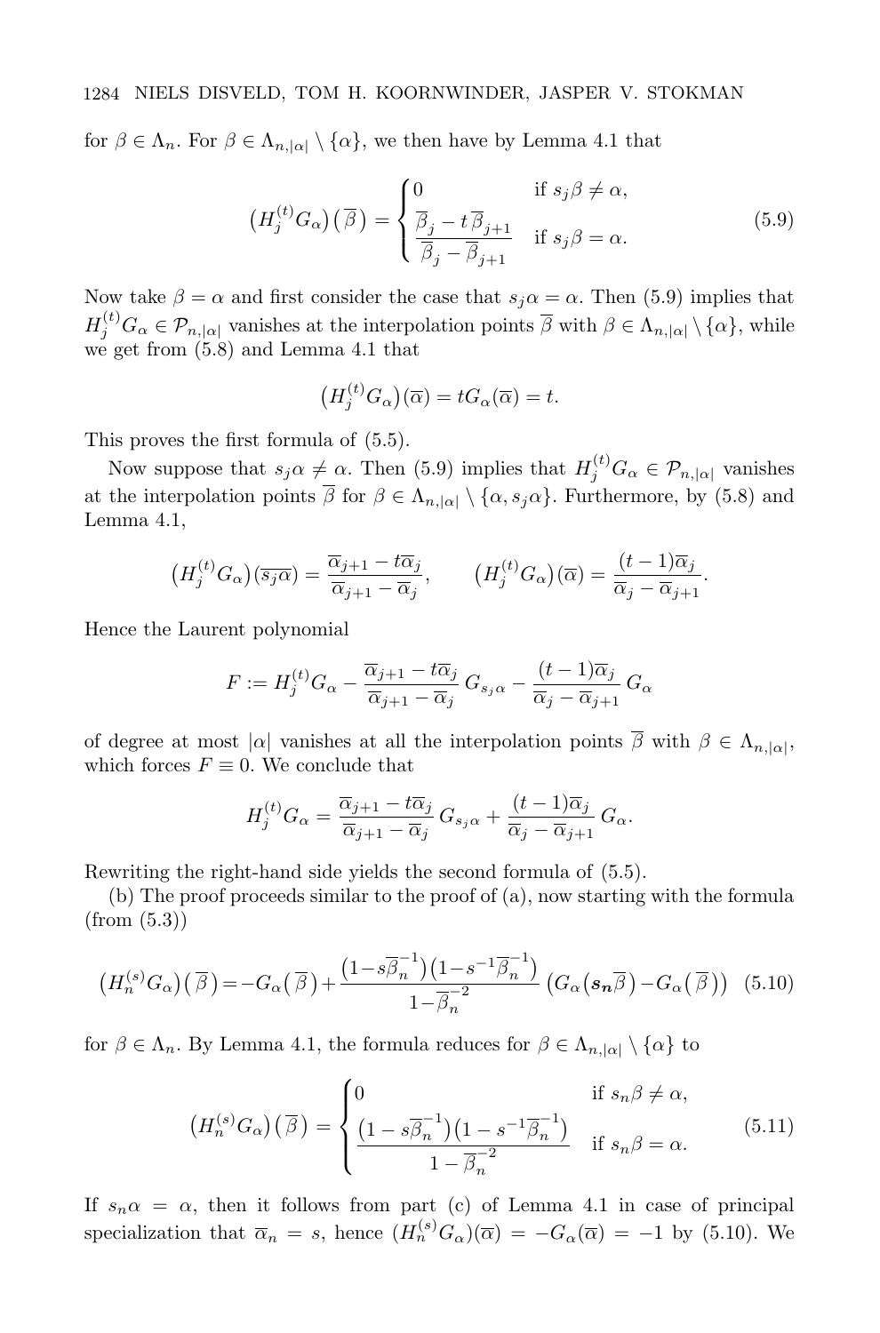for $\beta \in \Lambda_n$. For $\beta \in \Lambda_{n,|\alpha|} \setminus \{\alpha\}$, we then have by Lemma 4.1 that

$$\big(H_j^{(t)} G_\alpha\big)\big(\overline{\beta}\big) = \begin{cases} 0 & \text{if } s_j\beta \neq \alpha, \\ \dfrac{\overline{\beta}_j - t\,\overline{\beta}_{j+1}}{\overline{\beta}_j - \overline{\beta}_{j+1}} & \text{if } s_j\beta = \alpha. \end{cases} \tag{5.9}$$

Now take $\beta = \alpha$ and first consider the case that $s_j\alpha = \alpha$. Then (5.9) implies that $H_j^{(t)} G_\alpha \in \mathcal{P}_{n,|\alpha|}$ vanishes at the interpolation points $\overline{\beta}$ with $\beta \in \Lambda_{n,|\alpha|} \setminus \{\alpha\}$, while we get from (5.8) and Lemma 4.1 that

$$\big(H_j^{(t)} G_\alpha\big)(\overline{\alpha}) = tG_\alpha(\overline{\alpha}) = t.$$

This proves the first formula of (5.5).

Now suppose that $s_j\alpha \neq \alpha$. Then (5.9) implies that $H_j^{(t)} G_\alpha \in \mathcal{P}_{n,|\alpha|}$ vanishes at the interpolation points $\overline{\beta}$ for $\beta \in \Lambda_{n,|\alpha|} \setminus \{\alpha, s_j\alpha\}$. Furthermore, by (5.8) and Lemma 4.1,

$$\big(H_j^{(t)} G_\alpha\big)(\overline{s_j\alpha}) = \frac{\overline{\alpha}_{j+1} - t\overline{\alpha}_j}{\overline{\alpha}_{j+1} - \overline{\alpha}_j}, \qquad \big(H_j^{(t)} G_\alpha\big)(\overline{\alpha}) = \frac{(t-1)\overline{\alpha}_j}{\overline{\alpha}_j - \overline{\alpha}_{j+1}}.$$

Hence the Laurent polynomial

$$F := H_j^{(t)} G_\alpha - \frac{\overline{\alpha}_{j+1} - t\overline{\alpha}_j}{\overline{\alpha}_{j+1} - \overline{\alpha}_j}\, G_{s_j\alpha} - \frac{(t-1)\overline{\alpha}_j}{\overline{\alpha}_j - \overline{\alpha}_{j+1}}\, G_\alpha$$

of degree at most $|\alpha|$ vanishes at all the interpolation points $\overline{\beta}$ with $\beta \in \Lambda_{n,|\alpha|}$, which forces $F \equiv 0$. We conclude that

$$H_j^{(t)} G_\alpha = \frac{\overline{\alpha}_{j+1} - t\overline{\alpha}_j}{\overline{\alpha}_{j+1} - \overline{\alpha}_j}\, G_{s_j\alpha} + \frac{(t-1)\overline{\alpha}_j}{\overline{\alpha}_j - \overline{\alpha}_{j+1}}\, G_\alpha.$$

Rewriting the right-hand side yields the second formula of (5.5).

(b) The proof proceeds similar to the proof of (a), now starting with the formula (from (5.3))

$$\big(H_n^{(s)} G_\alpha\big)\big(\overline{\beta}\big) = -G_\alpha\big(\overline{\beta}\big) + \frac{\big(1 - s\overline{\beta}_n^{-1}\big)\big(1 - s^{-1}\overline{\beta}_n^{-1}\big)}{1 - \overline{\beta}_n^{-2}}\big(G_\alpha\big(\boldsymbol{s_n}\overline{\beta}\big) - G_\alpha\big(\overline{\beta}\big)\big) \tag{5.10}$$

for $\beta \in \Lambda_n$. By Lemma 4.1, the formula reduces for $\beta \in \Lambda_{n,|\alpha|} \setminus \{\alpha\}$ to

$$\big(H_n^{(s)} G_\alpha\big)\big(\overline{\beta}\big) = \begin{cases} 0 & \text{if } s_n\beta \neq \alpha, \\ \dfrac{\big(1 - s\overline{\beta}_n^{-1}\big)\big(1 - s^{-1}\overline{\beta}_n^{-1}\big)}{1 - \overline{\beta}_n^{-2}} & \text{if } s_n\beta = \alpha. \end{cases} \tag{5.11}$$

If $s_n\alpha = \alpha$, then it follows from part (c) of Lemma 4.1 in case of principal specialization that $\overline{\alpha}_n = s$, hence $(H_n^{(s)} G_\alpha)(\overline{\alpha}) = -G_\alpha(\overline{\alpha}) = -1$ by (5.10). We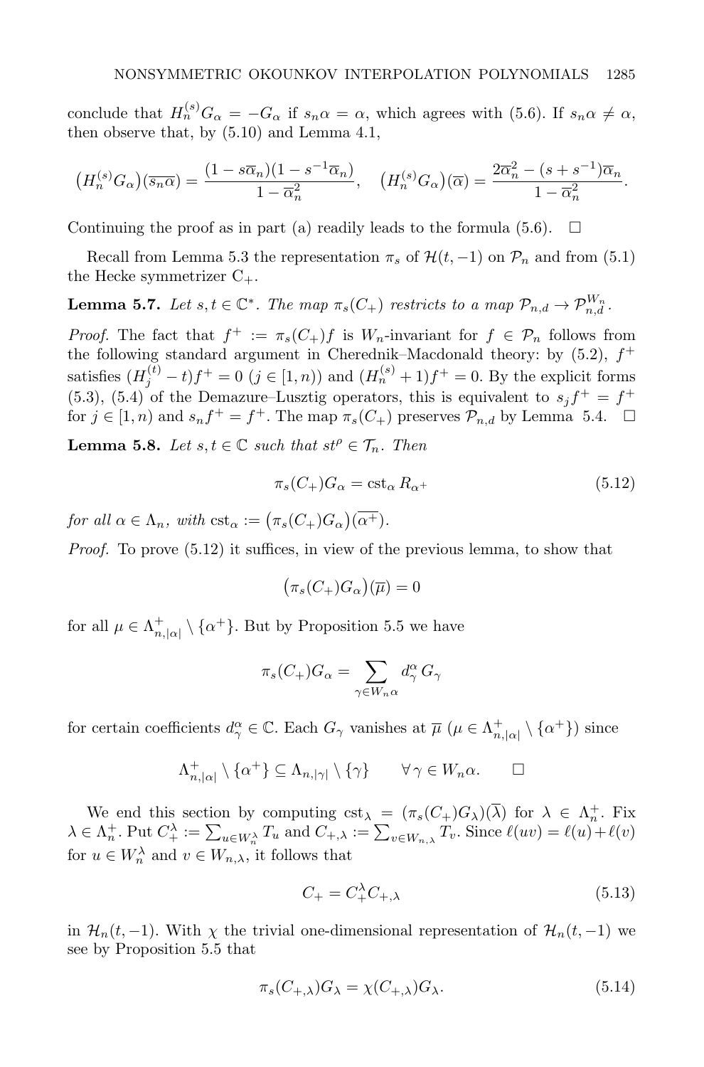conclude that $H_n^{(s)} G_\alpha = -G_\alpha$ if $s_n\alpha = \alpha$, which agrees with (5.6). If $s_n\alpha \neq \alpha$, then observe that, by (5.10) and Lemma 4.1,

$$\big(H_n^{(s)} G_\alpha\big)(\overline{s_n\alpha}) = \frac{(1-s\overline{\alpha}_n)(1-s^{-1}\overline{\alpha}_n)}{1-\overline{\alpha}_n^2}, \quad \big(H_n^{(s)} G_\alpha\big)(\overline{\alpha}) = \frac{2\overline{\alpha}_n^2-(s+s^{-1})\overline{\alpha}_n}{1-\overline{\alpha}_n^2}.$$

Continuing the proof as in part (a) readily leads to the formula (5.6). $\square$

Recall from Lemma 5.3 the representation $\pi_s$ of $\mathcal{H}(t,-1)$ on $\mathcal{P}_n$ and from (5.1) the Hecke symmetrizer $\mathrm{C}_+$.

**Lemma 5.7.** *Let $s,t\in\mathbb{C}^*$. The map $\pi_s(C_+)$ restricts to a map $\mathcal{P}_{n,d}\to\mathcal{P}_{n,d}^{W_n}$.*

*Proof.* The fact that $f^+ := \pi_s(C_+)f$ is $W_n$-invariant for $f\in\mathcal{P}_n$ follows from the following standard argument in Cherednik–Macdonald theory: by (5.2), $f^+$ satisfies $(H_j^{(t)}-t)f^+=0$ ($j\in[1,n)$) and $(H_n^{(s)}+1)f^+=0$. By the explicit forms (5.3), (5.4) of the Demazure–Lusztig operators, this is equivalent to $s_jf^+=f^+$ for $j\in[1,n)$ and $s_nf^+=f^+$. The map $\pi_s(C_+)$ preserves $\mathcal{P}_{n,d}$ by Lemma 5.4. $\square$

**Lemma 5.8.** *Let $s,t\in\mathbb{C}$ such that $st^\rho\in\mathcal{T}_n$. Then*

$$\pi_s(C_+)G_\alpha = \mathrm{cst}_\alpha\, R_{\alpha^+} \tag{5.12}$$

*for all $\alpha\in\Lambda_n$, with $\mathrm{cst}_\alpha := \big(\pi_s(C_+)G_\alpha\big)(\overline{\alpha^+})$.*

*Proof.* To prove (5.12) it suffices, in view of the previous lemma, to show that

$$\big(\pi_s(C_+)G_\alpha\big)(\overline{\mu}) = 0$$

for all $\mu\in\Lambda_{n,|\alpha|}^+\setminus\{\alpha^+\}$. But by Proposition 5.5 we have

$$\pi_s(C_+)G_\alpha = \sum_{\gamma\in W_n\alpha} d_\gamma^\alpha\, G_\gamma$$

for certain coefficients $d_\gamma^\alpha\in\mathbb{C}$. Each $G_\gamma$ vanishes at $\overline{\mu}$ ($\mu\in\Lambda_{n,|\alpha|}^+\setminus\{\alpha^+\}$) since

$$\Lambda_{n,|\alpha|}^+\setminus\{\alpha^+\}\subseteq\Lambda_{n,|\gamma|}\setminus\{\gamma\}\qquad\forall\,\gamma\in W_n\alpha. \qquad\square$$

We end this section by computing $\mathrm{cst}_\lambda = (\pi_s(C_+)G_\lambda)(\overline{\lambda})$ for $\lambda\in\Lambda_n^+$. Fix $\lambda\in\Lambda_n^+$. Put $C_+^\lambda := \sum_{u\in W_n^\lambda} T_u$ and $C_{+,\lambda} := \sum_{v\in W_{n,\lambda}} T_v$. Since $\ell(uv)=\ell(u)+\ell(v)$ for $u\in W_n^\lambda$ and $v\in W_{n,\lambda}$, it follows that

$$C_+ = C_+^\lambda C_{+,\lambda} \tag{5.13}$$

in $\mathcal{H}_n(t,-1)$. With $\chi$ the trivial one-dimensional representation of $\mathcal{H}_n(t,-1)$ we see by Proposition 5.5 that

$$\pi_s(C_{+,\lambda})G_\lambda = \chi(C_{+,\lambda})G_\lambda. \tag{5.14}$$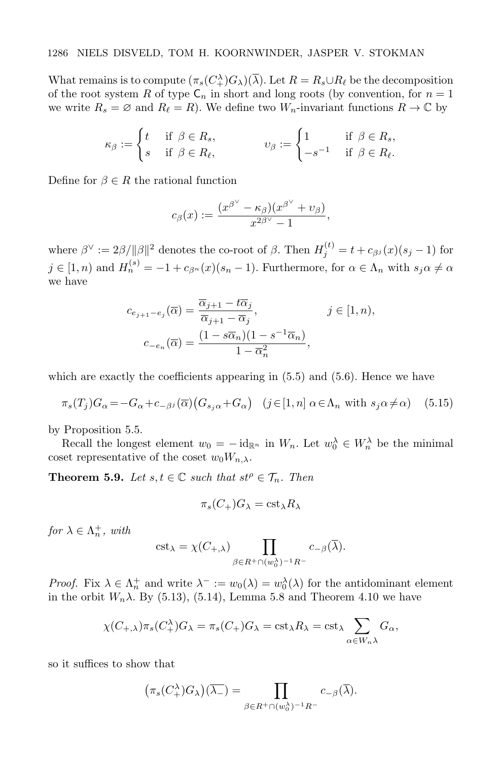What remains is to compute $(\pi_s(C_+^\lambda)G_\lambda)(\overline{\lambda})$. Let $R = R_s \cup R_\ell$ be the decomposition of the root system $R$ of type $\mathsf{C}_n$ in short and long roots (by convention, for $n=1$ we write $R_s = \varnothing$ and $R_\ell = R$). We define two $W_n$-invariant functions $R \to \mathbb{C}$ by

$$\kappa_\beta := \begin{cases} t & \text{if } \beta \in R_s, \\ s & \text{if } \beta \in R_\ell, \end{cases} \qquad \upsilon_\beta := \begin{cases} 1 & \text{if } \beta \in R_s, \\ -s^{-1} & \text{if } \beta \in R_\ell. \end{cases}$$

Define for $\beta \in R$ the rational function

$$c_\beta(x) := \frac{(x^{\beta^\vee} - \kappa_\beta)(x^{\beta^\vee} + \upsilon_\beta)}{x^{2\beta^\vee} - 1},$$

where $\beta^\vee := 2\beta/\|\beta\|^2$ denotes the co-root of $\beta$. Then $H_j^{(t)} = t + c_{\beta^j}(x)(s_j - 1)$ for $j \in [1,n)$ and $H_n^{(s)} = -1 + c_{\beta^n}(x)(s_n - 1)$. Furthermore, for $\alpha \in \Lambda_n$ with $s_j\alpha \neq \alpha$ we have

$$c_{e_{j+1}-e_j}(\overline{\alpha}) = \frac{\overline{\alpha}_{j+1} - t\overline{\alpha}_j}{\overline{\alpha}_{j+1} - \overline{\alpha}_j}, \qquad j \in [1,n),$$

$$c_{-e_n}(\overline{\alpha}) = \frac{(1 - s\overline{\alpha}_n)(1 - s^{-1}\overline{\alpha}_n)}{1 - \overline{\alpha}_n^2},$$

which are exactly the coefficients appearing in (5.5) and (5.6). Hence we have

$$\pi_s(T_j)G_\alpha = -G_\alpha + c_{-\beta^j}(\overline{\alpha})\big(G_{s_j\alpha} + G_\alpha\big) \quad (j \in [1,n]\ \alpha \in \Lambda_n \text{ with } s_j\alpha \neq \alpha) \tag{5.15}$$

by Proposition 5.5.

Recall the longest element $w_0 = -\mathrm{id}_{\mathbb{R}^n}$ in $W_n$. Let $w_0^\lambda \in W_n^\lambda$ be the minimal coset representative of the coset $w_0 W_{n,\lambda}$.

**Theorem 5.9.** *Let $s,t \in \mathbb{C}$ such that $st^\rho \in \mathcal{T}_n$. Then*

$$\pi_s(C_+)G_\lambda = \mathrm{cst}_\lambda R_\lambda$$

*for $\lambda \in \Lambda_n^+$, with*

$$\mathrm{cst}_\lambda = \chi(C_{+,\lambda}) \prod_{\beta \in R^+ \cap (w_0^\lambda)^{-1}R^-} c_{-\beta}(\overline{\lambda}).$$

*Proof.* Fix $\lambda \in \Lambda_n^+$ and write $\lambda^- := w_0(\lambda) = w_0^\lambda(\lambda)$ for the antidominant element in the orbit $W_n\lambda$. By (5.13), (5.14), Lemma 5.8 and Theorem 4.10 we have

$$\chi(C_{+,\lambda})\pi_s(C_+^\lambda)G_\lambda = \pi_s(C_+)G_\lambda = \mathrm{cst}_\lambda R_\lambda = \mathrm{cst}_\lambda \sum_{\alpha \in W_n\lambda} G_\alpha,$$

so it suffices to show that

$$\big(\pi_s(C_+^\lambda)G_\lambda\big)(\overline{\lambda_-}) = \prod_{\beta \in R^+ \cap (w_0^\lambda)^{-1}R^-} c_{-\beta}(\overline{\lambda}).$$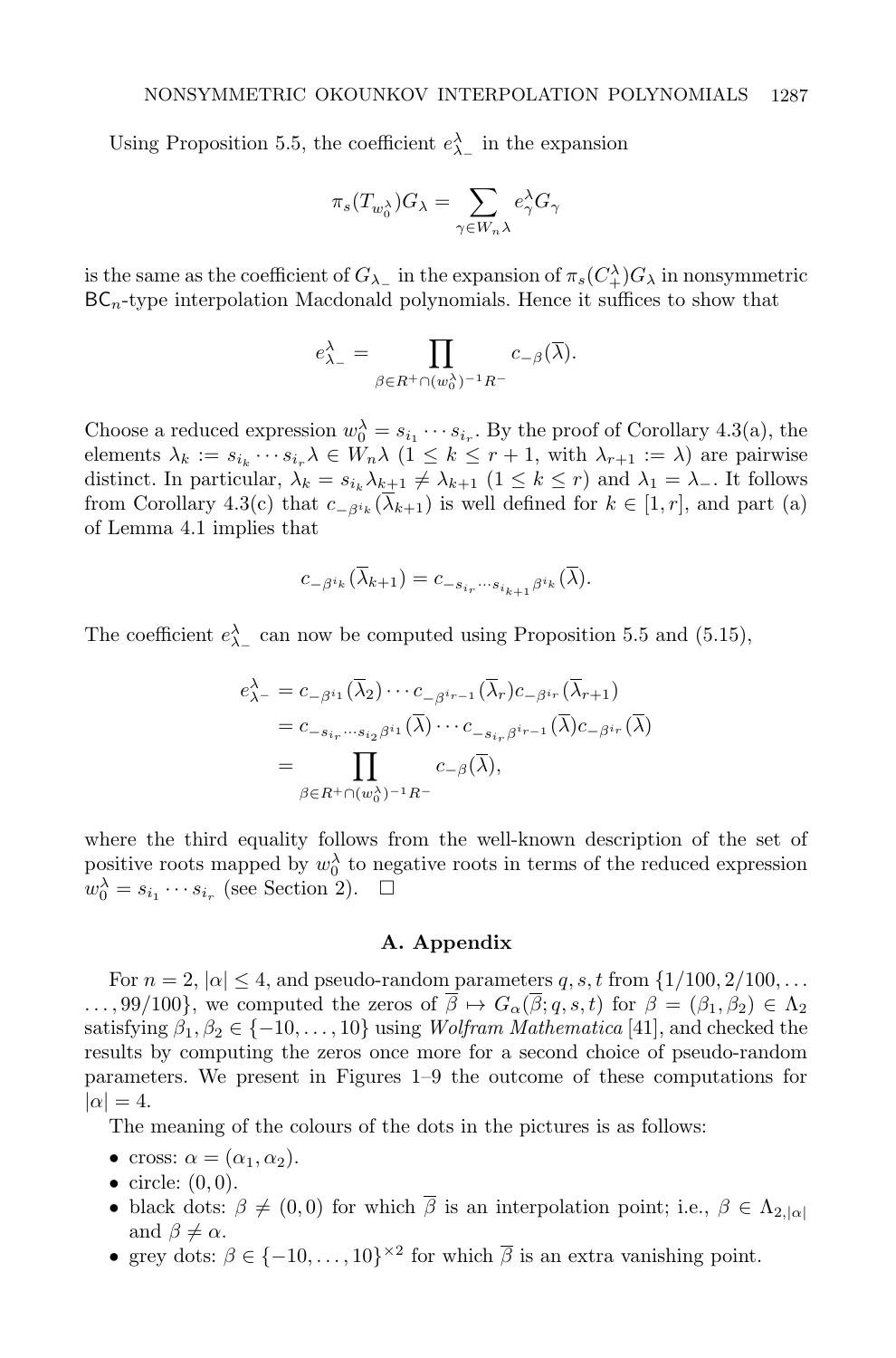Using Proposition 5.5, the coefficient $e^{\lambda}_{\lambda_-}$ in the expansion

$$\pi_s(T_{w_0^\lambda})G_\lambda = \sum_{\gamma \in W_n\lambda} e^\lambda_\gamma G_\gamma$$

is the same as the coefficient of $G_{\lambda_-}$ in the expansion of $\pi_s(C^\lambda_+)G_\lambda$ in nonsymmetric $\mathsf{BC}_n$-type interpolation Macdonald polynomials. Hence it suffices to show that

$$e^\lambda_{\lambda_-} = \prod_{\beta \in R^+ \cap (w_0^\lambda)^{-1}R^-} c_{-\beta}(\overline{\lambda}).$$

Choose a reduced expression $w_0^\lambda = s_{i_1} \cdots s_{i_r}$. By the proof of Corollary 4.3(a), the elements $\lambda_k := s_{i_k} \cdots s_{i_r}\lambda \in W_n\lambda$ ($1 \leq k \leq r+1$, with $\lambda_{r+1} := \lambda$) are pairwise distinct. In particular, $\lambda_k = s_{i_k}\lambda_{k+1} \neq \lambda_{k+1}$ ($1 \leq k \leq r$) and $\lambda_1 = \lambda_-$. It follows from Corollary 4.3(c) that $c_{-\beta^{i_k}}(\overline{\lambda}_{k+1})$ is well defined for $k \in [1, r]$, and part (a) of Lemma 4.1 implies that

$$c_{-\beta^{i_k}}(\overline{\lambda}_{k+1}) = c_{-s_{i_r}\cdots s_{i_{k+1}}\beta^{i_k}}(\overline{\lambda}).$$

The coefficient $e^\lambda_{\lambda_-}$ can now be computed using Proposition 5.5 and (5.15),

$$\begin{aligned}
e^\lambda_{\lambda_-} &= c_{-\beta^{i_1}}(\overline{\lambda}_2) \cdots c_{-\beta^{i_{r-1}}}(\overline{\lambda}_r) c_{-\beta^{i_r}}(\overline{\lambda}_{r+1}) \\
&= c_{-s_{i_r}\cdots s_{i_2}\beta^{i_1}}(\overline{\lambda}) \cdots c_{-s_{i_r}\beta^{i_{r-1}}}(\overline{\lambda}) c_{-\beta^{i_r}}(\overline{\lambda}) \\
&= \prod_{\beta \in R^+ \cap (w_0^\lambda)^{-1}R^-} c_{-\beta}(\overline{\lambda}),
\end{aligned}$$

where the third equality follows from the well-known description of the set of positive roots mapped by $w_0^\lambda$ to negative roots in terms of the reduced expression $w_0^\lambda = s_{i_1} \cdots s_{i_r}$ (see Section 2). $\square$

## A. Appendix

For $n = 2$, $|\alpha| \leq 4$, and pseudo-random parameters $q, s, t$ from $\{1/100, 2/100, \ldots$ $\ldots, 99/100\}$, we computed the zeros of $\overline{\beta} \mapsto G_\alpha(\overline{\beta}; q, s, t)$ for $\beta = (\beta_1, \beta_2) \in \Lambda_2$ satisfying $\beta_1, \beta_2 \in \{-10, \ldots, 10\}$ using *Wolfram Mathematica* [41], and checked the results by computing the zeros once more for a second choice of pseudo-random parameters. We present in Figures 1–9 the outcome of these computations for $|\alpha| = 4$.

The meaning of the colours of the dots in the pictures is as follows:

- cross: $\alpha = (\alpha_1, \alpha_2)$.
- circle: $(0, 0)$.
- black dots: $\beta \neq (0, 0)$ for which $\overline{\beta}$ is an interpolation point; i.e., $\beta \in \Lambda_{2,|\alpha|}$ and $\beta \neq \alpha$.
- grey dots: $\beta \in \{-10, \ldots, 10\}^{\times 2}$ for which $\overline{\beta}$ is an extra vanishing point.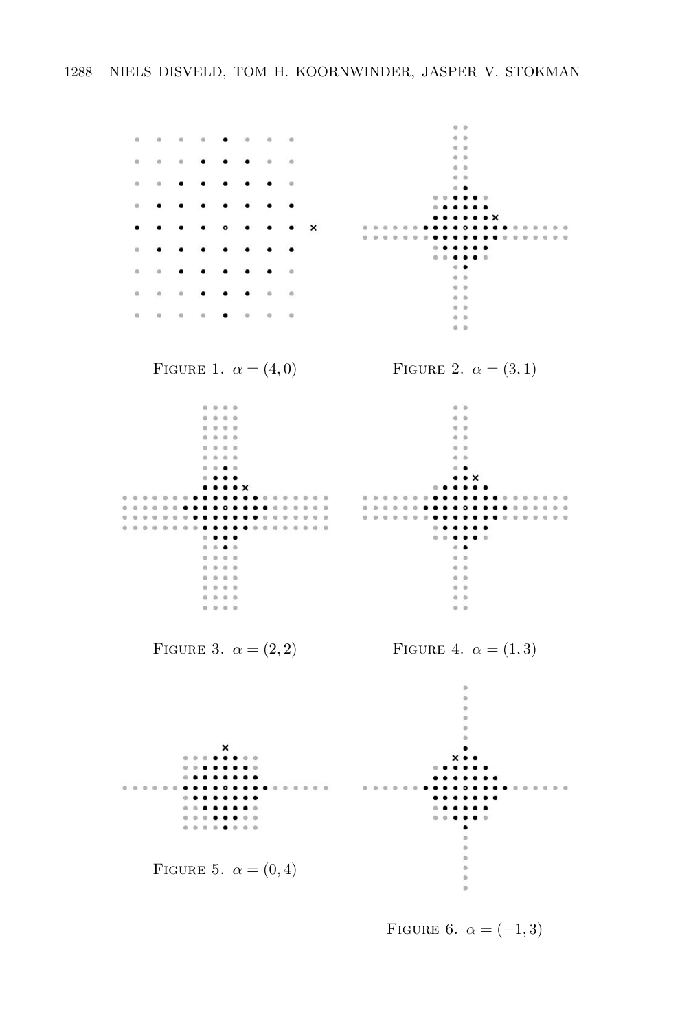FIGURE 1. $\alpha = (4, 0)$

FIGURE 2. $\alpha = (3, 1)$

FIGURE 3. $\alpha = (2, 2)$

FIGURE 4. $\alpha = (1, 3)$

FIGURE 5. $\alpha = (0, 4)$

FIGURE 6. $\alpha = (-1, 3)$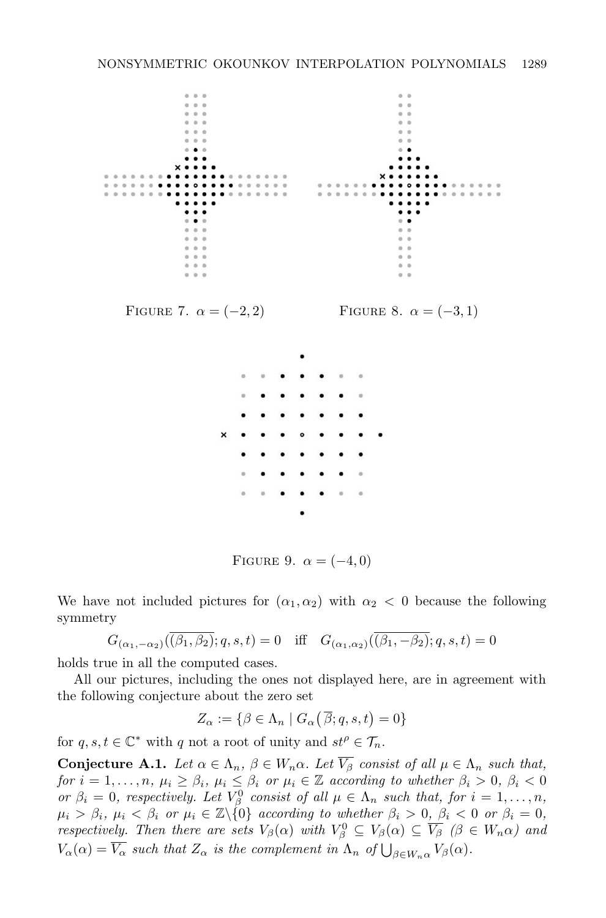Figure 7. $\alpha = (-2, 2)$

Figure 8. $\alpha = (-3, 1)$

Figure 9. $\alpha = (-4, 0)$

We have not included pictures for $(\alpha_1, \alpha_2)$ with $\alpha_2 < 0$ because the following symmetry

$$G_{(\alpha_1, -\alpha_2)}(\overline{(\beta_1, \beta_2)}; q, s, t) = 0 \quad \text{iff} \quad G_{(\alpha_1, \alpha_2)}(\overline{(\beta_1, -\beta_2)}; q, s, t) = 0$$

holds true in all the computed cases.

All our pictures, including the ones not displayed here, are in agreement with the following conjecture about the zero set

$$Z_\alpha := \{\beta \in \Lambda_n \mid G_\alpha\big(\overline{\beta}; q, s, t\big) = 0\}$$

for $q, s, t \in \mathbb{C}^*$ with $q$ not a root of unity and $st^\rho \in \mathcal{T}_n$.

**Conjecture A.1.** *Let $\alpha \in \Lambda_n$, $\beta \in W_n\alpha$. Let $\overline{V_\beta}$ consist of all $\mu \in \Lambda_n$ such that, for $i = 1, \ldots, n$, $\mu_i \geq \beta_i$, $\mu_i \leq \beta_i$ or $\mu_i \in \mathbb{Z}$ according to whether $\beta_i > 0$, $\beta_i < 0$ or $\beta_i = 0$, respectively. Let $V_\beta^0$ consist of all $\mu \in \Lambda_n$ such that, for $i = 1, \ldots, n$, $\mu_i > \beta_i$, $\mu_i < \beta_i$ or $\mu_i \in \mathbb{Z}\backslash\{0\}$ according to whether $\beta_i > 0$, $\beta_i < 0$ or $\beta_i = 0$, respectively. Then there are sets $V_\beta(\alpha)$ with $V_\beta^0 \subseteq V_\beta(\alpha) \subseteq \overline{V_\beta}$ ($\beta \in W_n\alpha$) and $V_\alpha(\alpha) = \overline{V_\alpha}$ such that $Z_\alpha$ is the complement in $\Lambda_n$ of $\bigcup_{\beta \in W_n\alpha} V_\beta(\alpha)$.*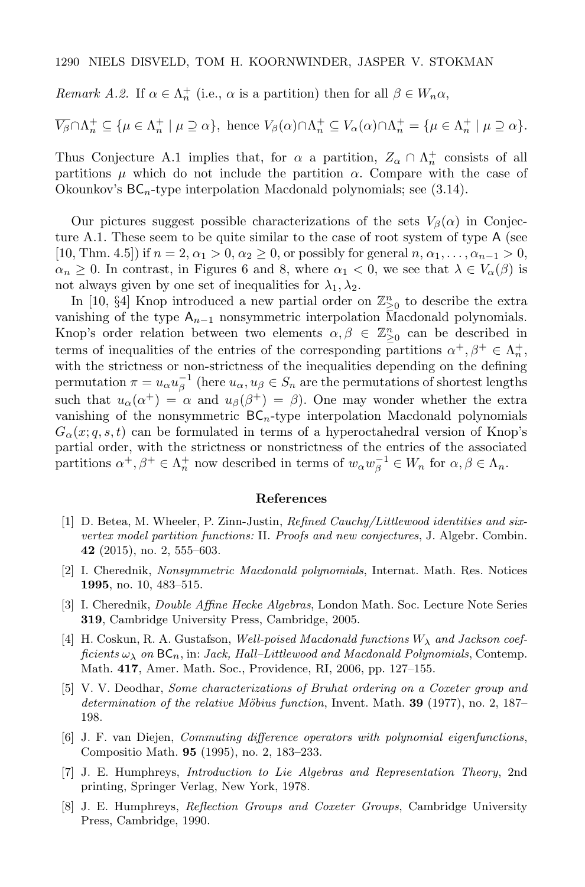*Remark A.2.* If $\alpha \in \Lambda_n^+$ (i.e., $\alpha$ is a partition) then for all $\beta \in W_n\alpha$,

$$\overline{V_\beta} \cap \Lambda_n^+ \subseteq \{\mu \in \Lambda_n^+ \mid \mu \supseteq \alpha\}, \text{ hence } V_\beta(\alpha) \cap \Lambda_n^+ \subseteq V_\alpha(\alpha) \cap \Lambda_n^+ = \{\mu \in \Lambda_n^+ \mid \mu \supseteq \alpha\}.$$

Thus Conjecture A.1 implies that, for $\alpha$ a partition, $Z_\alpha \cap \Lambda_n^+$ consists of all partitions $\mu$ which do not include the partition $\alpha$. Compare with the case of Okounkov's $\mathsf{BC}_n$-type interpolation Macdonald polynomials; see (3.14).

Our pictures suggest possible characterizations of the sets $V_\beta(\alpha)$ in Conjecture A.1. These seem to be quite similar to the case of root system of type $\mathsf{A}$ (see [10, Thm. 4.5]) if $n = 2$, $\alpha_1 > 0$, $\alpha_2 \geq 0$, or possibly for general $n$, $\alpha_1, \ldots, \alpha_{n-1} > 0$, $\alpha_n \geq 0$. In contrast, in Figures 6 and 8, where $\alpha_1 < 0$, we see that $\lambda \in V_\alpha(\beta)$ is not always given by one set of inequalities for $\lambda_1, \lambda_2$.

In [10, §4] Knop introduced a new partial order on $\mathbb{Z}_{\geq 0}^n$ to describe the extra vanishing of the type $\mathsf{A}_{n-1}$ nonsymmetric interpolation Macdonald polynomials. Knop's order relation between two elements $\alpha, \beta \in \mathbb{Z}_{\geq 0}^n$ can be described in terms of inequalities of the entries of the corresponding partitions $\alpha^+, \beta^+ \in \Lambda_n^+$, with the strictness or non-strictness of the inequalities depending on the defining permutation $\pi = u_\alpha u_\beta^{-1}$ (here $u_\alpha, u_\beta \in S_n$ are the permutations of shortest lengths such that $u_\alpha(\alpha^+) = \alpha$ and $u_\beta(\beta^+) = \beta$). One may wonder whether the extra vanishing of the nonsymmetric $\mathsf{BC}_n$-type interpolation Macdonald polynomials $G_\alpha(x; q, s, t)$ can be formulated in terms of a hyperoctahedral version of Knop's partial order, with the strictness or nonstrictness of the entries of the associated partitions $\alpha^+, \beta^+ \in \Lambda_n^+$ now described in terms of $w_\alpha w_\beta^{-1} \in W_n$ for $\alpha, \beta \in \Lambda_n$.

## References

[1] D. Betea, M. Wheeler, P. Zinn-Justin, *Refined Cauchy/Littlewood identities and six-vertex model partition functions:* II. *Proofs and new conjectures*, J. Algebr. Combin. **42** (2015), no. 2, 555–603.

[2] I. Cherednik, *Nonsymmetric Macdonald polynomials*, Internat. Math. Res. Notices **1995**, no. 10, 483–515.

[3] I. Cherednik, *Double Affine Hecke Algebras*, London Math. Soc. Lecture Note Series **319**, Cambridge University Press, Cambridge, 2005.

[4] H. Coskun, R. A. Gustafson, *Well-poised Macdonald functions $W_\lambda$ and Jackson coefficients $\omega_\lambda$ on $\mathsf{BC}_n$*, in: *Jack, Hall–Littlewood and Macdonald Polynomials*, Contemp. Math. **417**, Amer. Math. Soc., Providence, RI, 2006, pp. 127–155.

[5] V. V. Deodhar, *Some characterizations of Bruhat ordering on a Coxeter group and determination of the relative Möbius function*, Invent. Math. **39** (1977), no. 2, 187–198.

[6] J. F. van Diejen, *Commuting difference operators with polynomial eigenfunctions*, Compositio Math. **95** (1995), no. 2, 183–233.

[7] J. E. Humphreys, *Introduction to Lie Algebras and Representation Theory*, 2nd printing, Springer Verlag, New York, 1978.

[8] J. E. Humphreys, *Reflection Groups and Coxeter Groups*, Cambridge University Press, Cambridge, 1990.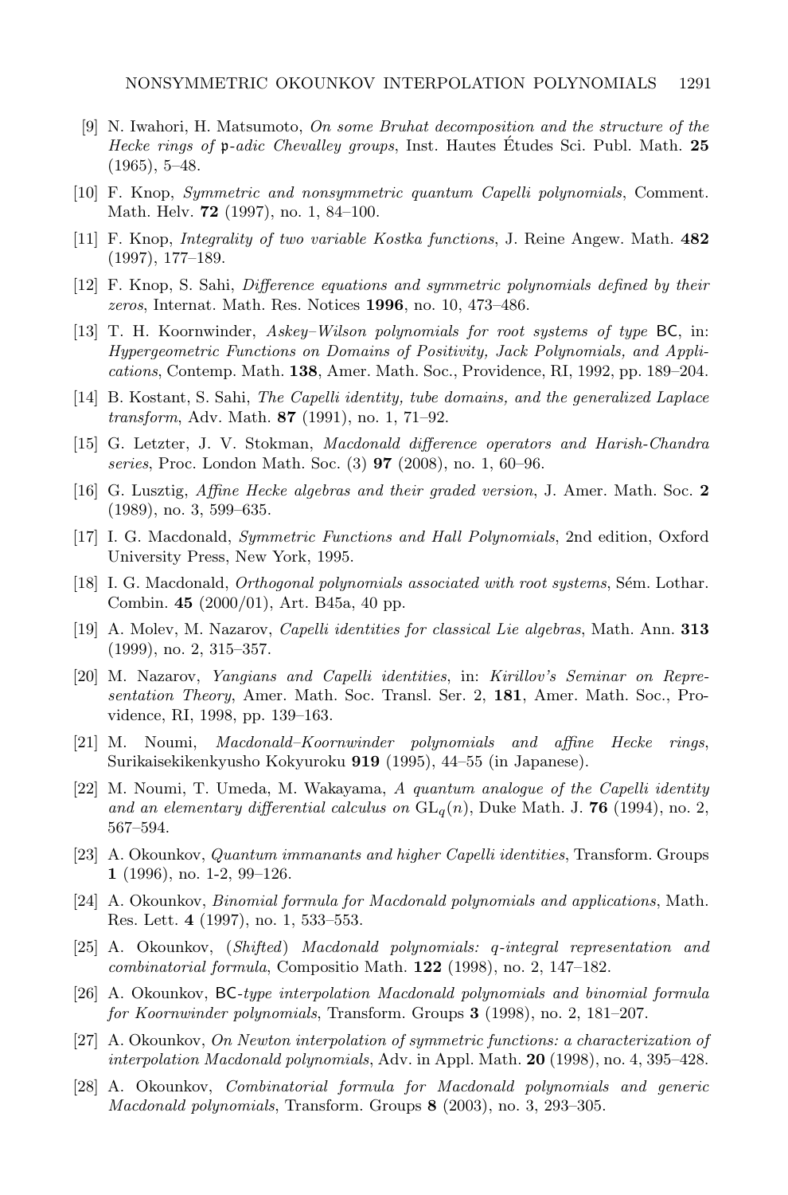[9] N. Iwahori, H. Matsumoto, *On some Bruhat decomposition and the structure of the Hecke rings of $\mathfrak{p}$-adic Chevalley groups*, Inst. Hautes Études Sci. Publ. Math. **25** (1965), 5–48.

[10] F. Knop, *Symmetric and nonsymmetric quantum Capelli polynomials*, Comment. Math. Helv. **72** (1997), no. 1, 84–100.

[11] F. Knop, *Integrality of two variable Kostka functions*, J. Reine Angew. Math. **482** (1997), 177–189.

[12] F. Knop, S. Sahi, *Difference equations and symmetric polynomials defined by their zeros*, Internat. Math. Res. Notices **1996**, no. 10, 473–486.

[13] T. H. Koornwinder, *Askey–Wilson polynomials for root systems of type* BC, in: *Hypergeometric Functions on Domains of Positivity, Jack Polynomials, and Applications*, Contemp. Math. **138**, Amer. Math. Soc., Providence, RI, 1992, pp. 189–204.

[14] B. Kostant, S. Sahi, *The Capelli identity, tube domains, and the generalized Laplace transform*, Adv. Math. **87** (1991), no. 1, 71–92.

[15] G. Letzter, J. V. Stokman, *Macdonald difference operators and Harish-Chandra series*, Proc. London Math. Soc. (3) **97** (2008), no. 1, 60–96.

[16] G. Lusztig, *Affine Hecke algebras and their graded version*, J. Amer. Math. Soc. **2** (1989), no. 3, 599–635.

[17] I. G. Macdonald, *Symmetric Functions and Hall Polynomials*, 2nd edition, Oxford University Press, New York, 1995.

[18] I. G. Macdonald, *Orthogonal polynomials associated with root systems*, Sém. Lothar. Combin. **45** (2000/01), Art. B45a, 40 pp.

[19] A. Molev, M. Nazarov, *Capelli identities for classical Lie algebras*, Math. Ann. **313** (1999), no. 2, 315–357.

[20] M. Nazarov, *Yangians and Capelli identities*, in: *Kirillov's Seminar on Representation Theory*, Amer. Math. Soc. Transl. Ser. 2, **181**, Amer. Math. Soc., Providence, RI, 1998, pp. 139–163.

[21] M. Noumi, *Macdonald–Koornwinder polynomials and affine Hecke rings*, Surikaisekikenkyusho Kokyuroku **919** (1995), 44–55 (in Japanese).

[22] M. Noumi, T. Umeda, M. Wakayama, *A quantum analogue of the Capelli identity and an elementary differential calculus on* $\mathrm{GL}_q(n)$, Duke Math. J. **76** (1994), no. 2, 567–594.

[23] A. Okounkov, *Quantum immanants and higher Capelli identities*, Transform. Groups **1** (1996), no. 1-2, 99–126.

[24] A. Okounkov, *Binomial formula for Macdonald polynomials and applications*, Math. Res. Lett. **4** (1997), no. 1, 533–553.

[25] A. Okounkov, *(Shifted) Macdonald polynomials: q-integral representation and combinatorial formula*, Compositio Math. **122** (1998), no. 2, 147–182.

[26] A. Okounkov, BC*-type interpolation Macdonald polynomials and binomial formula for Koornwinder polynomials*, Transform. Groups **3** (1998), no. 2, 181–207.

[27] A. Okounkov, *On Newton interpolation of symmetric functions: a characterization of interpolation Macdonald polynomials*, Adv. in Appl. Math. **20** (1998), no. 4, 395–428.

[28] A. Okounkov, *Combinatorial formula for Macdonald polynomials and generic Macdonald polynomials*, Transform. Groups **8** (2003), no. 3, 293–305.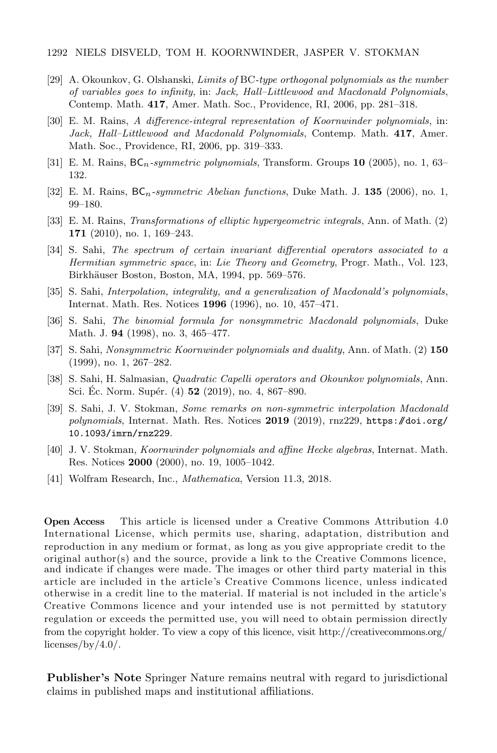[29] A. Okounkov, G. Olshanski, *Limits of* BC*-type orthogonal polynomials as the number of variables goes to infinity*, in: *Jack, Hall–Littlewood and Macdonald Polynomials*, Contemp. Math. **417**, Amer. Math. Soc., Providence, RI, 2006, pp. 281–318.

[30] E. M. Rains, *A difference-integral representation of Koornwinder polynomials*, in: *Jack, Hall–Littlewood and Macdonald Polynomials*, Contemp. Math. **417**, Amer. Math. Soc., Providence, RI, 2006, pp. 319–333.

[31] E. M. Rains, $\mathsf{BC}_n$*-symmetric polynomials*, Transform. Groups **10** (2005), no. 1, 63–132.

[32] E. M. Rains, $\mathsf{BC}_n$*-symmetric Abelian functions*, Duke Math. J. **135** (2006), no. 1, 99–180.

[33] E. M. Rains, *Transformations of elliptic hypergeometric integrals*, Ann. of Math. (2) **171** (2010), no. 1, 169–243.

[34] S. Sahi, *The spectrum of certain invariant differential operators associated to a Hermitian symmetric space*, in: *Lie Theory and Geometry*, Progr. Math., Vol. 123, Birkhäuser Boston, Boston, MA, 1994, pp. 569–576.

[35] S. Sahi, *Interpolation, integrality, and a generalization of Macdonald's polynomials*, Internat. Math. Res. Notices **1996** (1996), no. 10, 457–471.

[36] S. Sahi, *The binomial formula for nonsymmetric Macdonald polynomials*, Duke Math. J. **94** (1998), no. 3, 465–477.

[37] S. Sahi, *Nonsymmetric Koornwinder polynomials and duality*, Ann. of Math. (2) **150** (1999), no. 1, 267–282.

[38] S. Sahi, H. Salmasian, *Quadratic Capelli operators and Okounkov polynomials*, Ann. Sci. Éc. Norm. Supér. (4) **52** (2019), no. 4, 867–890.

[39] S. Sahi, J. V. Stokman, *Some remarks on non-symmetric interpolation Macdonald polynomials*, Internat. Math. Res. Notices **2019** (2019), rnz229, https://doi.org/10.1093/imrn/rnz229.

[40] J. V. Stokman, *Koornwinder polynomials and affine Hecke algebras*, Internat. Math. Res. Notices **2000** (2000), no. 19, 1005–1042.

[41] Wolfram Research, Inc., *Mathematica*, Version 11.3, 2018.

**Open Access** This article is licensed under a Creative Commons Attribution 4.0 International License, which permits use, sharing, adaptation, distribution and reproduction in any medium or format, as long as you give appropriate credit to the original author(s) and the source, provide a link to the Creative Commons licence, and indicate if changes were made. The images or other third party material in this article are included in the article's Creative Commons licence, unless indicated otherwise in a credit line to the material. If material is not included in the article's Creative Commons licence and your intended use is not permitted by statutory regulation or exceeds the permitted use, you will need to obtain permission directly from the copyright holder. To view a copy of this licence, visit http://creativecommons.org/licenses/by/4.0/.

**Publisher's Note** Springer Nature remains neutral with regard to jurisdictional claims in published maps and institutional affiliations.